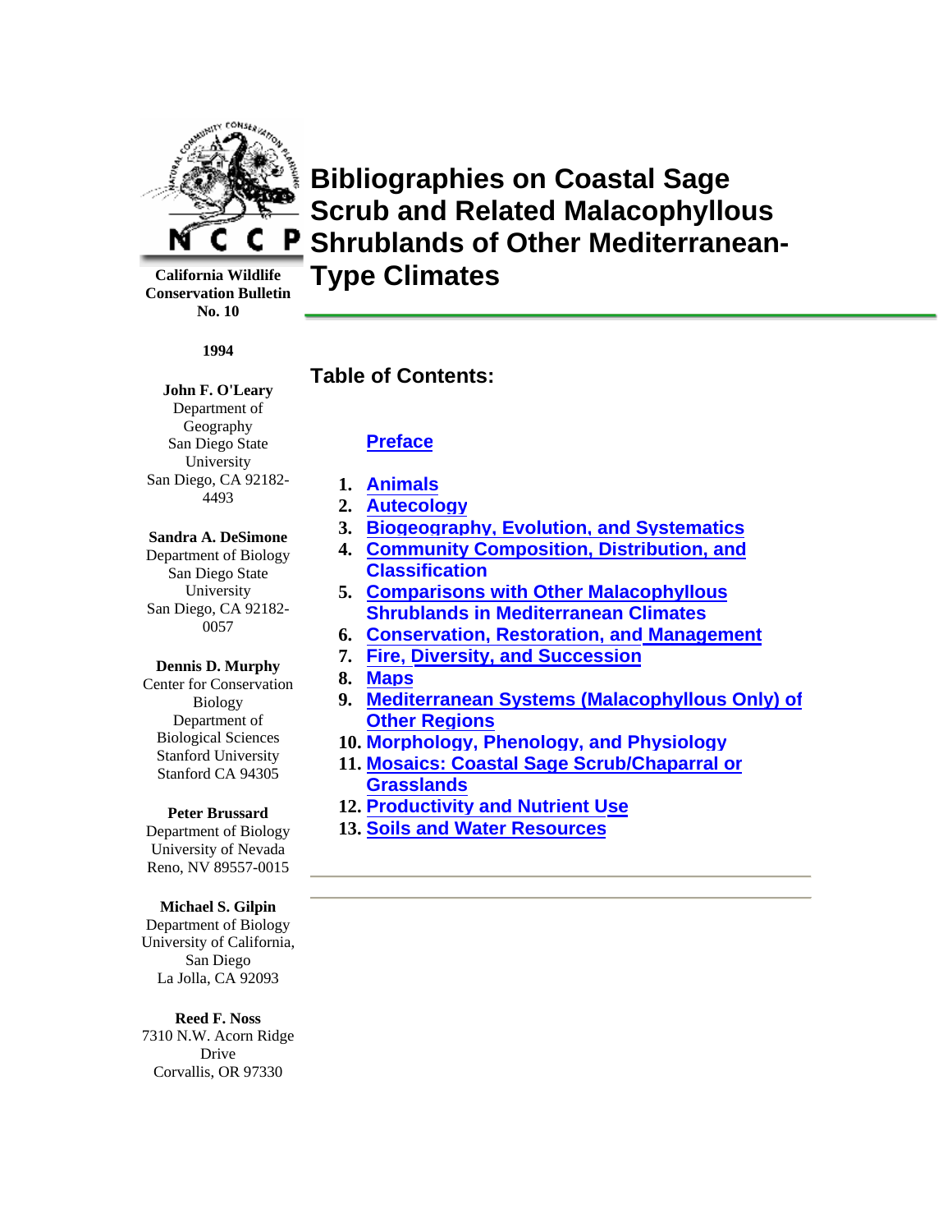# Bibliographies on Coastal Sage Scrub and Related Malacophyllous Shrublands of Other Mediterranean-Type Climates

**California Wildlife Conservation Bulletin No. 10**

**1994**

**John F. O'Leary**
Department of Geography
San Diego State University
San Diego, CA 92182-4493

**Sandra A. DeSimone**
Department of Biology
San Diego State University
San Diego, CA 92182-0057

**Dennis D. Murphy**
Center for Conservation Biology
Department of Biological Sciences
Stanford University
Stanford CA 94305

**Peter Brussard**
Department of Biology
University of Nevada
Reno, NV 89557-0015

**Michael S. Gilpin**
Department of Biology
University of California, San Diego
La Jolla, CA 92093

**Reed F. Noss**
7310 N.W. Acorn Ridge Drive
Corvallis, OR 97330

## Table of Contents:

Preface

1. Animals
2. Autecology
3. Biogeography, Evolution, and Systematics
4. Community Composition, Distribution, and Classification
5. Comparisons with Other Malacophyllous Shrublands in Mediterranean Climates
6. Conservation, Restoration, and Management
7. Fire, Diversity, and Succession
8. Maps
9. Mediterranean Systems (Malacophyllous Only) of Other Regions
10. Morphology, Phenology, and Physiology
11. Mosaics: Coastal Sage Scrub/Chaparral or Grasslands
12. Productivity and Nutrient Use
13. Soils and Water Resources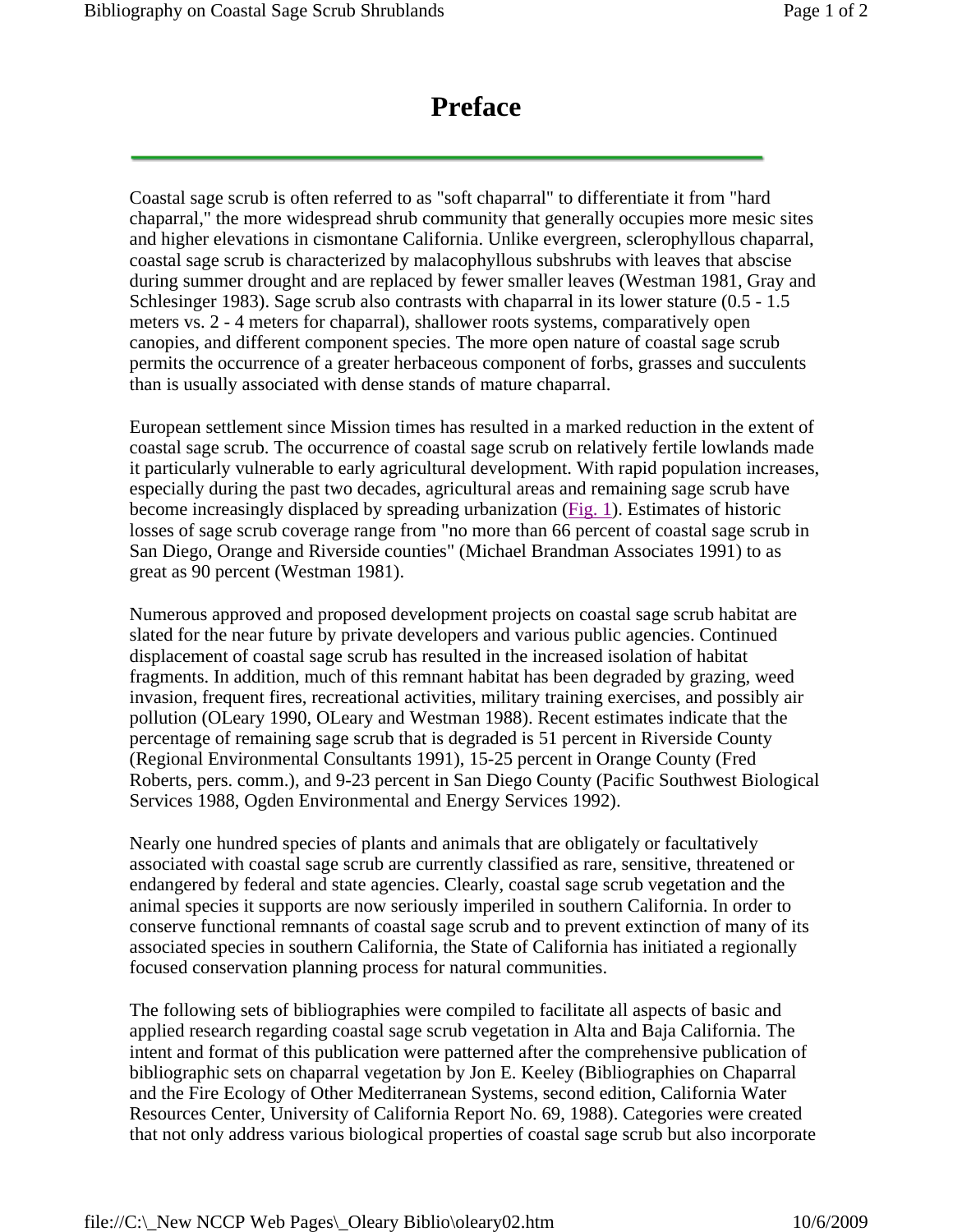# Preface

Coastal sage scrub is often referred to as "soft chaparral" to differentiate it from "hard chaparral," the more widespread shrub community that generally occupies more mesic sites and higher elevations in cismontane California. Unlike evergreen, sclerophyllous chaparral, coastal sage scrub is characterized by malacophyllous subshrubs with leaves that abscise during summer drought and are replaced by fewer smaller leaves (Westman 1981, Gray and Schlesinger 1983). Sage scrub also contrasts with chaparral in its lower stature (0.5 - 1.5 meters vs. 2 - 4 meters for chaparral), shallower roots systems, comparatively open canopies, and different component species. The more open nature of coastal sage scrub permits the occurrence of a greater herbaceous component of forbs, grasses and succulents than is usually associated with dense stands of mature chaparral.

European settlement since Mission times has resulted in a marked reduction in the extent of coastal sage scrub. The occurrence of coastal sage scrub on relatively fertile lowlands made it particularly vulnerable to early agricultural development. With rapid population increases, especially during the past two decades, agricultural areas and remaining sage scrub have become increasingly displaced by spreading urbanization (Fig. 1). Estimates of historic losses of sage scrub coverage range from "no more than 66 percent of coastal sage scrub in San Diego, Orange and Riverside counties" (Michael Brandman Associates 1991) to as great as 90 percent (Westman 1981).

Numerous approved and proposed development projects on coastal sage scrub habitat are slated for the near future by private developers and various public agencies. Continued displacement of coastal sage scrub has resulted in the increased isolation of habitat fragments. In addition, much of this remnant habitat has been degraded by grazing, weed invasion, frequent fires, recreational activities, military training exercises, and possibly air pollution (OLeary 1990, OLeary and Westman 1988). Recent estimates indicate that the percentage of remaining sage scrub that is degraded is 51 percent in Riverside County (Regional Environmental Consultants 1991), 15-25 percent in Orange County (Fred Roberts, pers. comm.), and 9-23 percent in San Diego County (Pacific Southwest Biological Services 1988, Ogden Environmental and Energy Services 1992).

Nearly one hundred species of plants and animals that are obligately or facultatively associated with coastal sage scrub are currently classified as rare, sensitive, threatened or endangered by federal and state agencies. Clearly, coastal sage scrub vegetation and the animal species it supports are now seriously imperiled in southern California. In order to conserve functional remnants of coastal sage scrub and to prevent extinction of many of its associated species in southern California, the State of California has initiated a regionally focused conservation planning process for natural communities.

The following sets of bibliographies were compiled to facilitate all aspects of basic and applied research regarding coastal sage scrub vegetation in Alta and Baja California. The intent and format of this publication were patterned after the comprehensive publication of bibliographic sets on chaparral vegetation by Jon E. Keeley (Bibliographies on Chaparral and the Fire Ecology of Other Mediterranean Systems, second edition, California Water Resources Center, University of California Report No. 69, 1988). Categories were created that not only address various biological properties of coastal sage scrub but also incorporate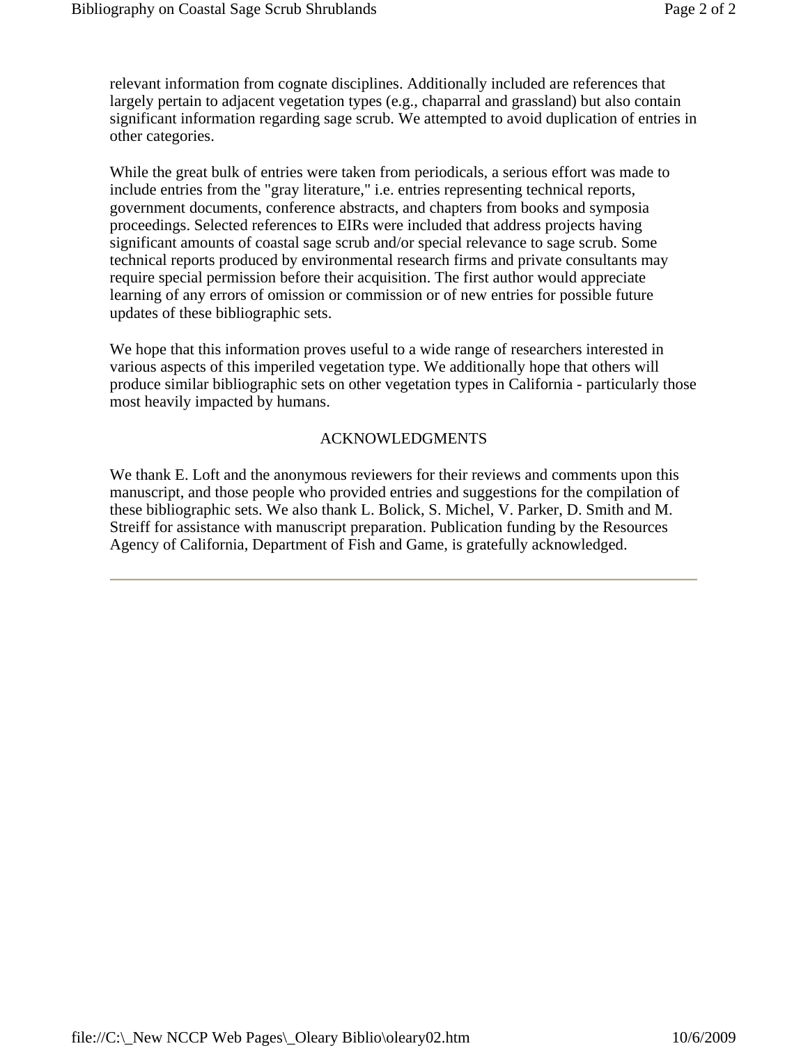relevant information from cognate disciplines. Additionally included are references that largely pertain to adjacent vegetation types (e.g., chaparral and grassland) but also contain significant information regarding sage scrub. We attempted to avoid duplication of entries in other categories.

While the great bulk of entries were taken from periodicals, a serious effort was made to include entries from the "gray literature," i.e. entries representing technical reports, government documents, conference abstracts, and chapters from books and symposia proceedings. Selected references to EIRs were included that address projects having significant amounts of coastal sage scrub and/or special relevance to sage scrub. Some technical reports produced by environmental research firms and private consultants may require special permission before their acquisition. The first author would appreciate learning of any errors of omission or commission or of new entries for possible future updates of these bibliographic sets.

We hope that this information proves useful to a wide range of researchers interested in various aspects of this imperiled vegetation type. We additionally hope that others will produce similar bibliographic sets on other vegetation types in California - particularly those most heavily impacted by humans.

## ACKNOWLEDGMENTS

We thank E. Loft and the anonymous reviewers for their reviews and comments upon this manuscript, and those people who provided entries and suggestions for the compilation of these bibliographic sets. We also thank L. Bolick, S. Michel, V. Parker, D. Smith and M. Streiff for assistance with manuscript preparation. Publication funding by the Resources Agency of California, Department of Fish and Game, is gratefully acknowledged.

---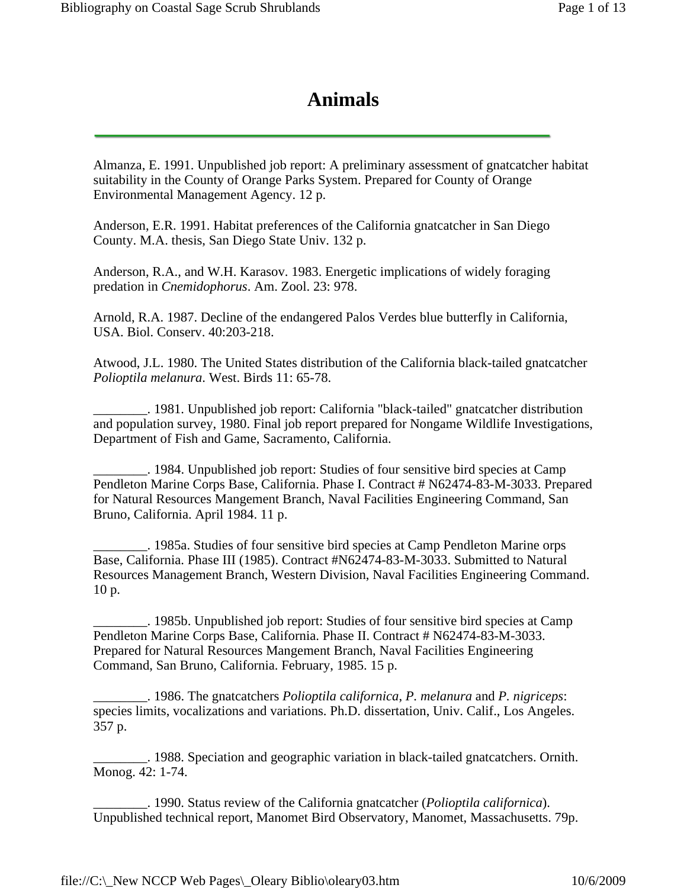# Animals

Almanza, E. 1991. Unpublished job report: A preliminary assessment of gnatcatcher habitat suitability in the County of Orange Parks System. Prepared for County of Orange Environmental Management Agency. 12 p.

Anderson, E.R. 1991. Habitat preferences of the California gnatcatcher in San Diego County. M.A. thesis, San Diego State Univ. 132 p.

Anderson, R.A., and W.H. Karasov. 1983. Energetic implications of widely foraging predation in *Cnemidophorus*. Am. Zool. 23: 978.

Arnold, R.A. 1987. Decline of the endangered Palos Verdes blue butterfly in California, USA. Biol. Conserv. 40:203-218.

Atwood, J.L. 1980. The United States distribution of the California black-tailed gnatcatcher *Polioptila melanura*. West. Birds 11: 65-78.

________. 1981. Unpublished job report: California "black-tailed" gnatcatcher distribution and population survey, 1980. Final job report prepared for Nongame Wildlife Investigations, Department of Fish and Game, Sacramento, California.

________. 1984. Unpublished job report: Studies of four sensitive bird species at Camp Pendleton Marine Corps Base, California. Phase I. Contract # N62474-83-M-3033. Prepared for Natural Resources Mangement Branch, Naval Facilities Engineering Command, San Bruno, California. April 1984. 11 p.

________. 1985a. Studies of four sensitive bird species at Camp Pendleton Marine orps Base, California. Phase III (1985). Contract #N62474-83-M-3033. Submitted to Natural Resources Management Branch, Western Division, Naval Facilities Engineering Command. 10 p.

________. 1985b. Unpublished job report: Studies of four sensitive bird species at Camp Pendleton Marine Corps Base, California. Phase II. Contract # N62474-83-M-3033. Prepared for Natural Resources Mangement Branch, Naval Facilities Engineering Command, San Bruno, California. February, 1985. 15 p.

________. 1986. The gnatcatchers *Polioptila californica*, *P. melanura* and *P. nigriceps*: species limits, vocalizations and variations. Ph.D. dissertation, Univ. Calif., Los Angeles. 357 p.

________. 1988. Speciation and geographic variation in black-tailed gnatcatchers. Ornith. Monog. 42: 1-74.

________. 1990. Status review of the California gnatcatcher (*Polioptila californica*). Unpublished technical report, Manomet Bird Observatory, Manomet, Massachusetts. 79p.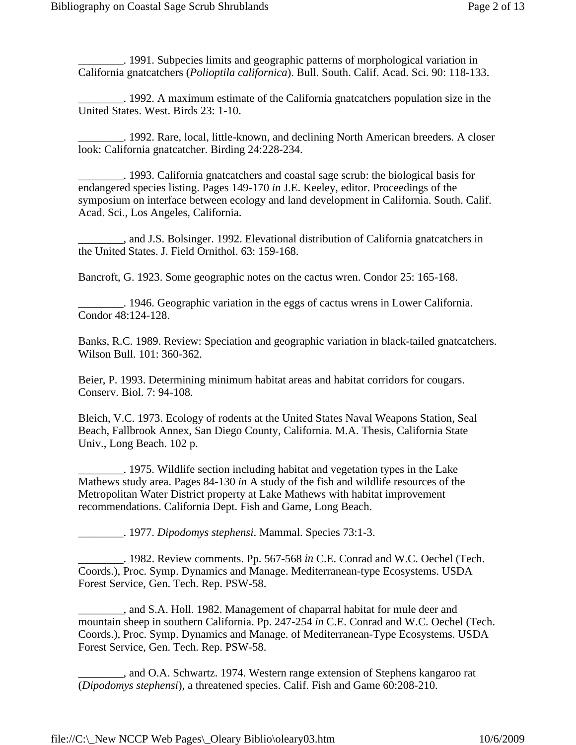________. 1991. Subpecies limits and geographic patterns of morphological variation in California gnatcatchers (*Polioptila californica*). Bull. South. Calif. Acad. Sci. 90: 118-133.

________. 1992. A maximum estimate of the California gnatcatchers population size in the United States. West. Birds 23: 1-10.

________. 1992. Rare, local, little-known, and declining North American breeders. A closer look: California gnatcatcher. Birding 24:228-234.

________. 1993. California gnatcatchers and coastal sage scrub: the biological basis for endangered species listing. Pages 149-170 *in* J.E. Keeley, editor. Proceedings of the symposium on interface between ecology and land development in California. South. Calif. Acad. Sci., Los Angeles, California.

________, and J.S. Bolsinger. 1992. Elevational distribution of California gnatcatchers in the United States. J. Field Ornithol. 63: 159-168.

Bancroft, G. 1923. Some geographic notes on the cactus wren. Condor 25: 165-168.

________. 1946. Geographic variation in the eggs of cactus wrens in Lower California. Condor 48:124-128.

Banks, R.C. 1989. Review: Speciation and geographic variation in black-tailed gnatcatchers. Wilson Bull. 101: 360-362.

Beier, P. 1993. Determining minimum habitat areas and habitat corridors for cougars. Conserv. Biol. 7: 94-108.

Bleich, V.C. 1973. Ecology of rodents at the United States Naval Weapons Station, Seal Beach, Fallbrook Annex, San Diego County, California. M.A. Thesis, California State Univ., Long Beach. 102 p.

________. 1975. Wildlife section including habitat and vegetation types in the Lake Mathews study area. Pages 84-130 *in* A study of the fish and wildlife resources of the Metropolitan Water District property at Lake Mathews with habitat improvement recommendations. California Dept. Fish and Game, Long Beach.

________. 1977. *Dipodomys stephensi*. Mammal. Species 73:1-3.

________. 1982. Review comments. Pp. 567-568 *in* C.E. Conrad and W.C. Oechel (Tech. Coords.), Proc. Symp. Dynamics and Manage. Mediterranean-type Ecosystems. USDA Forest Service, Gen. Tech. Rep. PSW-58.

________, and S.A. Holl. 1982. Management of chaparral habitat for mule deer and mountain sheep in southern California. Pp. 247-254 *in* C.E. Conrad and W.C. Oechel (Tech. Coords.), Proc. Symp. Dynamics and Manage. of Mediterranean-Type Ecosystems. USDA Forest Service, Gen. Tech. Rep. PSW-58.

________, and O.A. Schwartz. 1974. Western range extension of Stephens kangaroo rat (*Dipodomys stephensi*), a threatened species. Calif. Fish and Game 60:208-210.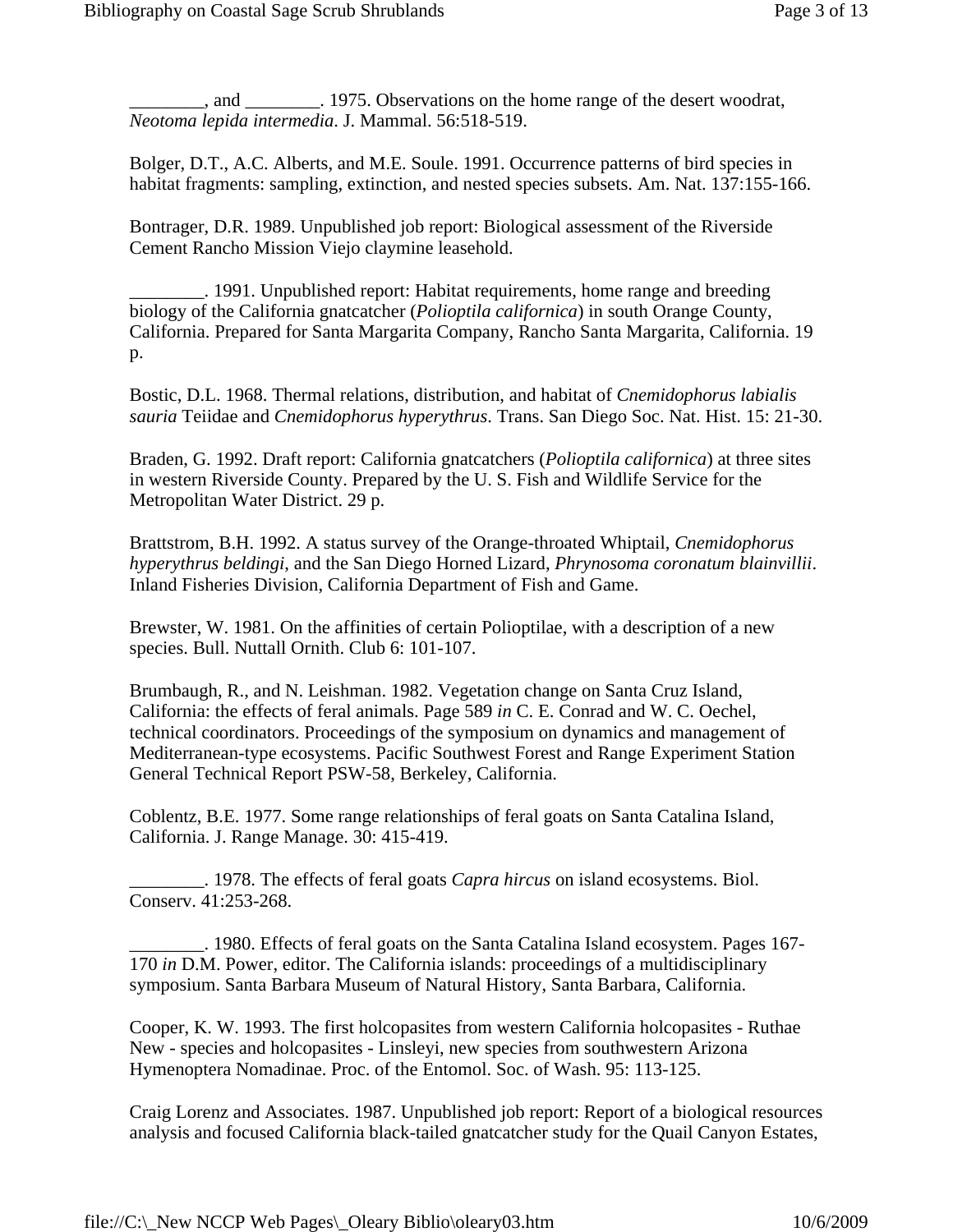________, and ________. 1975. Observations on the home range of the desert woodrat, *Neotoma lepida intermedia*. J. Mammal. 56:518-519.

Bolger, D.T., A.C. Alberts, and M.E. Soule. 1991. Occurrence patterns of bird species in habitat fragments: sampling, extinction, and nested species subsets. Am. Nat. 137:155-166.

Bontrager, D.R. 1989. Unpublished job report: Biological assessment of the Riverside Cement Rancho Mission Viejo claymine leasehold.

________. 1991. Unpublished report: Habitat requirements, home range and breeding biology of the California gnatcatcher (*Polioptila californica*) in south Orange County, California. Prepared for Santa Margarita Company, Rancho Santa Margarita, California. 19 p.

Bostic, D.L. 1968. Thermal relations, distribution, and habitat of *Cnemidophorus labialis sauria* Teiidae and *Cnemidophorus hyperythrus*. Trans. San Diego Soc. Nat. Hist. 15: 21-30.

Braden, G. 1992. Draft report: California gnatcatchers (*Polioptila californica*) at three sites in western Riverside County. Prepared by the U. S. Fish and Wildlife Service for the Metropolitan Water District. 29 p.

Brattstrom, B.H. 1992. A status survey of the Orange-throated Whiptail, *Cnemidophorus hyperythrus beldingi*, and the San Diego Horned Lizard, *Phrynosoma coronatum blainvillii*. Inland Fisheries Division, California Department of Fish and Game.

Brewster, W. 1981. On the affinities of certain Polioptilae, with a description of a new species. Bull. Nuttall Ornith. Club 6: 101-107.

Brumbaugh, R., and N. Leishman. 1982. Vegetation change on Santa Cruz Island, California: the effects of feral animals. Page 589 *in* C. E. Conrad and W. C. Oechel, technical coordinators. Proceedings of the symposium on dynamics and management of Mediterranean-type ecosystems. Pacific Southwest Forest and Range Experiment Station General Technical Report PSW-58, Berkeley, California.

Coblentz, B.E. 1977. Some range relationships of feral goats on Santa Catalina Island, California. J. Range Manage. 30: 415-419.

________. 1978. The effects of feral goats *Capra hircus* on island ecosystems. Biol. Conserv. 41:253-268.

________. 1980. Effects of feral goats on the Santa Catalina Island ecosystem. Pages 167-170 *in* D.M. Power, editor. The California islands: proceedings of a multidisciplinary symposium. Santa Barbara Museum of Natural History, Santa Barbara, California.

Cooper, K. W. 1993. The first holcopasites from western California holcopasites - Ruthae New - species and holcopasites - Linsleyi, new species from southwestern Arizona Hymenoptera Nomadinae. Proc. of the Entomol. Soc. of Wash. 95: 113-125.

Craig Lorenz and Associates. 1987. Unpublished job report: Report of a biological resources analysis and focused California black-tailed gnatcatcher study for the Quail Canyon Estates,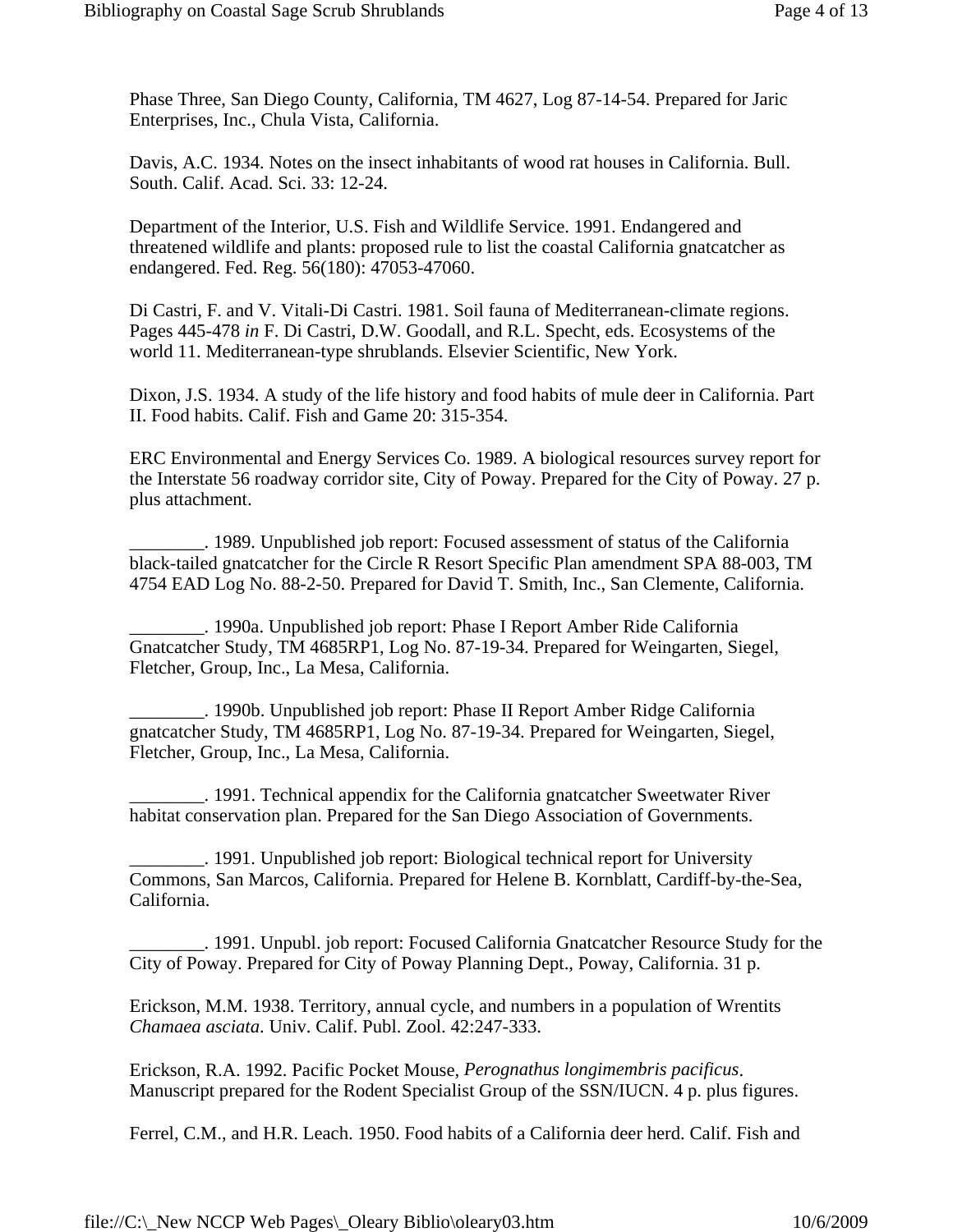Phase Three, San Diego County, California, TM 4627, Log 87-14-54. Prepared for Jaric Enterprises, Inc., Chula Vista, California.

Davis, A.C. 1934. Notes on the insect inhabitants of wood rat houses in California. Bull. South. Calif. Acad. Sci. 33: 12-24.

Department of the Interior, U.S. Fish and Wildlife Service. 1991. Endangered and threatened wildlife and plants: proposed rule to list the coastal California gnatcatcher as endangered. Fed. Reg. 56(180): 47053-47060.

Di Castri, F. and V. Vitali-Di Castri. 1981. Soil fauna of Mediterranean-climate regions. Pages 445-478 *in* F. Di Castri, D.W. Goodall, and R.L. Specht, eds. Ecosystems of the world 11. Mediterranean-type shrublands. Elsevier Scientific, New York.

Dixon, J.S. 1934. A study of the life history and food habits of mule deer in California. Part II. Food habits. Calif. Fish and Game 20: 315-354.

ERC Environmental and Energy Services Co. 1989. A biological resources survey report for the Interstate 56 roadway corridor site, City of Poway. Prepared for the City of Poway. 27 p. plus attachment.

________. 1989. Unpublished job report: Focused assessment of status of the California black-tailed gnatcatcher for the Circle R Resort Specific Plan amendment SPA 88-003, TM 4754 EAD Log No. 88-2-50. Prepared for David T. Smith, Inc., San Clemente, California.

________. 1990a. Unpublished job report: Phase I Report Amber Ride California Gnatcatcher Study, TM 4685RP1, Log No. 87-19-34. Prepared for Weingarten, Siegel, Fletcher, Group, Inc., La Mesa, California.

________. 1990b. Unpublished job report: Phase II Report Amber Ridge California gnatcatcher Study, TM 4685RP1, Log No. 87-19-34. Prepared for Weingarten, Siegel, Fletcher, Group, Inc., La Mesa, California.

________. 1991. Technical appendix for the California gnatcatcher Sweetwater River habitat conservation plan. Prepared for the San Diego Association of Governments.

________. 1991. Unpublished job report: Biological technical report for University Commons, San Marcos, California. Prepared for Helene B. Kornblatt, Cardiff-by-the-Sea, California.

________. 1991. Unpubl. job report: Focused California Gnatcatcher Resource Study for the City of Poway. Prepared for City of Poway Planning Dept., Poway, California. 31 p.

Erickson, M.M. 1938. Territory, annual cycle, and numbers in a population of Wrentits *Chamaea asciata*. Univ. Calif. Publ. Zool. 42:247-333.

Erickson, R.A. 1992. Pacific Pocket Mouse, *Perognathus longimembris pacificus*. Manuscript prepared for the Rodent Specialist Group of the SSN/IUCN. 4 p. plus figures.

Ferrel, C.M., and H.R. Leach. 1950. Food habits of a California deer herd. Calif. Fish and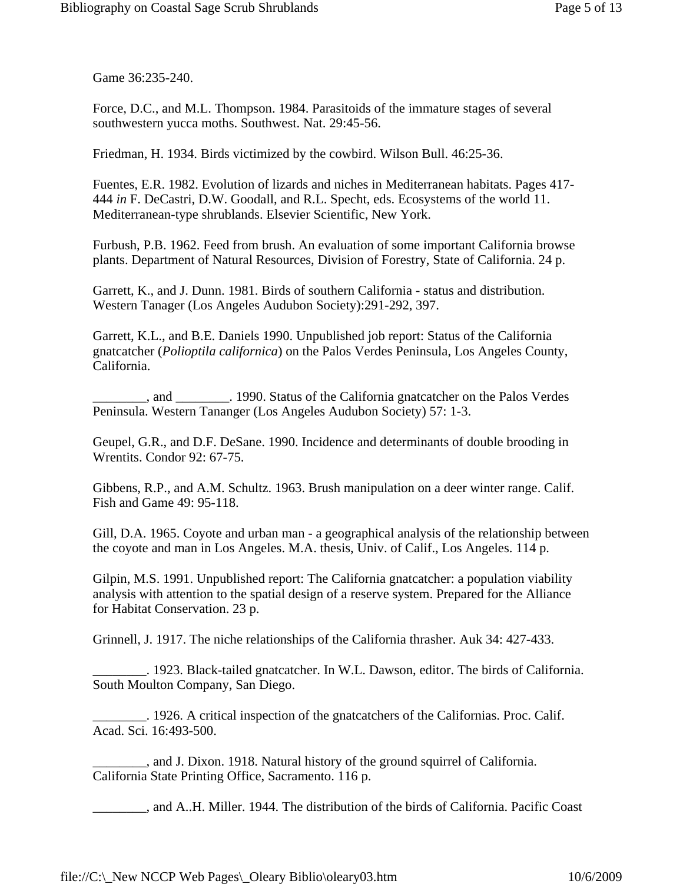Game 36:235-240.

Force, D.C., and M.L. Thompson. 1984. Parasitoids of the immature stages of several southwestern yucca moths. Southwest. Nat. 29:45-56.

Friedman, H. 1934. Birds victimized by the cowbird. Wilson Bull. 46:25-36.

Fuentes, E.R. 1982. Evolution of lizards and niches in Mediterranean habitats. Pages 417-444 *in* F. DeCastri, D.W. Goodall, and R.L. Specht, eds. Ecosystems of the world 11. Mediterranean-type shrublands. Elsevier Scientific, New York.

Furbush, P.B. 1962. Feed from brush. An evaluation of some important California browse plants. Department of Natural Resources, Division of Forestry, State of California. 24 p.

Garrett, K., and J. Dunn. 1981. Birds of southern California - status and distribution. Western Tanager (Los Angeles Audubon Society):291-292, 397.

Garrett, K.L., and B.E. Daniels 1990. Unpublished job report: Status of the California gnatcatcher (*Polioptila californica*) on the Palos Verdes Peninsula, Los Angeles County, California.

________, and ________. 1990. Status of the California gnatcatcher on the Palos Verdes Peninsula. Western Tananger (Los Angeles Audubon Society) 57: 1-3.

Geupel, G.R., and D.F. DeSane. 1990. Incidence and determinants of double brooding in Wrentits. Condor 92: 67-75.

Gibbens, R.P., and A.M. Schultz. 1963. Brush manipulation on a deer winter range. Calif. Fish and Game 49: 95-118.

Gill, D.A. 1965. Coyote and urban man - a geographical analysis of the relationship between the coyote and man in Los Angeles. M.A. thesis, Univ. of Calif., Los Angeles. 114 p.

Gilpin, M.S. 1991. Unpublished report: The California gnatcatcher: a population viability analysis with attention to the spatial design of a reserve system. Prepared for the Alliance for Habitat Conservation. 23 p.

Grinnell, J. 1917. The niche relationships of the California thrasher. Auk 34: 427-433.

________. 1923. Black-tailed gnatcatcher. In W.L. Dawson, editor. The birds of California. South Moulton Company, San Diego.

________. 1926. A critical inspection of the gnatcatchers of the Californias. Proc. Calif. Acad. Sci. 16:493-500.

________, and J. Dixon. 1918. Natural history of the ground squirrel of California. California State Printing Office, Sacramento. 116 p.

________, and A..H. Miller. 1944. The distribution of the birds of California. Pacific Coast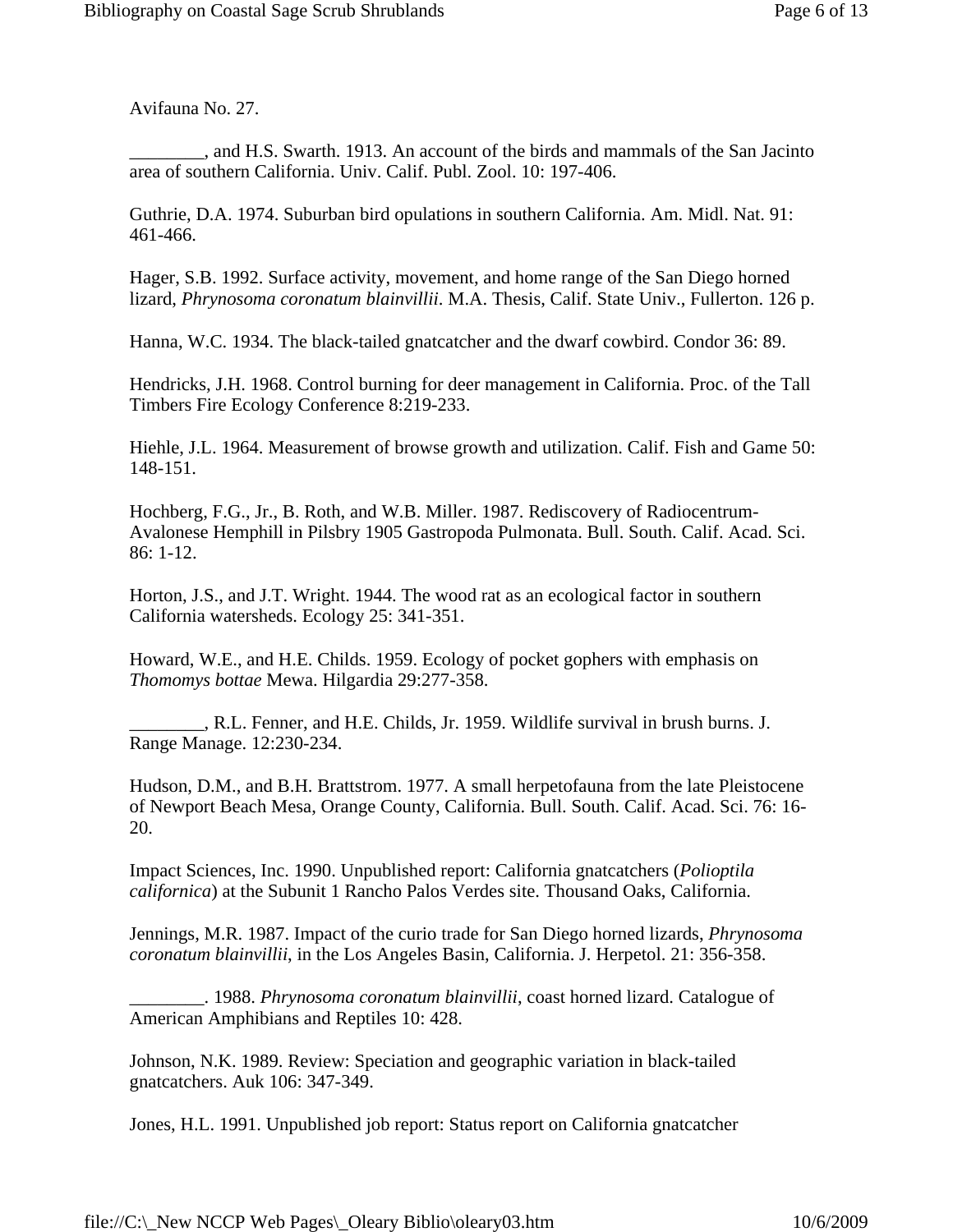Avifauna No. 27.

________, and H.S. Swarth. 1913. An account of the birds and mammals of the San Jacinto area of southern California. Univ. Calif. Publ. Zool. 10: 197-406.

Guthrie, D.A. 1974. Suburban bird opulations in southern California. Am. Midl. Nat. 91: 461-466.

Hager, S.B. 1992. Surface activity, movement, and home range of the San Diego horned lizard, *Phrynosoma coronatum blainvillii*. M.A. Thesis, Calif. State Univ., Fullerton. 126 p.

Hanna, W.C. 1934. The black-tailed gnatcatcher and the dwarf cowbird. Condor 36: 89.

Hendricks, J.H. 1968. Control burning for deer management in California. Proc. of the Tall Timbers Fire Ecology Conference 8:219-233.

Hiehle, J.L. 1964. Measurement of browse growth and utilization. Calif. Fish and Game 50: 148-151.

Hochberg, F.G., Jr., B. Roth, and W.B. Miller. 1987. Rediscovery of Radiocentrum-Avalonese Hemphill in Pilsbry 1905 Gastropoda Pulmonata. Bull. South. Calif. Acad. Sci. 86: 1-12.

Horton, J.S., and J.T. Wright. 1944. The wood rat as an ecological factor in southern California watersheds. Ecology 25: 341-351.

Howard, W.E., and H.E. Childs. 1959. Ecology of pocket gophers with emphasis on *Thomomys bottae* Mewa. Hilgardia 29:277-358.

________, R.L. Fenner, and H.E. Childs, Jr. 1959. Wildlife survival in brush burns. J. Range Manage. 12:230-234.

Hudson, D.M., and B.H. Brattstrom. 1977. A small herpetofauna from the late Pleistocene of Newport Beach Mesa, Orange County, California. Bull. South. Calif. Acad. Sci. 76: 16-20.

Impact Sciences, Inc. 1990. Unpublished report: California gnatcatchers (*Polioptila californica*) at the Subunit 1 Rancho Palos Verdes site. Thousand Oaks, California.

Jennings, M.R. 1987. Impact of the curio trade for San Diego horned lizards, *Phrynosoma coronatum blainvillii*, in the Los Angeles Basin, California. J. Herpetol. 21: 356-358.

________. 1988. *Phrynosoma coronatum blainvillii*, coast horned lizard. Catalogue of American Amphibians and Reptiles 10: 428.

Johnson, N.K. 1989. Review: Speciation and geographic variation in black-tailed gnatcatchers. Auk 106: 347-349.

Jones, H.L. 1991. Unpublished job report: Status report on California gnatcatcher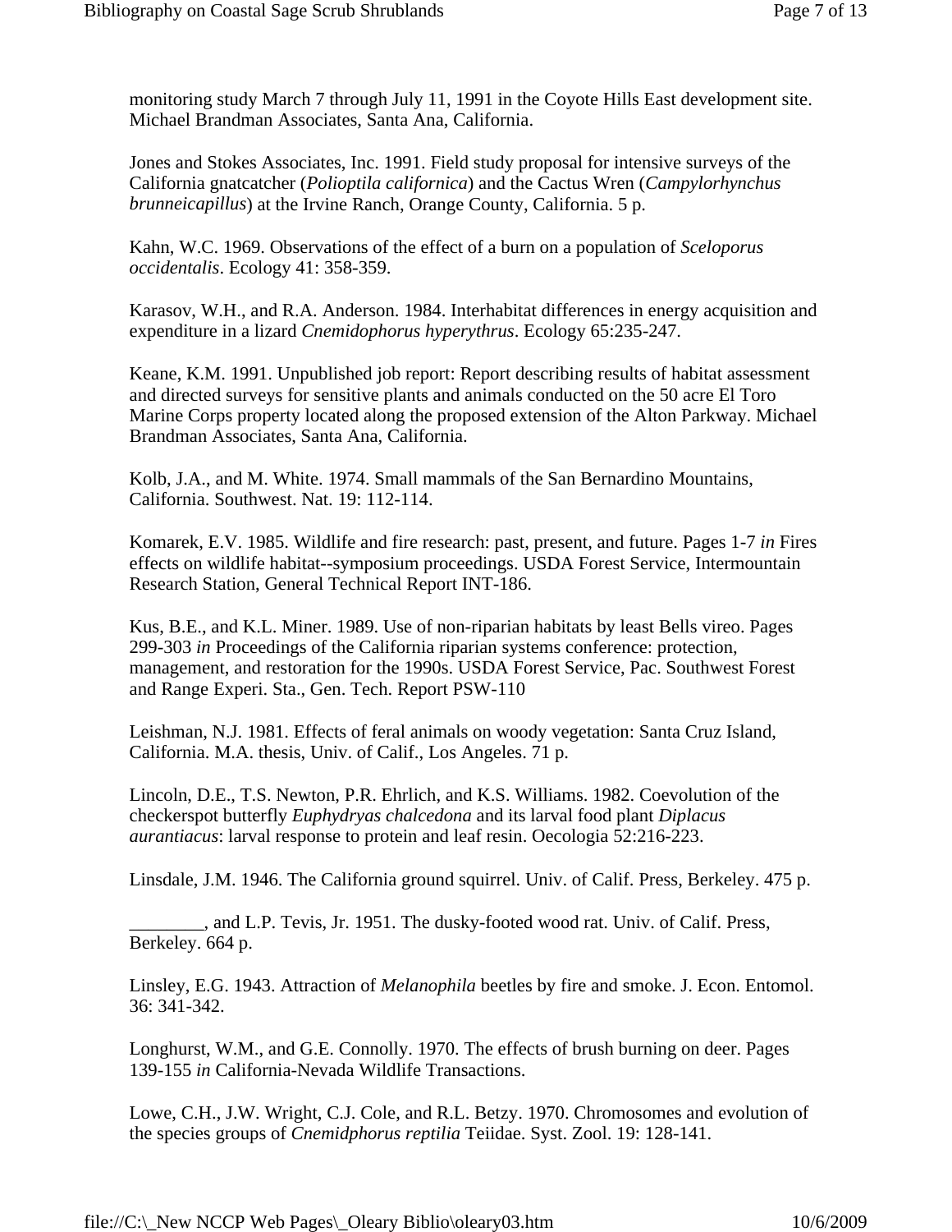monitoring study March 7 through July 11, 1991 in the Coyote Hills East development site. Michael Brandman Associates, Santa Ana, California.

Jones and Stokes Associates, Inc. 1991. Field study proposal for intensive surveys of the California gnatcatcher (*Polioptila californica*) and the Cactus Wren (*Campylorhynchus brunneicapillus*) at the Irvine Ranch, Orange County, California. 5 p.

Kahn, W.C. 1969. Observations of the effect of a burn on a population of *Sceloporus occidentalis*. Ecology 41: 358-359.

Karasov, W.H., and R.A. Anderson. 1984. Interhabitat differences in energy acquisition and expenditure in a lizard *Cnemidophorus hyperythrus*. Ecology 65:235-247.

Keane, K.M. 1991. Unpublished job report: Report describing results of habitat assessment and directed surveys for sensitive plants and animals conducted on the 50 acre El Toro Marine Corps property located along the proposed extension of the Alton Parkway. Michael Brandman Associates, Santa Ana, California.

Kolb, J.A., and M. White. 1974. Small mammals of the San Bernardino Mountains, California. Southwest. Nat. 19: 112-114.

Komarek, E.V. 1985. Wildlife and fire research: past, present, and future. Pages 1-7 *in* Fires effects on wildlife habitat--symposium proceedings. USDA Forest Service, Intermountain Research Station, General Technical Report INT-186.

Kus, B.E., and K.L. Miner. 1989. Use of non-riparian habitats by least Bells vireo. Pages 299-303 *in* Proceedings of the California riparian systems conference: protection, management, and restoration for the 1990s. USDA Forest Service, Pac. Southwest Forest and Range Experi. Sta., Gen. Tech. Report PSW-110

Leishman, N.J. 1981. Effects of feral animals on woody vegetation: Santa Cruz Island, California. M.A. thesis, Univ. of Calif., Los Angeles. 71 p.

Lincoln, D.E., T.S. Newton, P.R. Ehrlich, and K.S. Williams. 1982. Coevolution of the checkerspot butterfly *Euphydryas chalcedona* and its larval food plant *Diplacus aurantiacus*: larval response to protein and leaf resin. Oecologia 52:216-223.

Linsdale, J.M. 1946. The California ground squirrel. Univ. of Calif. Press, Berkeley. 475 p.

________, and L.P. Tevis, Jr. 1951. The dusky-footed wood rat. Univ. of Calif. Press, Berkeley. 664 p.

Linsley, E.G. 1943. Attraction of *Melanophila* beetles by fire and smoke. J. Econ. Entomol. 36: 341-342.

Longhurst, W.M., and G.E. Connolly. 1970. The effects of brush burning on deer. Pages 139-155 *in* California-Nevada Wildlife Transactions.

Lowe, C.H., J.W. Wright, C.J. Cole, and R.L. Betzy. 1970. Chromosomes and evolution of the species groups of *Cnemidphorus reptilia* Teiidae. Syst. Zool. 19: 128-141.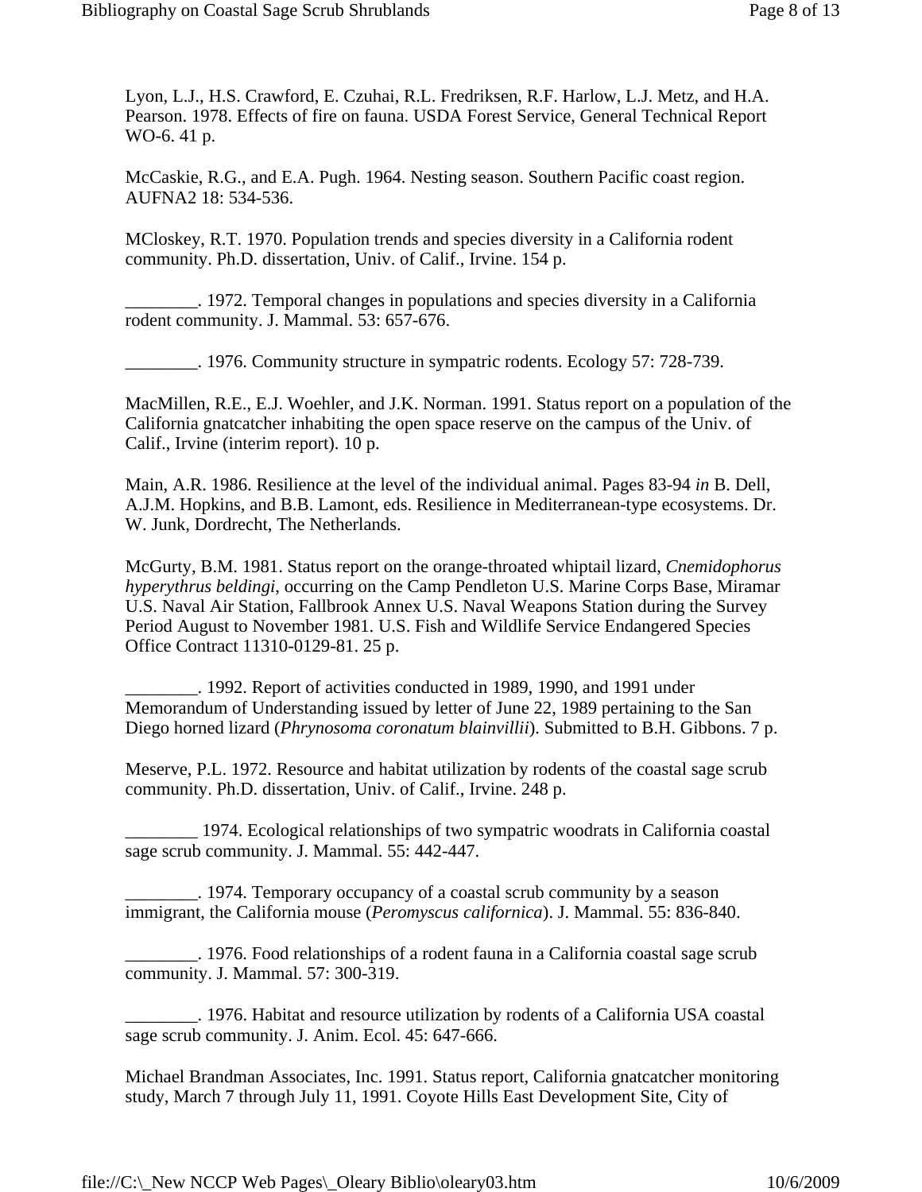Lyon, L.J., H.S. Crawford, E. Czuhai, R.L. Fredriksen, R.F. Harlow, L.J. Metz, and H.A. Pearson. 1978. Effects of fire on fauna. USDA Forest Service, General Technical Report WO-6. 41 p.

McCaskie, R.G., and E.A. Pugh. 1964. Nesting season. Southern Pacific coast region. AUFNA2 18: 534-536.

MCloskey, R.T. 1970. Population trends and species diversity in a California rodent community. Ph.D. dissertation, Univ. of Calif., Irvine. 154 p.

________. 1972. Temporal changes in populations and species diversity in a California rodent community. J. Mammal. 53: 657-676.

________. 1976. Community structure in sympatric rodents. Ecology 57: 728-739.

MacMillen, R.E., E.J. Woehler, and J.K. Norman. 1991. Status report on a population of the California gnatcatcher inhabiting the open space reserve on the campus of the Univ. of Calif., Irvine (interim report). 10 p.

Main, A.R. 1986. Resilience at the level of the individual animal. Pages 83-94 *in* B. Dell, A.J.M. Hopkins, and B.B. Lamont, eds. Resilience in Mediterranean-type ecosystems. Dr. W. Junk, Dordrecht, The Netherlands.

McGurty, B.M. 1981. Status report on the orange-throated whiptail lizard, *Cnemidophorus hyperythrus beldingi*, occurring on the Camp Pendleton U.S. Marine Corps Base, Miramar U.S. Naval Air Station, Fallbrook Annex U.S. Naval Weapons Station during the Survey Period August to November 1981. U.S. Fish and Wildlife Service Endangered Species Office Contract 11310-0129-81. 25 p.

________. 1992. Report of activities conducted in 1989, 1990, and 1991 under Memorandum of Understanding issued by letter of June 22, 1989 pertaining to the San Diego horned lizard (*Phrynosoma coronatum blainvillii*). Submitted to B.H. Gibbons. 7 p.

Meserve, P.L. 1972. Resource and habitat utilization by rodents of the coastal sage scrub community. Ph.D. dissertation, Univ. of Calif., Irvine. 248 p.

________ 1974. Ecological relationships of two sympatric woodrats in California coastal sage scrub community. J. Mammal. 55: 442-447.

________. 1974. Temporary occupancy of a coastal scrub community by a season immigrant, the California mouse (*Peromyscus californica*). J. Mammal. 55: 836-840.

________. 1976. Food relationships of a rodent fauna in a California coastal sage scrub community. J. Mammal. 57: 300-319.

________. 1976. Habitat and resource utilization by rodents of a California USA coastal sage scrub community. J. Anim. Ecol. 45: 647-666.

Michael Brandman Associates, Inc. 1991. Status report, California gnatcatcher monitoring study, March 7 through July 11, 1991. Coyote Hills East Development Site, City of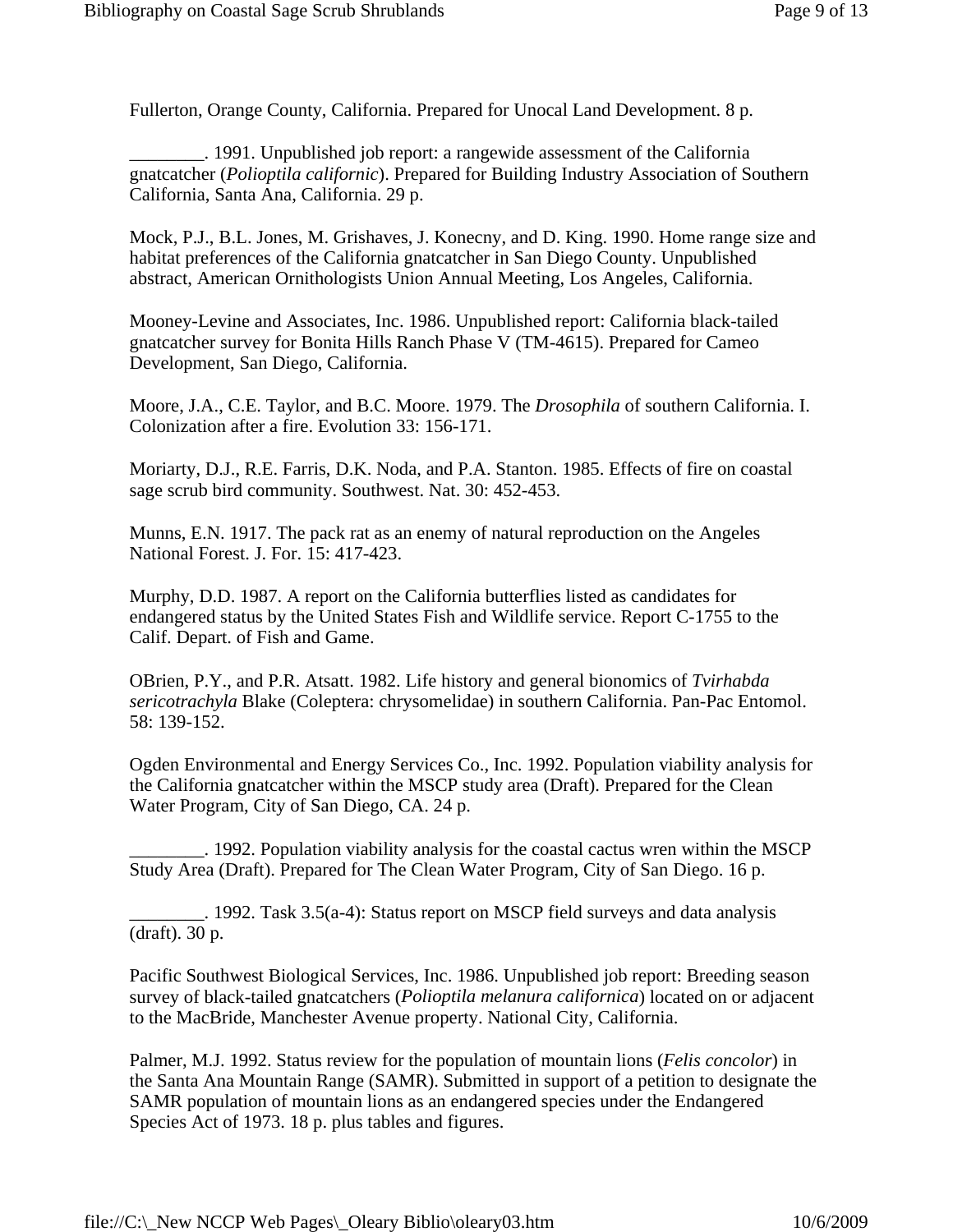Fullerton, Orange County, California. Prepared for Unocal Land Development. 8 p.

________. 1991. Unpublished job report: a rangewide assessment of the California gnatcatcher (*Polioptila californic*). Prepared for Building Industry Association of Southern California, Santa Ana, California. 29 p.

Mock, P.J., B.L. Jones, M. Grishaves, J. Konecny, and D. King. 1990. Home range size and habitat preferences of the California gnatcatcher in San Diego County. Unpublished abstract, American Ornithologists Union Annual Meeting, Los Angeles, California.

Mooney-Levine and Associates, Inc. 1986. Unpublished report: California black-tailed gnatcatcher survey for Bonita Hills Ranch Phase V (TM-4615). Prepared for Cameo Development, San Diego, California.

Moore, J.A., C.E. Taylor, and B.C. Moore. 1979. The *Drosophila* of southern California. I. Colonization after a fire. Evolution 33: 156-171.

Moriarty, D.J., R.E. Farris, D.K. Noda, and P.A. Stanton. 1985. Effects of fire on coastal sage scrub bird community. Southwest. Nat. 30: 452-453.

Munns, E.N. 1917. The pack rat as an enemy of natural reproduction on the Angeles National Forest. J. For. 15: 417-423.

Murphy, D.D. 1987. A report on the California butterflies listed as candidates for endangered status by the United States Fish and Wildlife service. Report C-1755 to the Calif. Depart. of Fish and Game.

OBrien, P.Y., and P.R. Atsatt. 1982. Life history and general bionomics of *Tvirhabda sericotrachyla* Blake (Coleptera: chrysomelidae) in southern California. Pan-Pac Entomol. 58: 139-152.

Ogden Environmental and Energy Services Co., Inc. 1992. Population viability analysis for the California gnatcatcher within the MSCP study area (Draft). Prepared for the Clean Water Program, City of San Diego, CA. 24 p.

________. 1992. Population viability analysis for the coastal cactus wren within the MSCP Study Area (Draft). Prepared for The Clean Water Program, City of San Diego. 16 p.

________. 1992. Task 3.5(a-4): Status report on MSCP field surveys and data analysis (draft). 30 p.

Pacific Southwest Biological Services, Inc. 1986. Unpublished job report: Breeding season survey of black-tailed gnatcatchers (*Polioptila melanura californica*) located on or adjacent to the MacBride, Manchester Avenue property. National City, California.

Palmer, M.J. 1992. Status review for the population of mountain lions (*Felis concolor*) in the Santa Ana Mountain Range (SAMR). Submitted in support of a petition to designate the SAMR population of mountain lions as an endangered species under the Endangered Species Act of 1973. 18 p. plus tables and figures.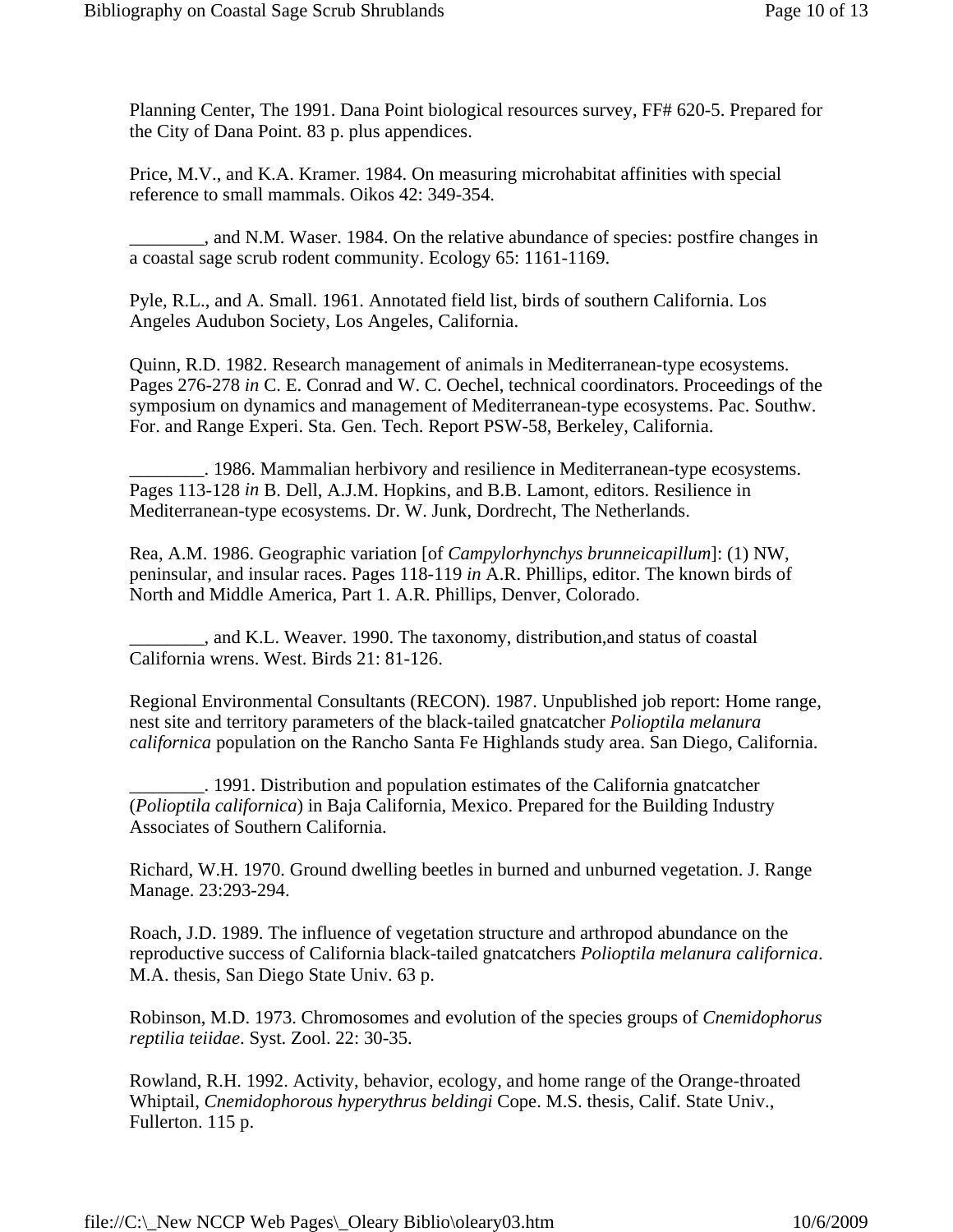Planning Center, The 1991. Dana Point biological resources survey, FF# 620-5. Prepared for the City of Dana Point. 83 p. plus appendices.

Price, M.V., and K.A. Kramer. 1984. On measuring microhabitat affinities with special reference to small mammals. Oikos 42: 349-354.

________, and N.M. Waser. 1984. On the relative abundance of species: postfire changes in a coastal sage scrub rodent community. Ecology 65: 1161-1169.

Pyle, R.L., and A. Small. 1961. Annotated field list, birds of southern California. Los Angeles Audubon Society, Los Angeles, California.

Quinn, R.D. 1982. Research management of animals in Mediterranean-type ecosystems. Pages 276-278 *in* C. E. Conrad and W. C. Oechel, technical coordinators. Proceedings of the symposium on dynamics and management of Mediterranean-type ecosystems. Pac. Southw. For. and Range Experi. Sta. Gen. Tech. Report PSW-58, Berkeley, California.

________. 1986. Mammalian herbivory and resilience in Mediterranean-type ecosystems. Pages 113-128 *in* B. Dell, A.J.M. Hopkins, and B.B. Lamont, editors. Resilience in Mediterranean-type ecosystems. Dr. W. Junk, Dordrecht, The Netherlands.

Rea, A.M. 1986. Geographic variation [of *Campylorhynchys brunneicapillum*]: (1) NW, peninsular, and insular races. Pages 118-119 *in* A.R. Phillips, editor. The known birds of North and Middle America, Part 1. A.R. Phillips, Denver, Colorado.

________, and K.L. Weaver. 1990. The taxonomy, distribution,and status of coastal California wrens. West. Birds 21: 81-126.

Regional Environmental Consultants (RECON). 1987. Unpublished job report: Home range, nest site and territory parameters of the black-tailed gnatcatcher *Polioptila melanura californica* population on the Rancho Santa Fe Highlands study area. San Diego, California.

________. 1991. Distribution and population estimates of the California gnatcatcher (*Polioptila californica*) in Baja California, Mexico. Prepared for the Building Industry Associates of Southern California.

Richard, W.H. 1970. Ground dwelling beetles in burned and unburned vegetation. J. Range Manage. 23:293-294.

Roach, J.D. 1989. The influence of vegetation structure and arthropod abundance on the reproductive success of California black-tailed gnatcatchers *Polioptila melanura californica*. M.A. thesis, San Diego State Univ. 63 p.

Robinson, M.D. 1973. Chromosomes and evolution of the species groups of *Cnemidophorus reptilia teiidae*. Syst. Zool. 22: 30-35.

Rowland, R.H. 1992. Activity, behavior, ecology, and home range of the Orange-throated Whiptail, *Cnemidophorous hyperythrus beldingi* Cope. M.S. thesis, Calif. State Univ., Fullerton. 115 p.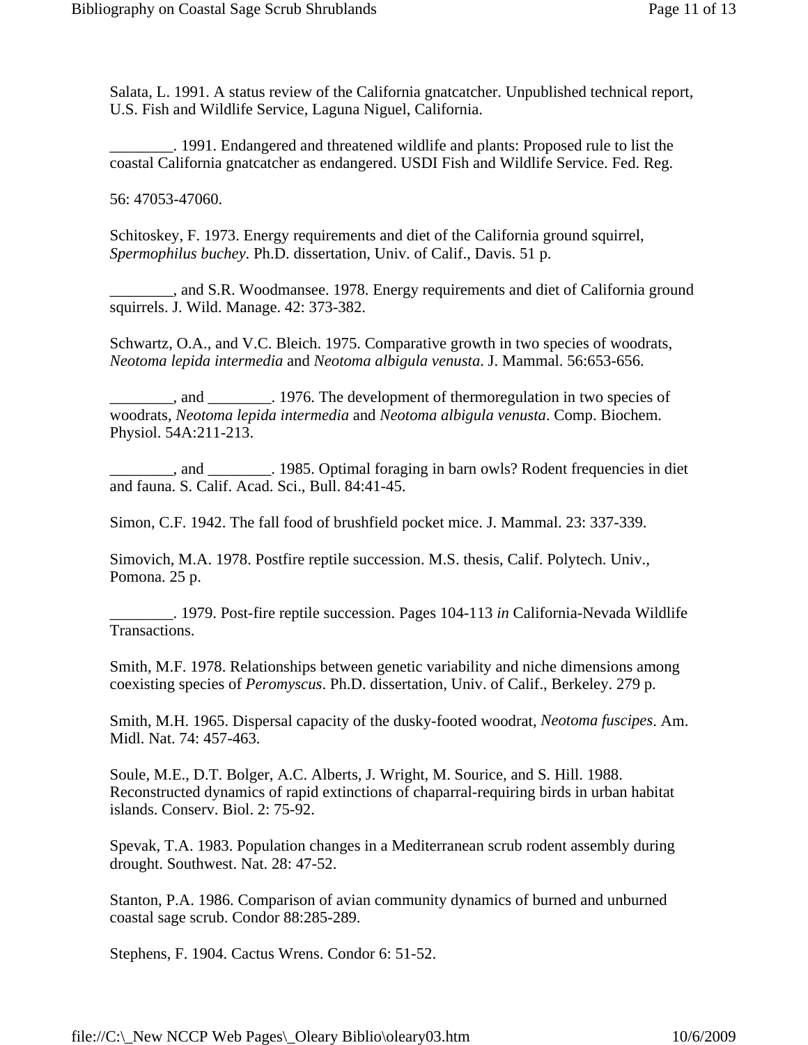Salata, L. 1991. A status review of the California gnatcatcher. Unpublished technical report, U.S. Fish and Wildlife Service, Laguna Niguel, California.

________. 1991. Endangered and threatened wildlife and plants: Proposed rule to list the coastal California gnatcatcher as endangered. USDI Fish and Wildlife Service. Fed. Reg.

56: 47053-47060.

Schitoskey, F. 1973. Energy requirements and diet of the California ground squirrel, *Spermophilus buchey*. Ph.D. dissertation, Univ. of Calif., Davis. 51 p.

________, and S.R. Woodmansee. 1978. Energy requirements and diet of California ground squirrels. J. Wild. Manage. 42: 373-382.

Schwartz, O.A., and V.C. Bleich. 1975. Comparative growth in two species of woodrats, *Neotoma lepida intermedia* and *Neotoma albigula venusta*. J. Mammal. 56:653-656.

________, and ________. 1976. The development of thermoregulation in two species of woodrats, *Neotoma lepida intermedia* and *Neotoma albigula venusta*. Comp. Biochem. Physiol. 54A:211-213.

________, and ________. 1985. Optimal foraging in barn owls? Rodent frequencies in diet and fauna. S. Calif. Acad. Sci., Bull. 84:41-45.

Simon, C.F. 1942. The fall food of brushfield pocket mice. J. Mammal. 23: 337-339.

Simovich, M.A. 1978. Postfire reptile succession. M.S. thesis, Calif. Polytech. Univ., Pomona. 25 p.

________. 1979. Post-fire reptile succession. Pages 104-113 *in* California-Nevada Wildlife Transactions.

Smith, M.F. 1978. Relationships between genetic variability and niche dimensions among coexisting species of *Peromyscus*. Ph.D. dissertation, Univ. of Calif., Berkeley. 279 p.

Smith, M.H. 1965. Dispersal capacity of the dusky-footed woodrat, *Neotoma fuscipes*. Am. Midl. Nat. 74: 457-463.

Soule, M.E., D.T. Bolger, A.C. Alberts, J. Wright, M. Sourice, and S. Hill. 1988. Reconstructed dynamics of rapid extinctions of chaparral-requiring birds in urban habitat islands. Conserv. Biol. 2: 75-92.

Spevak, T.A. 1983. Population changes in a Mediterranean scrub rodent assembly during drought. Southwest. Nat. 28: 47-52.

Stanton, P.A. 1986. Comparison of avian community dynamics of burned and unburned coastal sage scrub. Condor 88:285-289.

Stephens, F. 1904. Cactus Wrens. Condor 6: 51-52.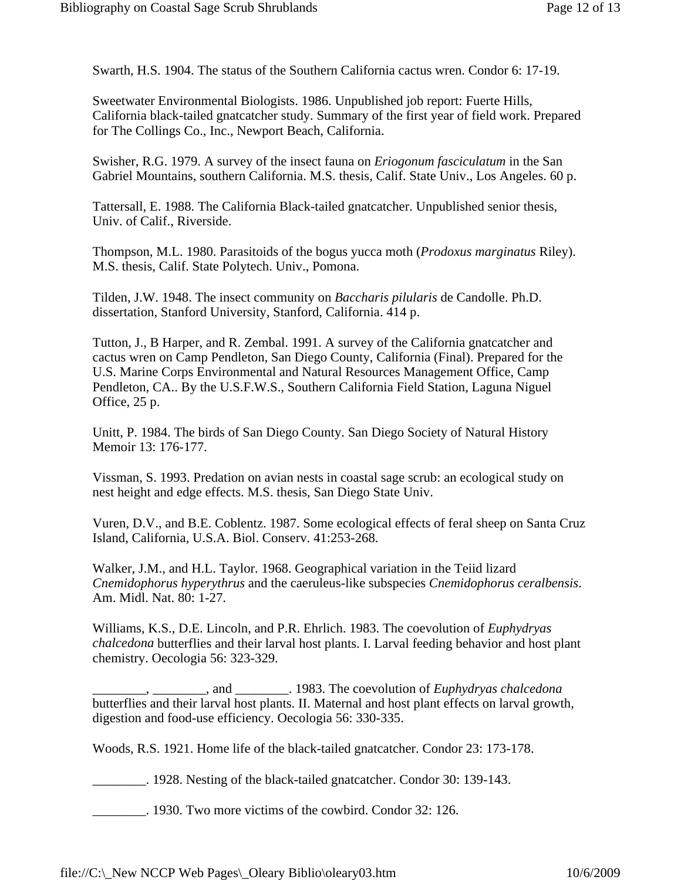Swarth, H.S. 1904. The status of the Southern California cactus wren. Condor 6: 17-19.

Sweetwater Environmental Biologists. 1986. Unpublished job report: Fuerte Hills, California black-tailed gnatcatcher study. Summary of the first year of field work. Prepared for The Collings Co., Inc., Newport Beach, California.

Swisher, R.G. 1979. A survey of the insect fauna on *Eriogonum fasciculatum* in the San Gabriel Mountains, southern California. M.S. thesis, Calif. State Univ., Los Angeles. 60 p.

Tattersall, E. 1988. The California Black-tailed gnatcatcher. Unpublished senior thesis, Univ. of Calif., Riverside.

Thompson, M.L. 1980. Parasitoids of the bogus yucca moth (*Prodoxus marginatus* Riley). M.S. thesis, Calif. State Polytech. Univ., Pomona.

Tilden, J.W. 1948. The insect community on *Baccharis pilularis* de Candolle. Ph.D. dissertation, Stanford University, Stanford, California. 414 p.

Tutton, J., B Harper, and R. Zembal. 1991. A survey of the California gnatcatcher and cactus wren on Camp Pendleton, San Diego County, California (Final). Prepared for the U.S. Marine Corps Environmental and Natural Resources Management Office, Camp Pendleton, CA.. By the U.S.F.W.S., Southern California Field Station, Laguna Niguel Office, 25 p.

Unitt, P. 1984. The birds of San Diego County. San Diego Society of Natural History Memoir 13: 176-177.

Vissman, S. 1993. Predation on avian nests in coastal sage scrub: an ecological study on nest height and edge effects. M.S. thesis, San Diego State Univ.

Vuren, D.V., and B.E. Coblentz. 1987. Some ecological effects of feral sheep on Santa Cruz Island, California, U.S.A. Biol. Conserv. 41:253-268.

Walker, J.M., and H.L. Taylor. 1968. Geographical variation in the Teiid lizard *Cnemidophorus hyperythrus* and the caeruleus-like subspecies *Cnemidophorus ceralbensis*. Am. Midl. Nat. 80: 1-27.

Williams, K.S., D.E. Lincoln, and P.R. Ehrlich. 1983. The coevolution of *Euphydryas chalcedona* butterflies and their larval host plants. I. Larval feeding behavior and host plant chemistry. Oecologia 56: 323-329.

________, ________, and ________. 1983. The coevolution of *Euphydryas chalcedona* butterflies and their larval host plants. II. Maternal and host plant effects on larval growth, digestion and food-use efficiency. Oecologia 56: 330-335.

Woods, R.S. 1921. Home life of the black-tailed gnatcatcher. Condor 23: 173-178.

________. 1928. Nesting of the black-tailed gnatcatcher. Condor 30: 139-143.

________. 1930. Two more victims of the cowbird. Condor 32: 126.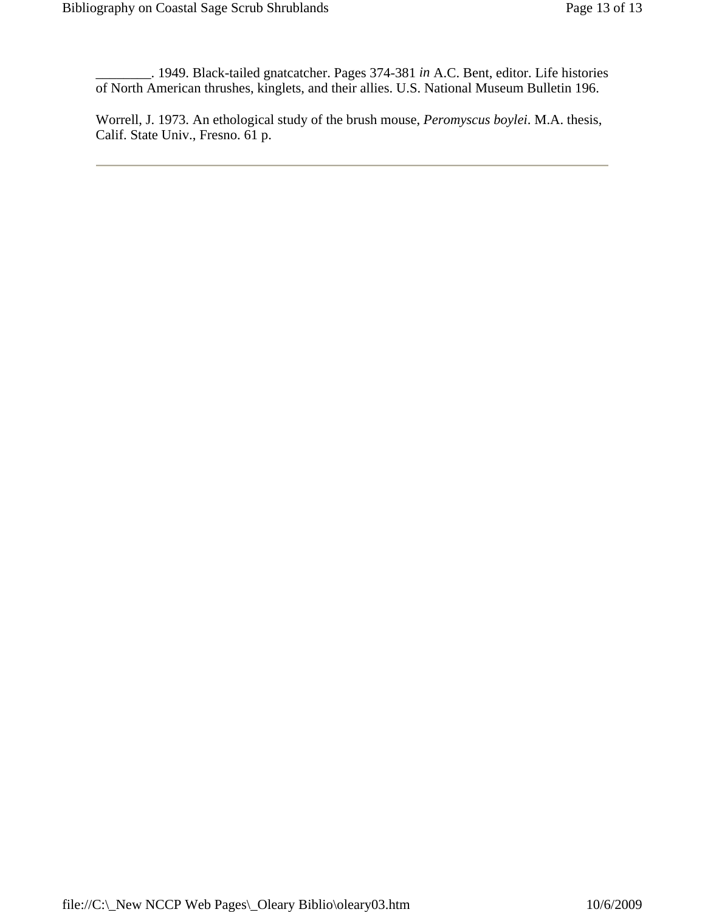________. 1949. Black-tailed gnatcatcher. Pages 374-381 *in* A.C. Bent, editor. Life histories of North American thrushes, kinglets, and their allies. U.S. National Museum Bulletin 196.

Worrell, J. 1973. An ethological study of the brush mouse, *Peromyscus boylei*. M.A. thesis, Calif. State Univ., Fresno. 61 p.

---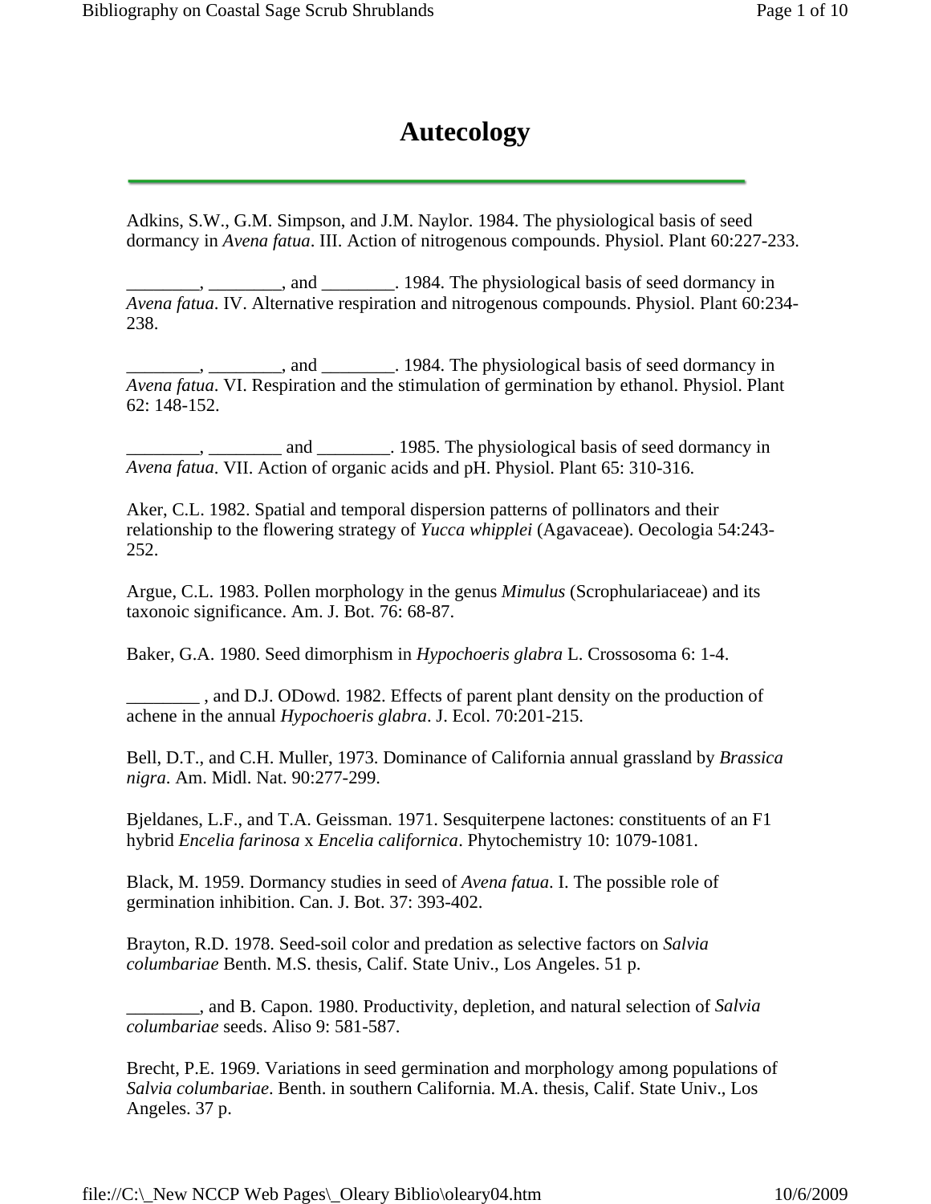# Autecology

Adkins, S.W., G.M. Simpson, and J.M. Naylor. 1984. The physiological basis of seed dormancy in *Avena fatua*. III. Action of nitrogenous compounds. Physiol. Plant 60:227-233.

________, ________, and ________. 1984. The physiological basis of seed dormancy in *Avena fatua*. IV. Alternative respiration and nitrogenous compounds. Physiol. Plant 60:234-238.

________, ________, and ________. 1984. The physiological basis of seed dormancy in *Avena fatua*. VI. Respiration and the stimulation of germination by ethanol. Physiol. Plant 62: 148-152.

________, ________ and ________. 1985. The physiological basis of seed dormancy in *Avena fatua*. VII. Action of organic acids and pH. Physiol. Plant 65: 310-316.

Aker, C.L. 1982. Spatial and temporal dispersion patterns of pollinators and their relationship to the flowering strategy of *Yucca whipplei* (Agavaceae). Oecologia 54:243-252.

Argue, C.L. 1983. Pollen morphology in the genus *Mimulus* (Scrophulariaceae) and its taxonoic significance. Am. J. Bot. 76: 68-87.

Baker, G.A. 1980. Seed dimorphism in *Hypochoeris glabra* L. Crossosoma 6: 1-4.

________ , and D.J. ODowd. 1982. Effects of parent plant density on the production of achene in the annual *Hypochoeris glabra*. J. Ecol. 70:201-215.

Bell, D.T., and C.H. Muller, 1973. Dominance of California annual grassland by *Brassica nigra*. Am. Midl. Nat. 90:277-299.

Bjeldanes, L.F., and T.A. Geissman. 1971. Sesquiterpene lactones: constituents of an F1 hybrid *Encelia farinosa* x *Encelia californica*. Phytochemistry 10: 1079-1081.

Black, M. 1959. Dormancy studies in seed of *Avena fatua*. I. The possible role of germination inhibition. Can. J. Bot. 37: 393-402.

Brayton, R.D. 1978. Seed-soil color and predation as selective factors on *Salvia columbariae* Benth. M.S. thesis, Calif. State Univ., Los Angeles. 51 p.

________, and B. Capon. 1980. Productivity, depletion, and natural selection of *Salvia columbariae* seeds. Aliso 9: 581-587.

Brecht, P.E. 1969. Variations in seed germination and morphology among populations of *Salvia columbariae*. Benth. in southern California. M.A. thesis, Calif. State Univ., Los Angeles. 37 p.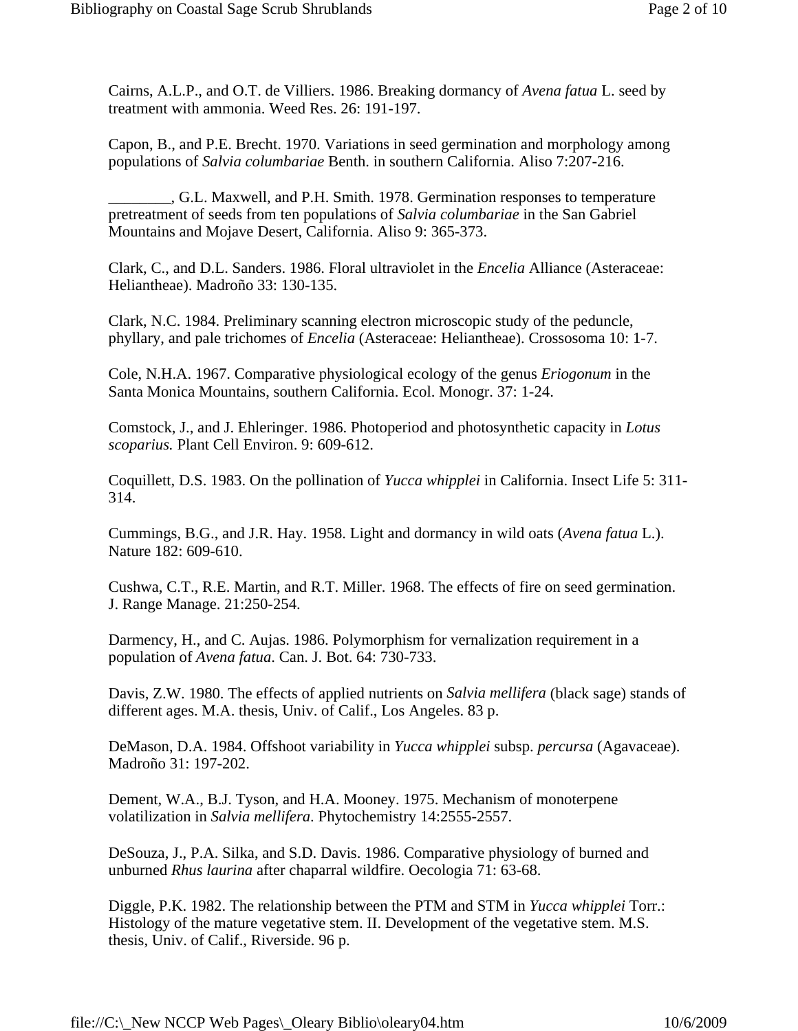Cairns, A.L.P., and O.T. de Villiers. 1986. Breaking dormancy of *Avena fatua* L. seed by treatment with ammonia. Weed Res. 26: 191-197.

Capon, B., and P.E. Brecht. 1970. Variations in seed germination and morphology among populations of *Salvia columbariae* Benth. in southern California. Aliso 7:207-216.

________, G.L. Maxwell, and P.H. Smith. 1978. Germination responses to temperature pretreatment of seeds from ten populations of *Salvia columbariae* in the San Gabriel Mountains and Mojave Desert, California. Aliso 9: 365-373.

Clark, C., and D.L. Sanders. 1986. Floral ultraviolet in the *Encelia* Alliance (Asteraceae: Heliantheae). Madroño 33: 130-135.

Clark, N.C. 1984. Preliminary scanning electron microscopic study of the peduncle, phyllary, and pale trichomes of *Encelia* (Asteraceae: Heliantheae). Crossosoma 10: 1-7.

Cole, N.H.A. 1967. Comparative physiological ecology of the genus *Eriogonum* in the Santa Monica Mountains, southern California. Ecol. Monogr. 37: 1-24.

Comstock, J., and J. Ehleringer. 1986. Photoperiod and photosynthetic capacity in *Lotus scoparius.* Plant Cell Environ. 9: 609-612.

Coquillett, D.S. 1983. On the pollination of *Yucca whipplei* in California. Insect Life 5: 311-314.

Cummings, B.G., and J.R. Hay. 1958. Light and dormancy in wild oats (*Avena fatua* L.). Nature 182: 609-610.

Cushwa, C.T., R.E. Martin, and R.T. Miller. 1968. The effects of fire on seed germination. J. Range Manage. 21:250-254.

Darmency, H., and C. Aujas. 1986. Polymorphism for vernalization requirement in a population of *Avena fatua*. Can. J. Bot. 64: 730-733.

Davis, Z.W. 1980. The effects of applied nutrients on *Salvia mellifera* (black sage) stands of different ages. M.A. thesis, Univ. of Calif., Los Angeles. 83 p.

DeMason, D.A. 1984. Offshoot variability in *Yucca whipplei* subsp. *percursa* (Agavaceae). Madroño 31: 197-202.

Dement, W.A., B.J. Tyson, and H.A. Mooney. 1975. Mechanism of monoterpene volatilization in *Salvia mellifera*. Phytochemistry 14:2555-2557.

DeSouza, J., P.A. Silka, and S.D. Davis. 1986. Comparative physiology of burned and unburned *Rhus laurina* after chaparral wildfire. Oecologia 71: 63-68.

Diggle, P.K. 1982. The relationship between the PTM and STM in *Yucca whipplei* Torr.: Histology of the mature vegetative stem. II. Development of the vegetative stem. M.S. thesis, Univ. of Calif., Riverside. 96 p.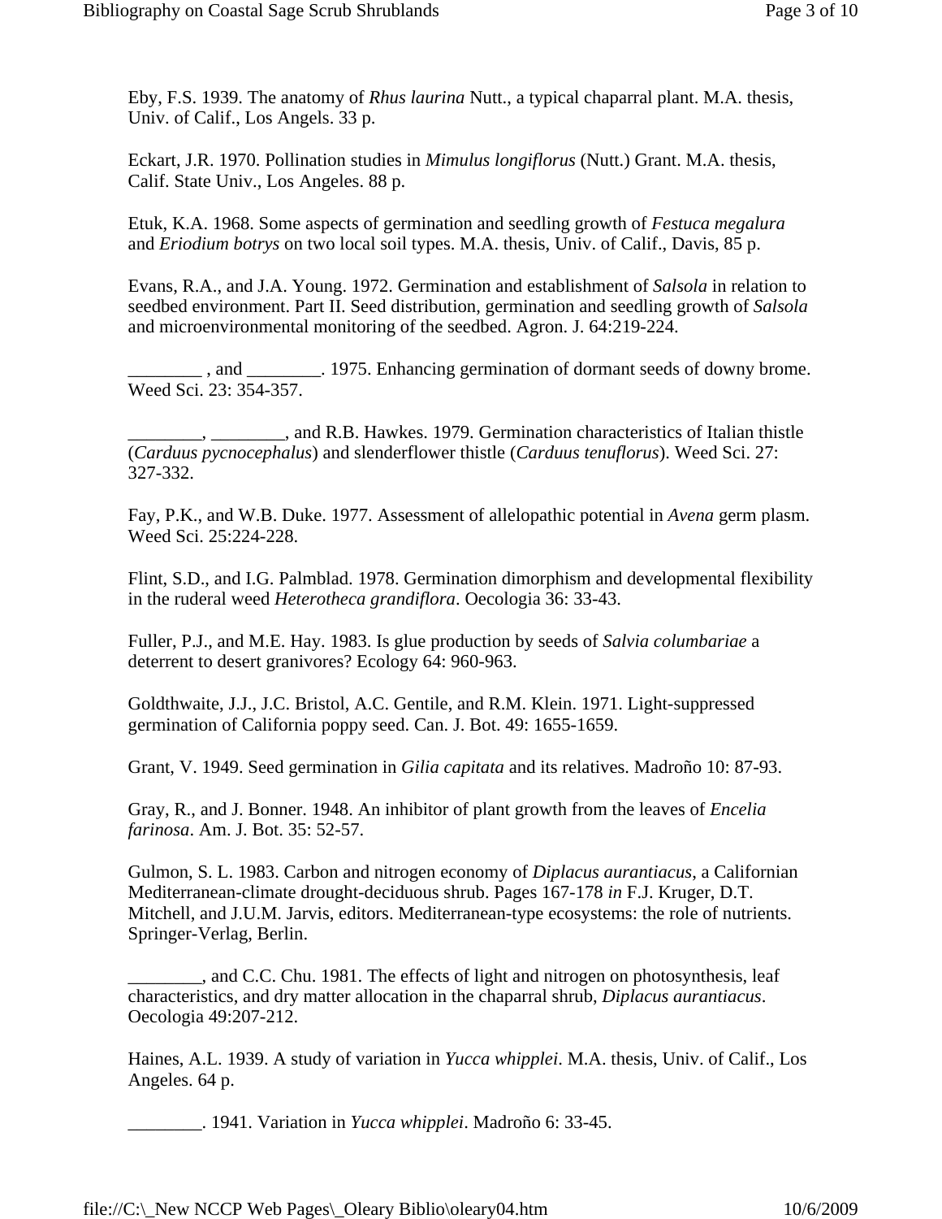Eby, F.S. 1939. The anatomy of *Rhus laurina* Nutt., a typical chaparral plant. M.A. thesis, Univ. of Calif., Los Angels. 33 p.

Eckart, J.R. 1970. Pollination studies in *Mimulus longiflorus* (Nutt.) Grant. M.A. thesis, Calif. State Univ., Los Angeles. 88 p.

Etuk, K.A. 1968. Some aspects of germination and seedling growth of *Festuca megalura* and *Eriodium botrys* on two local soil types. M.A. thesis, Univ. of Calif., Davis, 85 p.

Evans, R.A., and J.A. Young. 1972. Germination and establishment of *Salsola* in relation to seedbed environment. Part II. Seed distribution, germination and seedling growth of *Salsola* and microenvironmental monitoring of the seedbed. Agron. J. 64:219-224.

________ , and ________. 1975. Enhancing germination of dormant seeds of downy brome. Weed Sci. 23: 354-357.

________, ________, and R.B. Hawkes. 1979. Germination characteristics of Italian thistle (*Carduus pycnocephalus*) and slenderflower thistle (*Carduus tenuflorus*). Weed Sci. 27: 327-332.

Fay, P.K., and W.B. Duke. 1977. Assessment of allelopathic potential in *Avena* germ plasm. Weed Sci. 25:224-228.

Flint, S.D., and I.G. Palmblad. 1978. Germination dimorphism and developmental flexibility in the ruderal weed *Heterotheca grandiflora*. Oecologia 36: 33-43.

Fuller, P.J., and M.E. Hay. 1983. Is glue production by seeds of *Salvia columbariae* a deterrent to desert granivores? Ecology 64: 960-963.

Goldthwaite, J.J., J.C. Bristol, A.C. Gentile, and R.M. Klein. 1971. Light-suppressed germination of California poppy seed. Can. J. Bot. 49: 1655-1659.

Grant, V. 1949. Seed germination in *Gilia capitata* and its relatives. Madroño 10: 87-93.

Gray, R., and J. Bonner. 1948. An inhibitor of plant growth from the leaves of *Encelia farinosa*. Am. J. Bot. 35: 52-57.

Gulmon, S. L. 1983. Carbon and nitrogen economy of *Diplacus aurantiacus*, a Californian Mediterranean-climate drought-deciduous shrub. Pages 167-178 *in* F.J. Kruger, D.T. Mitchell, and J.U.M. Jarvis, editors. Mediterranean-type ecosystems: the role of nutrients. Springer-Verlag, Berlin.

________, and C.C. Chu. 1981. The effects of light and nitrogen on photosynthesis, leaf characteristics, and dry matter allocation in the chaparral shrub, *Diplacus aurantiacus*. Oecologia 49:207-212.

Haines, A.L. 1939. A study of variation in *Yucca whipplei*. M.A. thesis, Univ. of Calif., Los Angeles. 64 p.

________. 1941. Variation in *Yucca whipplei*. Madroño 6: 33-45.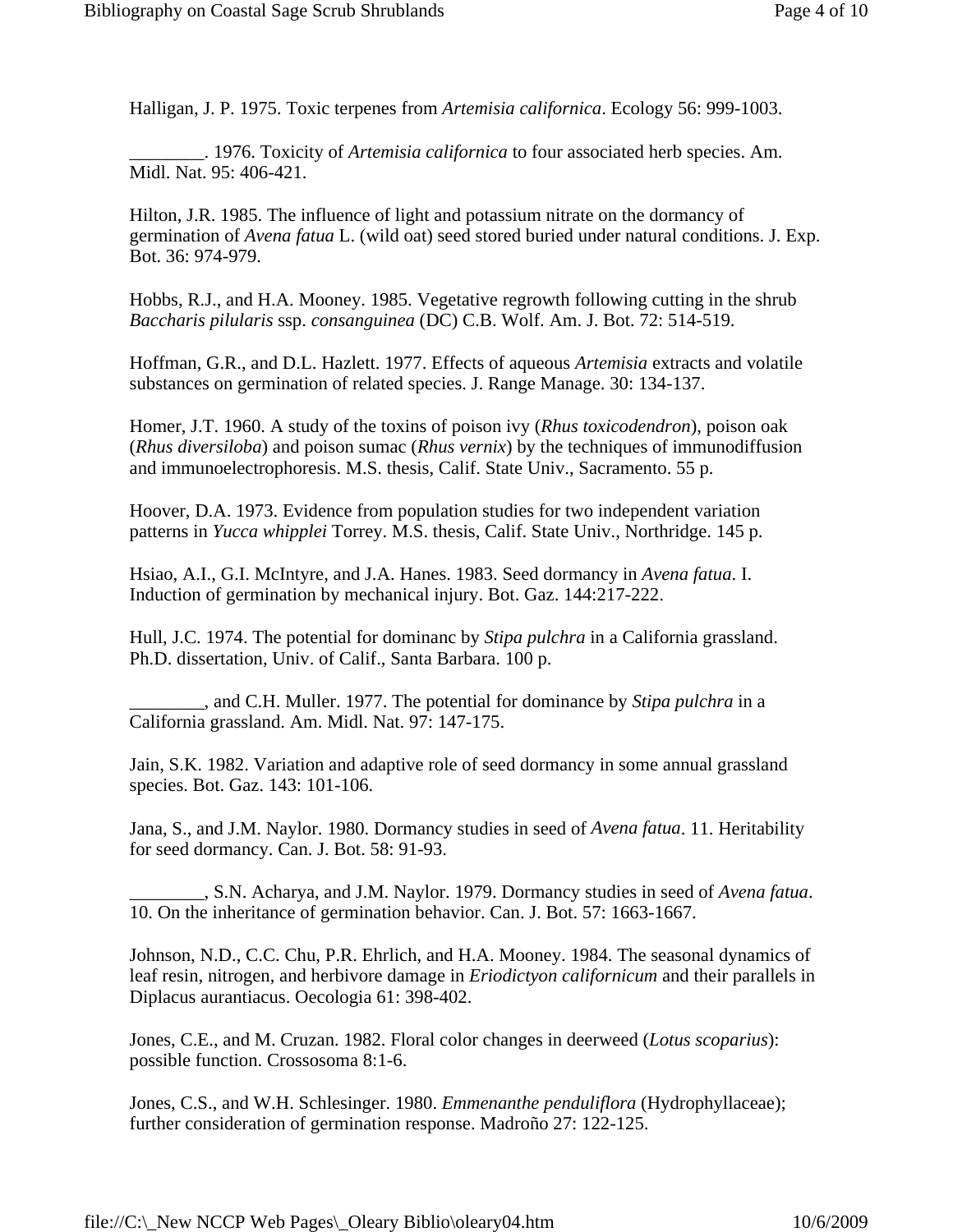Halligan, J. P. 1975. Toxic terpenes from *Artemisia californica*. Ecology 56: 999-1003.

________. 1976. Toxicity of *Artemisia californica* to four associated herb species. Am. Midl. Nat. 95: 406-421.

Hilton, J.R. 1985. The influence of light and potassium nitrate on the dormancy of germination of *Avena fatua* L. (wild oat) seed stored buried under natural conditions. J. Exp. Bot. 36: 974-979.

Hobbs, R.J., and H.A. Mooney. 1985. Vegetative regrowth following cutting in the shrub *Baccharis pilularis* ssp. *consanguinea* (DC) C.B. Wolf. Am. J. Bot. 72: 514-519.

Hoffman, G.R., and D.L. Hazlett. 1977. Effects of aqueous *Artemisia* extracts and volatile substances on germination of related species. J. Range Manage. 30: 134-137.

Homer, J.T. 1960. A study of the toxins of poison ivy (*Rhus toxicodendron*), poison oak (*Rhus diversiloba*) and poison sumac (*Rhus vernix*) by the techniques of immunodiffusion and immunoelectrophoresis. M.S. thesis, Calif. State Univ., Sacramento. 55 p.

Hoover, D.A. 1973. Evidence from population studies for two independent variation patterns in *Yucca whipplei* Torrey. M.S. thesis, Calif. State Univ., Northridge. 145 p.

Hsiao, A.I., G.I. McIntyre, and J.A. Hanes. 1983. Seed dormancy in *Avena fatua*. I. Induction of germination by mechanical injury. Bot. Gaz. 144:217-222.

Hull, J.C. 1974. The potential for dominanc by *Stipa pulchra* in a California grassland. Ph.D. dissertation, Univ. of Calif., Santa Barbara. 100 p.

________, and C.H. Muller. 1977. The potential for dominance by *Stipa pulchra* in a California grassland. Am. Midl. Nat. 97: 147-175.

Jain, S.K. 1982. Variation and adaptive role of seed dormancy in some annual grassland species. Bot. Gaz. 143: 101-106.

Jana, S., and J.M. Naylor. 1980. Dormancy studies in seed of *Avena fatua*. 11. Heritability for seed dormancy. Can. J. Bot. 58: 91-93.

________, S.N. Acharya, and J.M. Naylor. 1979. Dormancy studies in seed of *Avena fatua*. 10. On the inheritance of germination behavior. Can. J. Bot. 57: 1663-1667.

Johnson, N.D., C.C. Chu, P.R. Ehrlich, and H.A. Mooney. 1984. The seasonal dynamics of leaf resin, nitrogen, and herbivore damage in *Eriodictyon californicum* and their parallels in Diplacus aurantiacus. Oecologia 61: 398-402.

Jones, C.E., and M. Cruzan. 1982. Floral color changes in deerweed (*Lotus scoparius*): possible function. Crossosoma 8:1-6.

Jones, C.S., and W.H. Schlesinger. 1980. *Emmenanthe penduliflora* (Hydrophyllaceae); further consideration of germination response. Madroño 27: 122-125.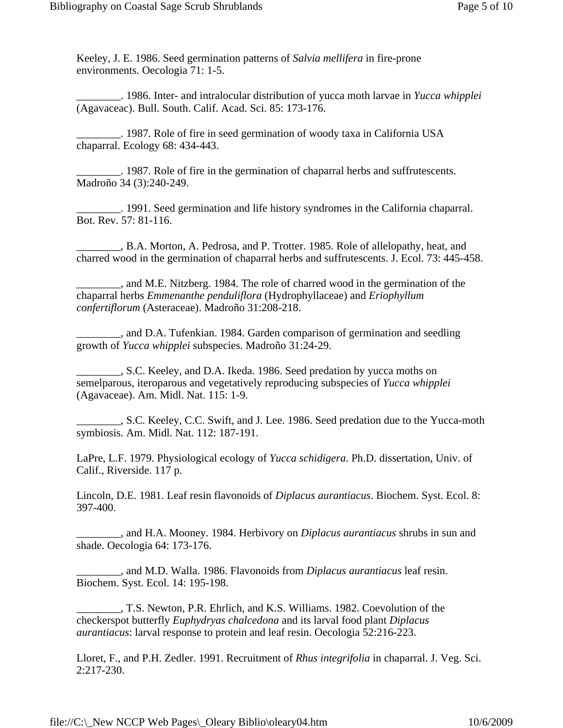Keeley, J. E. 1986. Seed germination patterns of *Salvia mellifera* in fire-prone environments. Oecologia 71: 1-5.

________. 1986. Inter- and intralocular distribution of yucca moth larvae in *Yucca whipplei* (Agavaceac). Bull. South. Calif. Acad. Sci. 85: 173-176.

________. 1987. Role of fire in seed germination of woody taxa in California USA chaparral. Ecology 68: 434-443.

________. 1987. Role of fire in the germination of chaparral herbs and suffrutescents. Madroño 34 (3):240-249.

________. 1991. Seed germination and life history syndromes in the California chaparral. Bot. Rev. 57: 81-116.

________, B.A. Morton, A. Pedrosa, and P. Trotter. 1985. Role of allelopathy, heat, and charred wood in the germination of chaparral herbs and suffrutescents. J. Ecol. 73: 445-458.

________, and M.E. Nitzberg. 1984. The role of charred wood in the germination of the chaparral herbs *Emmenanthe penduliflora* (Hydrophyllaceae) and *Eriophyllum confertiflorum* (Asteraceae). Madroño 31:208-218.

________, and D.A. Tufenkian. 1984. Garden comparison of germination and seedling growth of *Yucca whipplei* subspecies. Madroño 31:24-29.

________, S.C. Keeley, and D.A. Ikeda. 1986. Seed predation by yucca moths on semelparous, iteroparous and vegetatively reproducing subspecies of *Yucca whipplei* (Agavaceae). Am. Midl. Nat. 115: 1-9.

________, S.C. Keeley, C.C. Swift, and J. Lee. 1986. Seed predation due to the Yucca-moth symbiosis. Am. Midl. Nat. 112: 187-191.

LaPre, L.F. 1979. Physiological ecology of *Yucca schidigera*. Ph.D. dissertation, Univ. of Calif., Riverside. 117 p.

Lincoln, D.E. 1981. Leaf resin flavonoids of *Diplacus aurantiacus*. Biochem. Syst. Ecol. 8: 397-400.

________, and H.A. Mooney. 1984. Herbivory on *Diplacus aurantiacus* shrubs in sun and shade. Oecologia 64: 173-176.

________, and M.D. Walla. 1986. Flavonoids from *Diplacus aurantiacus* leaf resin. Biochem. Syst. Ecol. 14: 195-198.

________, T.S. Newton, P.R. Ehrlich, and K.S. Williams. 1982. Coevolution of the checkerspot butterfly *Euphydryas chalcedona* and its larval food plant *Diplacus aurantiacus*: larval response to protein and leaf resin. Oecologia 52:216-223.

Lloret, F., and P.H. Zedler. 1991. Recruitment of *Rhus integrifolia* in chaparral. J. Veg. Sci. 2:217-230.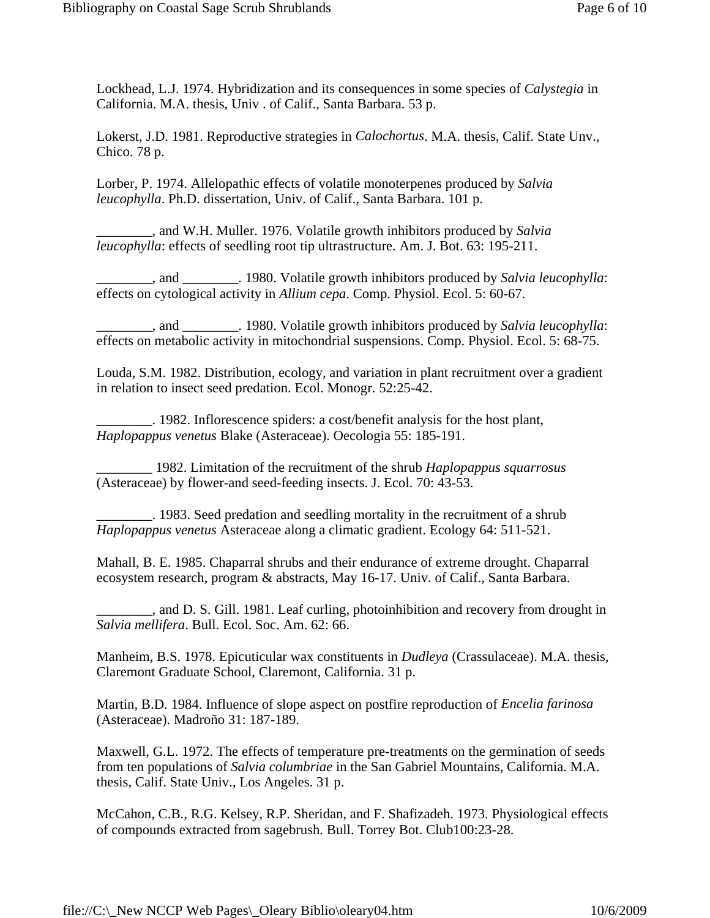Lockhead, L.J. 1974. Hybridization and its consequences in some species of *Calystegia* in California. M.A. thesis, Univ . of Calif., Santa Barbara. 53 p.

Lokerst, J.D. 1981. Reproductive strategies in *Calochortus*. M.A. thesis, Calif. State Unv., Chico. 78 p.

Lorber, P. 1974. Allelopathic effects of volatile monoterpenes produced by *Salvia leucophylla*. Ph.D. dissertation, Univ. of Calif., Santa Barbara. 101 p.

________, and W.H. Muller. 1976. Volatile growth inhibitors produced by *Salvia leucophylla*: effects of seedling root tip ultrastructure. Am. J. Bot. 63: 195-211.

________, and ________. 1980. Volatile growth inhibitors produced by *Salvia leucophylla*: effects on cytological activity in *Allium cepa*. Comp. Physiol. Ecol. 5: 60-67.

________, and ________. 1980. Volatile growth inhibitors produced by *Salvia leucophylla*: effects on metabolic activity in mitochondrial suspensions. Comp. Physiol. Ecol. 5: 68-75.

Louda, S.M. 1982. Distribution, ecology, and variation in plant recruitment over a gradient in relation to insect seed predation. Ecol. Monogr. 52:25-42.

________. 1982. Inflorescence spiders: a cost/benefit analysis for the host plant, *Haplopappus venetus* Blake (Asteraceae). Oecologia 55: 185-191.

________ 1982. Limitation of the recruitment of the shrub *Haplopappus squarrosus* (Asteraceae) by flower-and seed-feeding insects. J. Ecol. 70: 43-53.

________. 1983. Seed predation and seedling mortality in the recruitment of a shrub *Haplopappus venetus* Asteraceae along a climatic gradient. Ecology 64: 511-521.

Mahall, B. E. 1985. Chaparral shrubs and their endurance of extreme drought. Chaparral ecosystem research, program & abstracts, May 16-17. Univ. of Calif., Santa Barbara.

________, and D. S. Gill. 1981. Leaf curling, photoinhibition and recovery from drought in *Salvia mellifera*. Bull. Ecol. Soc. Am. 62: 66.

Manheim, B.S. 1978. Epicuticular wax constituents in *Dudleya* (Crassulaceae). M.A. thesis, Claremont Graduate School, Claremont, California. 31 p.

Martin, B.D. 1984. Influence of slope aspect on postfire reproduction of *Encelia farinosa* (Asteraceae). Madroño 31: 187-189.

Maxwell, G.L. 1972. The effects of temperature pre-treatments on the germination of seeds from ten populations of *Salvia columbriae* in the San Gabriel Mountains, California. M.A. thesis, Calif. State Univ., Los Angeles. 31 p.

McCahon, C.B., R.G. Kelsey, R.P. Sheridan, and F. Shafizadeh. 1973. Physiological effects of compounds extracted from sagebrush. Bull. Torrey Bot. Club100:23-28.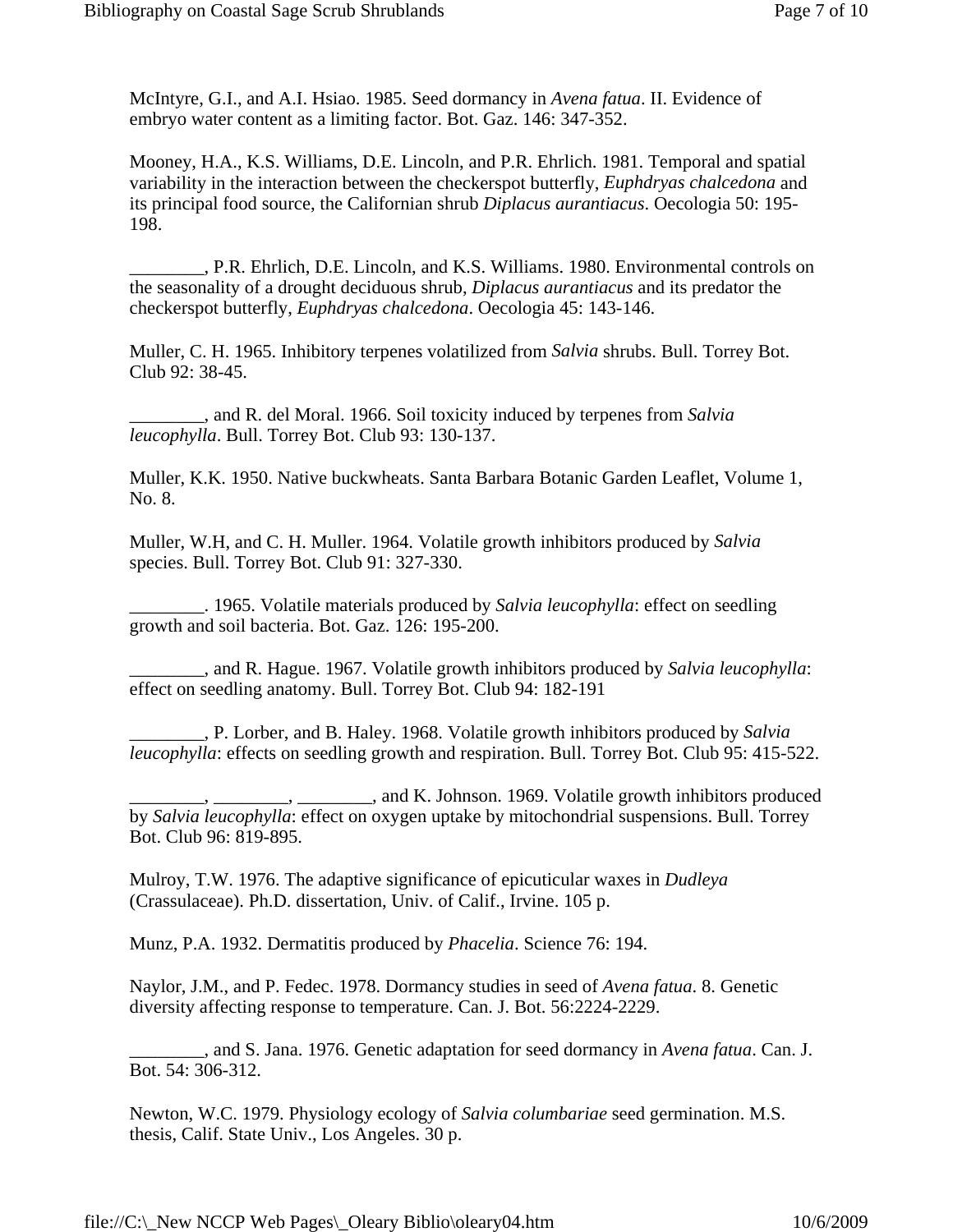McIntyre, G.I., and A.I. Hsiao. 1985. Seed dormancy in *Avena fatua*. II. Evidence of embryo water content as a limiting factor. Bot. Gaz. 146: 347-352.

Mooney, H.A., K.S. Williams, D.E. Lincoln, and P.R. Ehrlich. 1981. Temporal and spatial variability in the interaction between the checkerspot butterfly, *Euphdryas chalcedona* and its principal food source, the Californian shrub *Diplacus aurantiacus*. Oecologia 50: 195-198.

________, P.R. Ehrlich, D.E. Lincoln, and K.S. Williams. 1980. Environmental controls on the seasonality of a drought deciduous shrub, *Diplacus aurantiacus* and its predator the checkerspot butterfly, *Euphdryas chalcedona*. Oecologia 45: 143-146.

Muller, C. H. 1965. Inhibitory terpenes volatilized from *Salvia* shrubs. Bull. Torrey Bot. Club 92: 38-45.

________, and R. del Moral. 1966. Soil toxicity induced by terpenes from *Salvia leucophylla*. Bull. Torrey Bot. Club 93: 130-137.

Muller, K.K. 1950. Native buckwheats. Santa Barbara Botanic Garden Leaflet, Volume 1, No. 8.

Muller, W.H, and C. H. Muller. 1964. Volatile growth inhibitors produced by *Salvia* species. Bull. Torrey Bot. Club 91: 327-330.

________. 1965. Volatile materials produced by *Salvia leucophylla*: effect on seedling growth and soil bacteria. Bot. Gaz. 126: 195-200.

________, and R. Hague. 1967. Volatile growth inhibitors produced by *Salvia leucophylla*: effect on seedling anatomy. Bull. Torrey Bot. Club 94: 182-191

________, P. Lorber, and B. Haley. 1968. Volatile growth inhibitors produced by *Salvia leucophylla*: effects on seedling growth and respiration. Bull. Torrey Bot. Club 95: 415-522.

________, ________, ________, and K. Johnson. 1969. Volatile growth inhibitors produced by *Salvia leucophylla*: effect on oxygen uptake by mitochondrial suspensions. Bull. Torrey Bot. Club 96: 819-895.

Mulroy, T.W. 1976. The adaptive significance of epicuticular waxes in *Dudleya* (Crassulaceae). Ph.D. dissertation, Univ. of Calif., Irvine. 105 p.

Munz, P.A. 1932. Dermatitis produced by *Phacelia*. Science 76: 194.

Naylor, J.M., and P. Fedec. 1978. Dormancy studies in seed of *Avena fatua*. 8. Genetic diversity affecting response to temperature. Can. J. Bot. 56:2224-2229.

________, and S. Jana. 1976. Genetic adaptation for seed dormancy in *Avena fatua*. Can. J. Bot. 54: 306-312.

Newton, W.C. 1979. Physiology ecology of *Salvia columbariae* seed germination. M.S. thesis, Calif. State Univ., Los Angeles. 30 p.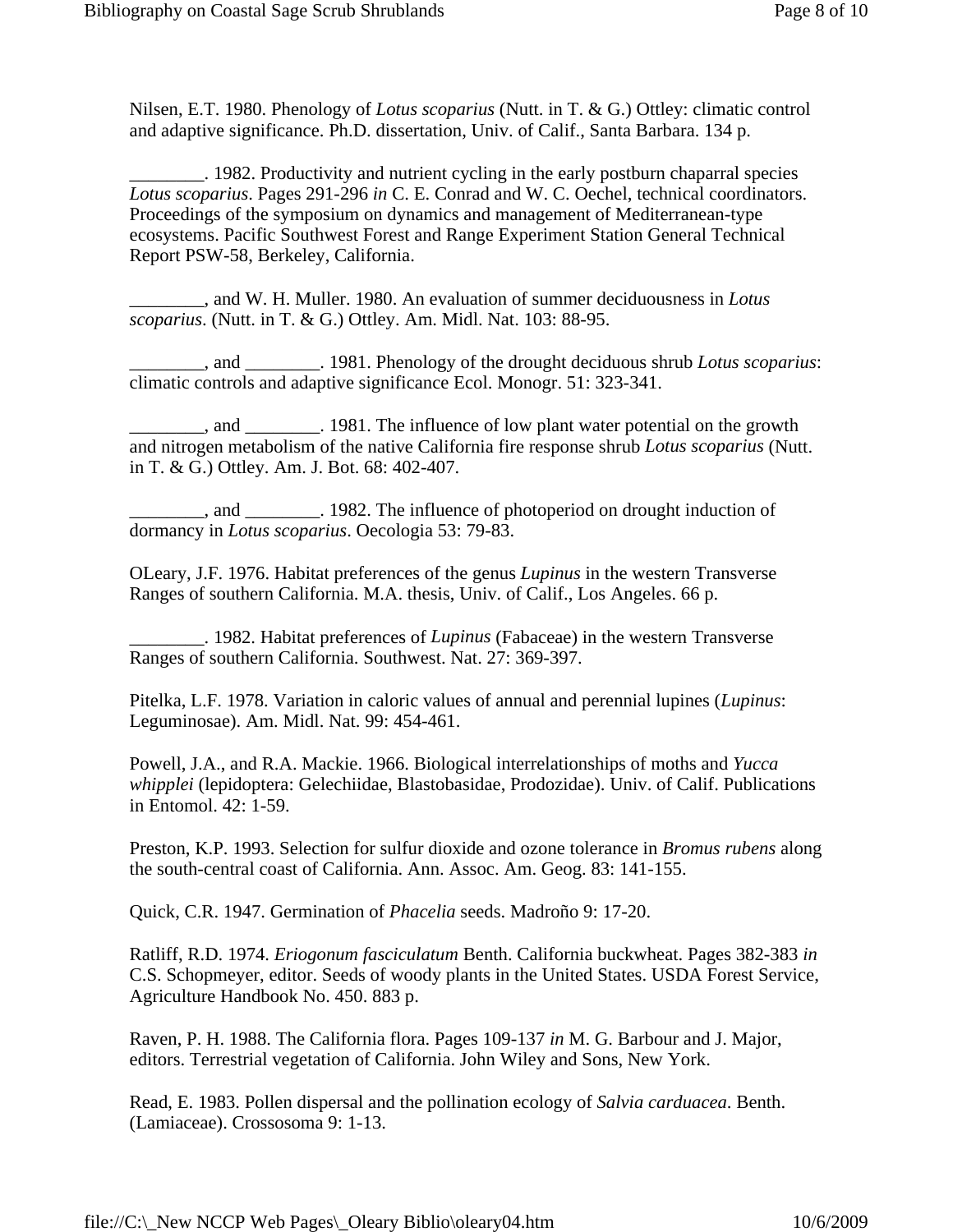Nilsen, E.T. 1980. Phenology of *Lotus scoparius* (Nutt. in T. & G.) Ottley: climatic control and adaptive significance. Ph.D. dissertation, Univ. of Calif., Santa Barbara. 134 p.

________. 1982. Productivity and nutrient cycling in the early postburn chaparral species *Lotus scoparius*. Pages 291-296 *in* C. E. Conrad and W. C. Oechel, technical coordinators. Proceedings of the symposium on dynamics and management of Mediterranean-type ecosystems. Pacific Southwest Forest and Range Experiment Station General Technical Report PSW-58, Berkeley, California.

________, and W. H. Muller. 1980. An evaluation of summer deciduousness in *Lotus scoparius*. (Nutt. in T. & G.) Ottley. Am. Midl. Nat. 103: 88-95.

________, and ________. 1981. Phenology of the drought deciduous shrub *Lotus scoparius*: climatic controls and adaptive significance Ecol. Monogr. 51: 323-341.

________, and ________. 1981. The influence of low plant water potential on the growth and nitrogen metabolism of the native California fire response shrub *Lotus scoparius* (Nutt. in T. & G.) Ottley. Am. J. Bot. 68: 402-407.

________, and ________. 1982. The influence of photoperiod on drought induction of dormancy in *Lotus scoparius*. Oecologia 53: 79-83.

OLeary, J.F. 1976. Habitat preferences of the genus *Lupinus* in the western Transverse Ranges of southern California. M.A. thesis, Univ. of Calif., Los Angeles. 66 p.

________. 1982. Habitat preferences of *Lupinus* (Fabaceae) in the western Transverse Ranges of southern California. Southwest. Nat. 27: 369-397.

Pitelka, L.F. 1978. Variation in caloric values of annual and perennial lupines (*Lupinus*: Leguminosae). Am. Midl. Nat. 99: 454-461.

Powell, J.A., and R.A. Mackie. 1966. Biological interrelationships of moths and *Yucca whipplei* (lepidoptera: Gelechiidae, Blastobasidae, Prodozidae). Univ. of Calif. Publications in Entomol. 42: 1-59.

Preston, K.P. 1993. Selection for sulfur dioxide and ozone tolerance in *Bromus rubens* along the south-central coast of California. Ann. Assoc. Am. Geog. 83: 141-155.

Quick, C.R. 1947. Germination of *Phacelia* seeds. Madroño 9: 17-20.

Ratliff, R.D. 1974. *Eriogonum fasciculatum* Benth. California buckwheat. Pages 382-383 *in* C.S. Schopmeyer, editor. Seeds of woody plants in the United States. USDA Forest Service, Agriculture Handbook No. 450. 883 p.

Raven, P. H. 1988. The California flora. Pages 109-137 *in* M. G. Barbour and J. Major, editors. Terrestrial vegetation of California. John Wiley and Sons, New York.

Read, E. 1983. Pollen dispersal and the pollination ecology of *Salvia carduacea*. Benth. (Lamiaceae). Crossosoma 9: 1-13.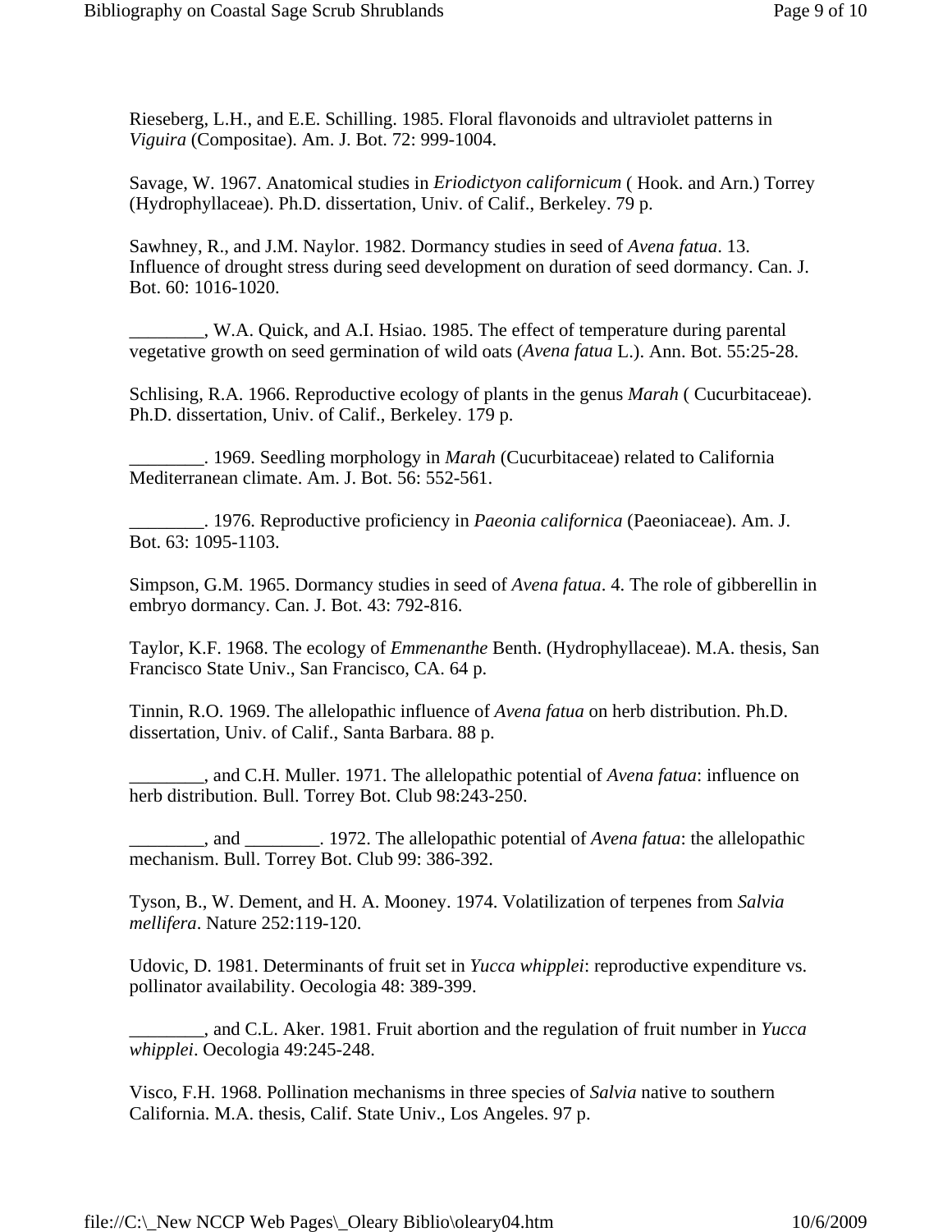Rieseberg, L.H., and E.E. Schilling. 1985. Floral flavonoids and ultraviolet patterns in *Viguira* (Compositae). Am. J. Bot. 72: 999-1004.

Savage, W. 1967. Anatomical studies in *Eriodictyon californicum* ( Hook. and Arn.) Torrey (Hydrophyllaceae). Ph.D. dissertation, Univ. of Calif., Berkeley. 79 p.

Sawhney, R., and J.M. Naylor. 1982. Dormancy studies in seed of *Avena fatua*. 13. Influence of drought stress during seed development on duration of seed dormancy. Can. J. Bot. 60: 1016-1020.

________, W.A. Quick, and A.I. Hsiao. 1985. The effect of temperature during parental vegetative growth on seed germination of wild oats (*Avena fatua* L.). Ann. Bot. 55:25-28.

Schlising, R.A. 1966. Reproductive ecology of plants in the genus *Marah* ( Cucurbitaceae). Ph.D. dissertation, Univ. of Calif., Berkeley. 179 p.

________. 1969. Seedling morphology in *Marah* (Cucurbitaceae) related to California Mediterranean climate. Am. J. Bot. 56: 552-561.

________. 1976. Reproductive proficiency in *Paeonia californica* (Paeoniaceae). Am. J. Bot. 63: 1095-1103.

Simpson, G.M. 1965. Dormancy studies in seed of *Avena fatua*. 4. The role of gibberellin in embryo dormancy. Can. J. Bot. 43: 792-816.

Taylor, K.F. 1968. The ecology of *Emmenanthe* Benth. (Hydrophyllaceae). M.A. thesis, San Francisco State Univ., San Francisco, CA. 64 p.

Tinnin, R.O. 1969. The allelopathic influence of *Avena fatua* on herb distribution. Ph.D. dissertation, Univ. of Calif., Santa Barbara. 88 p.

________, and C.H. Muller. 1971. The allelopathic potential of *Avena fatua*: influence on herb distribution. Bull. Torrey Bot. Club 98:243-250.

________, and ________. 1972. The allelopathic potential of *Avena fatua*: the allelopathic mechanism. Bull. Torrey Bot. Club 99: 386-392.

Tyson, B., W. Dement, and H. A. Mooney. 1974. Volatilization of terpenes from *Salvia mellifera*. Nature 252:119-120.

Udovic, D. 1981. Determinants of fruit set in *Yucca whipplei*: reproductive expenditure vs. pollinator availability. Oecologia 48: 389-399.

________, and C.L. Aker. 1981. Fruit abortion and the regulation of fruit number in *Yucca whipplei*. Oecologia 49:245-248.

Visco, F.H. 1968. Pollination mechanisms in three species of *Salvia* native to southern California. M.A. thesis, Calif. State Univ., Los Angeles. 97 p.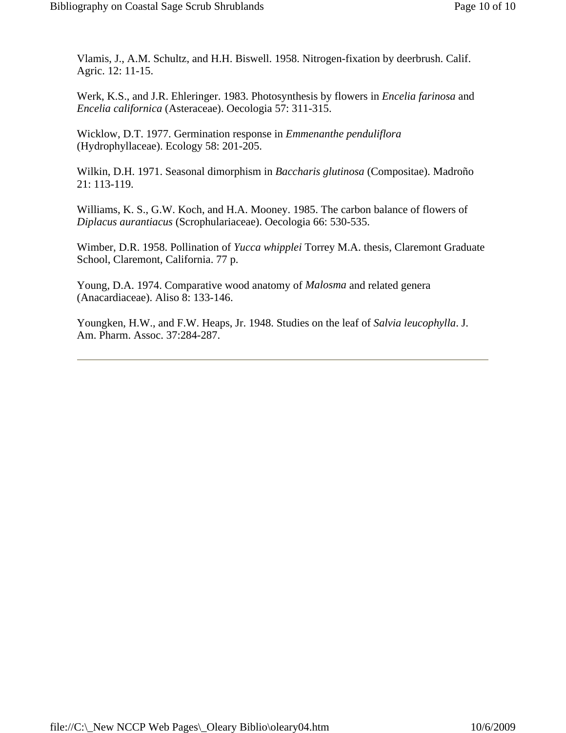Vlamis, J., A.M. Schultz, and H.H. Biswell. 1958. Nitrogen-fixation by deerbrush. Calif. Agric. 12: 11-15.

Werk, K.S., and J.R. Ehleringer. 1983. Photosynthesis by flowers in *Encelia farinosa* and *Encelia californica* (Asteraceae). Oecologia 57: 311-315.

Wicklow, D.T. 1977. Germination response in *Emmenanthe penduliflora* (Hydrophyllaceae). Ecology 58: 201-205.

Wilkin, D.H. 1971. Seasonal dimorphism in *Baccharis glutinosa* (Compositae). Madroño 21: 113-119.

Williams, K. S., G.W. Koch, and H.A. Mooney. 1985. The carbon balance of flowers of *Diplacus aurantiacus* (Scrophulariaceae). Oecologia 66: 530-535.

Wimber, D.R. 1958. Pollination of *Yucca whipplei* Torrey M.A. thesis, Claremont Graduate School, Claremont, California. 77 p.

Young, D.A. 1974. Comparative wood anatomy of *Malosma* and related genera (Anacardiaceae). Aliso 8: 133-146.

Youngken, H.W., and F.W. Heaps, Jr. 1948. Studies on the leaf of *Salvia leucophylla*. J. Am. Pharm. Assoc. 37:284-287.

---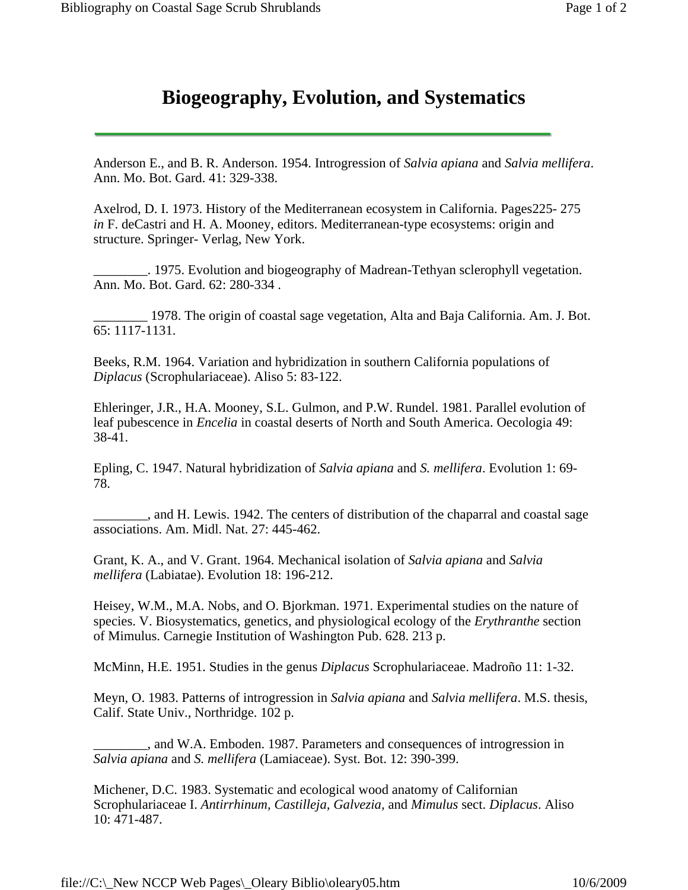# Biogeography, Evolution, and Systematics

---

Anderson E., and B. R. Anderson. 1954. Introgression of *Salvia apiana* and *Salvia mellifera*. Ann. Mo. Bot. Gard. 41: 329-338.

Axelrod, D. I. 1973. History of the Mediterranean ecosystem in California. Pages225- 275 *in* F. deCastri and H. A. Mooney, editors. Mediterranean-type ecosystems: origin and structure. Springer- Verlag, New York.

________. 1975. Evolution and biogeography of Madrean-Tethyan sclerophyll vegetation. Ann. Mo. Bot. Gard. 62: 280-334 .

________ 1978. The origin of coastal sage vegetation, Alta and Baja California. Am. J. Bot. 65: 1117-1131.

Beeks, R.M. 1964. Variation and hybridization in southern California populations of *Diplacus* (Scrophulariaceae). Aliso 5: 83-122.

Ehleringer, J.R., H.A. Mooney, S.L. Gulmon, and P.W. Rundel. 1981. Parallel evolution of leaf pubescence in *Encelia* in coastal deserts of North and South America. Oecologia 49: 38-41.

Epling, C. 1947. Natural hybridization of *Salvia apiana* and *S. mellifera*. Evolution 1: 69-78.

________, and H. Lewis. 1942. The centers of distribution of the chaparral and coastal sage associations. Am. Midl. Nat. 27: 445-462.

Grant, K. A., and V. Grant. 1964. Mechanical isolation of *Salvia apiana* and *Salvia mellifera* (Labiatae). Evolution 18: 196-212.

Heisey, W.M., M.A. Nobs, and O. Bjorkman. 1971. Experimental studies on the nature of species. V. Biosystematics, genetics, and physiological ecology of the *Erythranthe* section of Mimulus. Carnegie Institution of Washington Pub. 628. 213 p.

McMinn, H.E. 1951. Studies in the genus *Diplacus* Scrophulariaceae. Madroño 11: 1-32.

Meyn, O. 1983. Patterns of introgression in *Salvia apiana* and *Salvia mellifera*. M.S. thesis, Calif. State Univ., Northridge. 102 p.

________, and W.A. Emboden. 1987. Parameters and consequences of introgression in *Salvia apiana* and *S. mellifera* (Lamiaceae). Syst. Bot. 12: 390-399.

Michener, D.C. 1983. Systematic and ecological wood anatomy of Californian Scrophulariaceae I. *Antirrhinum, Castilleja, Galvezia,* and *Mimulus* sect. *Diplacus*. Aliso 10: 471-487.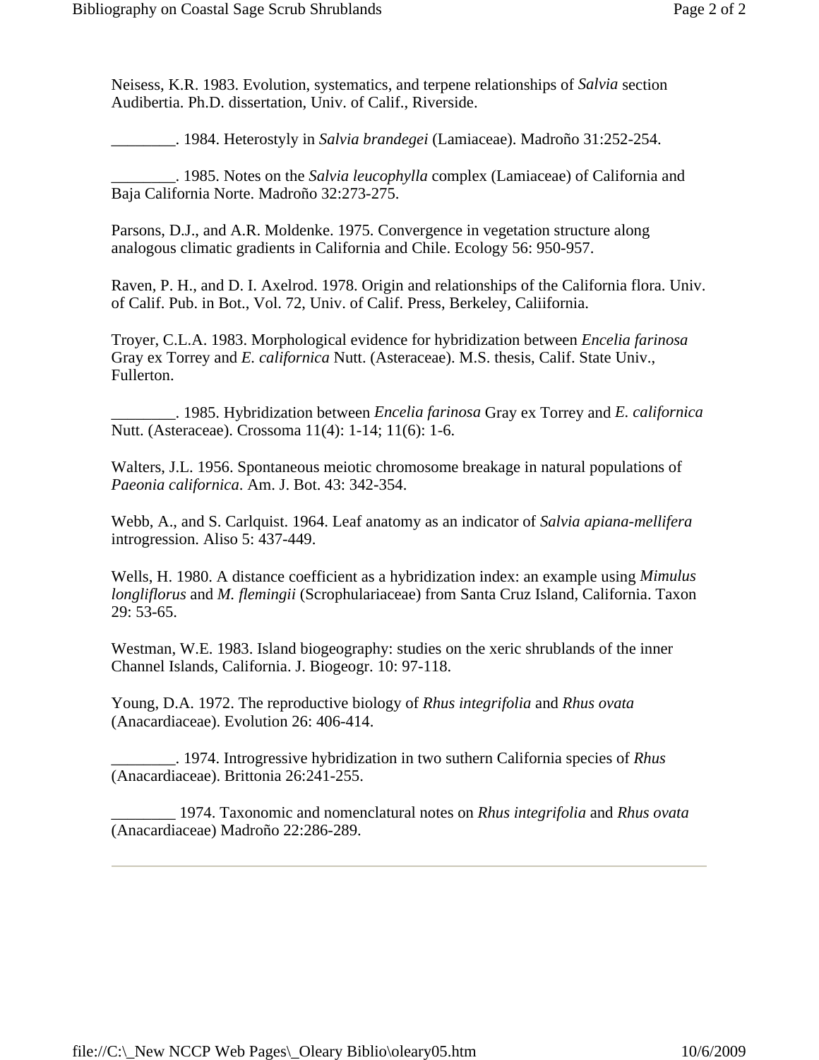Neisess, K.R. 1983. Evolution, systematics, and terpene relationships of *Salvia* section Audibertia. Ph.D. dissertation, Univ. of Calif., Riverside.

________. 1984. Heterostyly in *Salvia brandegei* (Lamiaceae). Madroño 31:252-254.

________. 1985. Notes on the *Salvia leucophylla* complex (Lamiaceae) of California and Baja California Norte. Madroño 32:273-275.

Parsons, D.J., and A.R. Moldenke. 1975. Convergence in vegetation structure along analogous climatic gradients in California and Chile. Ecology 56: 950-957.

Raven, P. H., and D. I. Axelrod. 1978. Origin and relationships of the California flora. Univ. of Calif. Pub. in Bot., Vol. 72, Univ. of Calif. Press, Berkeley, Caliifornia.

Troyer, C.L.A. 1983. Morphological evidence for hybridization between *Encelia farinosa* Gray ex Torrey and *E. californica* Nutt. (Asteraceae). M.S. thesis, Calif. State Univ., Fullerton.

________. 1985. Hybridization between *Encelia farinosa* Gray ex Torrey and *E. californica* Nutt. (Asteraceae). Crossoma 11(4): 1-14; 11(6): 1-6.

Walters, J.L. 1956. Spontaneous meiotic chromosome breakage in natural populations of *Paeonia californica*. Am. J. Bot. 43: 342-354.

Webb, A., and S. Carlquist. 1964. Leaf anatomy as an indicator of *Salvia apiana-mellifera* introgression. Aliso 5: 437-449.

Wells, H. 1980. A distance coefficient as a hybridization index: an example using *Mimulus longliflorus* and *M. flemingii* (Scrophulariaceae) from Santa Cruz Island, California. Taxon 29: 53-65.

Westman, W.E. 1983. Island biogeography: studies on the xeric shrublands of the inner Channel Islands, California. J. Biogeogr. 10: 97-118.

Young, D.A. 1972. The reproductive biology of *Rhus integrifolia* and *Rhus ovata* (Anacardiaceae). Evolution 26: 406-414.

________. 1974. Introgressive hybridization in two suthern California species of *Rhus* (Anacardiaceae). Brittonia 26:241-255.

________ 1974. Taxonomic and nomenclatural notes on *Rhus integrifolia* and *Rhus ovata* (Anacardiaceae) Madroño 22:286-289.

---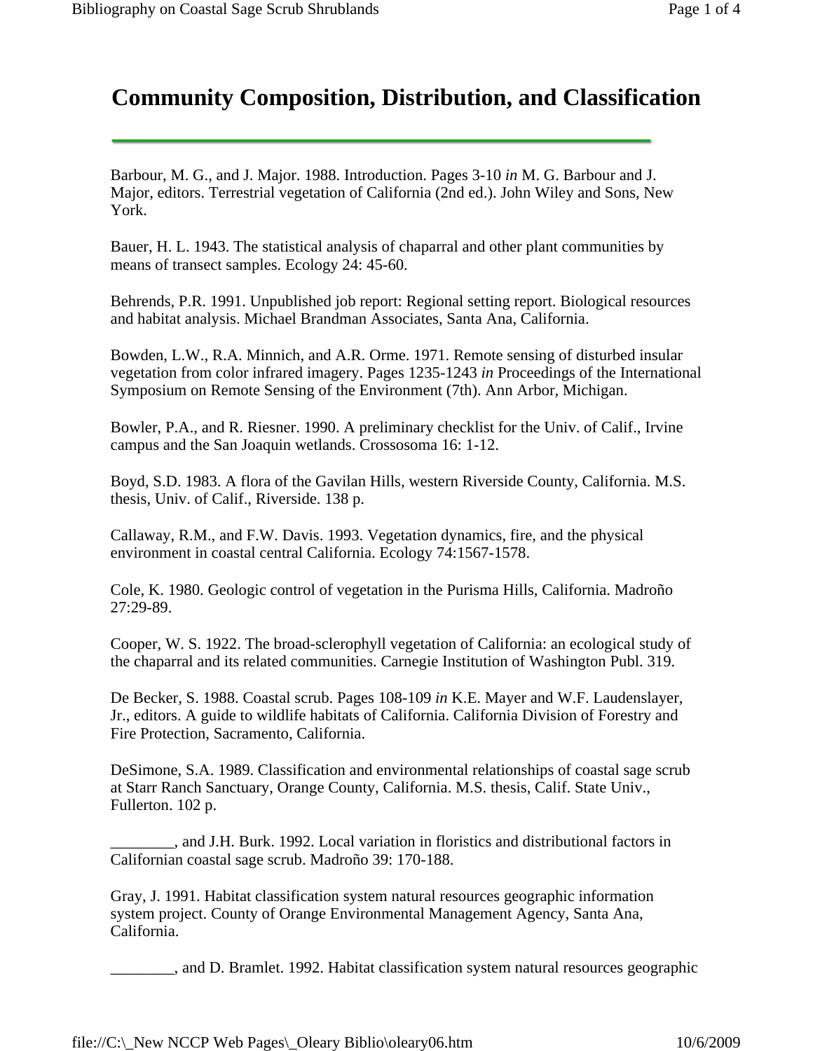# Community Composition, Distribution, and Classification

Barbour, M. G., and J. Major. 1988. Introduction. Pages 3-10 *in* M. G. Barbour and J. Major, editors. Terrestrial vegetation of California (2nd ed.). John Wiley and Sons, New York.

Bauer, H. L. 1943. The statistical analysis of chaparral and other plant communities by means of transect samples. Ecology 24: 45-60.

Behrends, P.R. 1991. Unpublished job report: Regional setting report. Biological resources and habitat analysis. Michael Brandman Associates, Santa Ana, California.

Bowden, L.W., R.A. Minnich, and A.R. Orme. 1971. Remote sensing of disturbed insular vegetation from color infrared imagery. Pages 1235-1243 *in* Proceedings of the International Symposium on Remote Sensing of the Environment (7th). Ann Arbor, Michigan.

Bowler, P.A., and R. Riesner. 1990. A preliminary checklist for the Univ. of Calif., Irvine campus and the San Joaquin wetlands. Crossosoma 16: 1-12.

Boyd, S.D. 1983. A flora of the Gavilan Hills, western Riverside County, California. M.S. thesis, Univ. of Calif., Riverside. 138 p.

Callaway, R.M., and F.W. Davis. 1993. Vegetation dynamics, fire, and the physical environment in coastal central California. Ecology 74:1567-1578.

Cole, K. 1980. Geologic control of vegetation in the Purisma Hills, California. Madroño 27:29-89.

Cooper, W. S. 1922. The broad-sclerophyll vegetation of California: an ecological study of the chaparral and its related communities. Carnegie Institution of Washington Publ. 319.

De Becker, S. 1988. Coastal scrub. Pages 108-109 *in* K.E. Mayer and W.F. Laudenslayer, Jr., editors. A guide to wildlife habitats of California. California Division of Forestry and Fire Protection, Sacramento, California.

DeSimone, S.A. 1989. Classification and environmental relationships of coastal sage scrub at Starr Ranch Sanctuary, Orange County, California. M.S. thesis, Calif. State Univ., Fullerton. 102 p.

________, and J.H. Burk. 1992. Local variation in floristics and distributional factors in Californian coastal sage scrub. Madroño 39: 170-188.

Gray, J. 1991. Habitat classification system natural resources geographic information system project. County of Orange Environmental Management Agency, Santa Ana, California.

________, and D. Bramlet. 1992. Habitat classification system natural resources geographic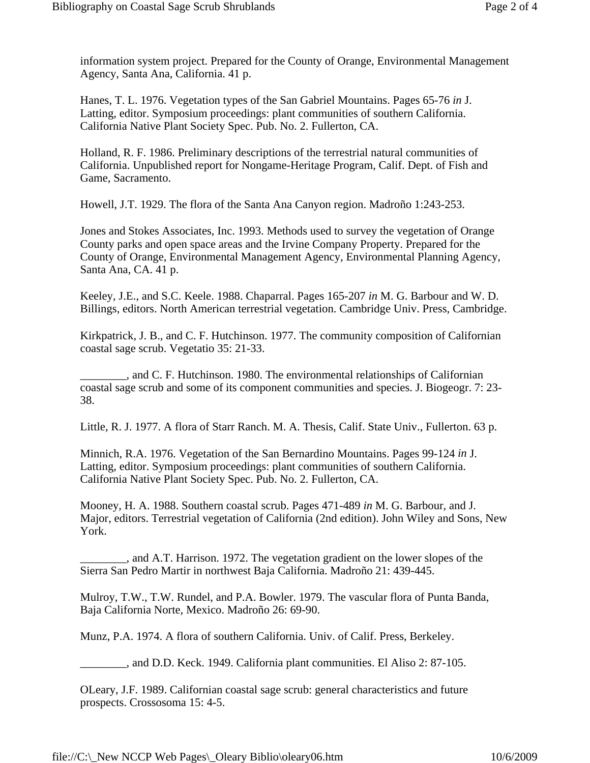information system project. Prepared for the County of Orange, Environmental Management Agency, Santa Ana, California. 41 p.

Hanes, T. L. 1976. Vegetation types of the San Gabriel Mountains. Pages 65-76 *in* J. Latting, editor. Symposium proceedings: plant communities of southern California. California Native Plant Society Spec. Pub. No. 2. Fullerton, CA.

Holland, R. F. 1986. Preliminary descriptions of the terrestrial natural communities of California. Unpublished report for Nongame-Heritage Program, Calif. Dept. of Fish and Game, Sacramento.

Howell, J.T. 1929. The flora of the Santa Ana Canyon region. Madroño 1:243-253.

Jones and Stokes Associates, Inc. 1993. Methods used to survey the vegetation of Orange County parks and open space areas and the Irvine Company Property. Prepared for the County of Orange, Environmental Management Agency, Environmental Planning Agency, Santa Ana, CA. 41 p.

Keeley, J.E., and S.C. Keele. 1988. Chaparral. Pages 165-207 *in* M. G. Barbour and W. D. Billings, editors. North American terrestrial vegetation. Cambridge Univ. Press, Cambridge.

Kirkpatrick, J. B., and C. F. Hutchinson. 1977. The community composition of Californian coastal sage scrub. Vegetatio 35: 21-33.

________, and C. F. Hutchinson. 1980. The environmental relationships of Californian coastal sage scrub and some of its component communities and species. J. Biogeogr. 7: 23-38.

Little, R. J. 1977. A flora of Starr Ranch. M. A. Thesis, Calif. State Univ., Fullerton. 63 p.

Minnich, R.A. 1976. Vegetation of the San Bernardino Mountains. Pages 99-124 *in* J. Latting, editor. Symposium proceedings: plant communities of southern California. California Native Plant Society Spec. Pub. No. 2. Fullerton, CA.

Mooney, H. A. 1988. Southern coastal scrub. Pages 471-489 *in* M. G. Barbour, and J. Major, editors. Terrestrial vegetation of California (2nd edition). John Wiley and Sons, New York.

________, and A.T. Harrison. 1972. The vegetation gradient on the lower slopes of the Sierra San Pedro Martir in northwest Baja California. Madroño 21: 439-445.

Mulroy, T.W., T.W. Rundel, and P.A. Bowler. 1979. The vascular flora of Punta Banda, Baja California Norte, Mexico. Madroño 26: 69-90.

Munz, P.A. 1974. A flora of southern California. Univ. of Calif. Press, Berkeley.

________, and D.D. Keck. 1949. California plant communities. El Aliso 2: 87-105.

OLeary, J.F. 1989. Californian coastal sage scrub: general characteristics and future prospects. Crossosoma 15: 4-5.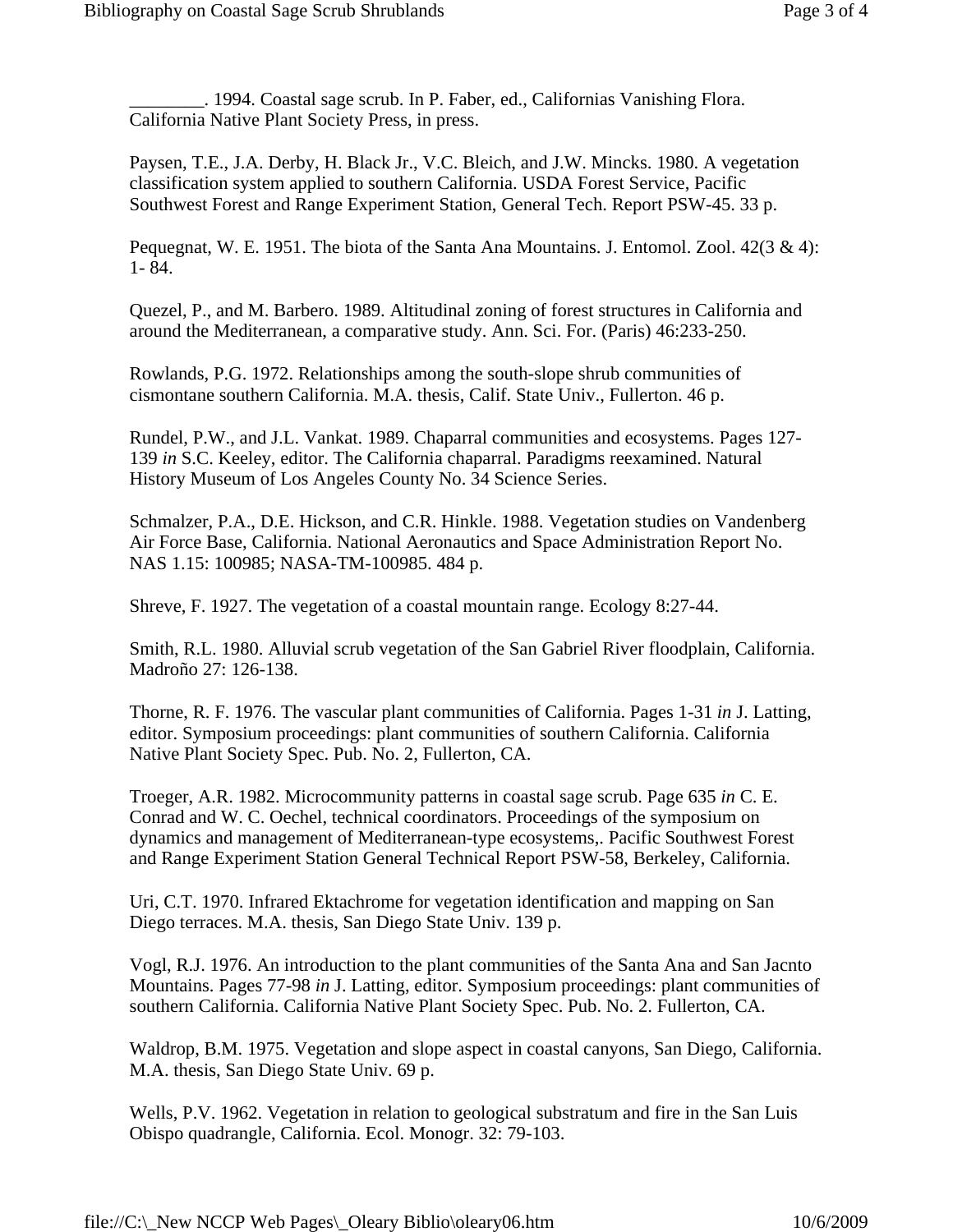________. 1994. Coastal sage scrub. In P. Faber, ed., Californias Vanishing Flora. California Native Plant Society Press, in press.

Paysen, T.E., J.A. Derby, H. Black Jr., V.C. Bleich, and J.W. Mincks. 1980. A vegetation classification system applied to southern California. USDA Forest Service, Pacific Southwest Forest and Range Experiment Station, General Tech. Report PSW-45. 33 p.

Pequegnat, W. E. 1951. The biota of the Santa Ana Mountains. J. Entomol. Zool. 42(3 & 4): 1- 84.

Quezel, P., and M. Barbero. 1989. Altitudinal zoning of forest structures in California and around the Mediterranean, a comparative study. Ann. Sci. For. (Paris) 46:233-250.

Rowlands, P.G. 1972. Relationships among the south-slope shrub communities of cismontane southern California. M.A. thesis, Calif. State Univ., Fullerton. 46 p.

Rundel, P.W., and J.L. Vankat. 1989. Chaparral communities and ecosystems. Pages 127-139 *in* S.C. Keeley, editor. The California chaparral. Paradigms reexamined. Natural History Museum of Los Angeles County No. 34 Science Series.

Schmalzer, P.A., D.E. Hickson, and C.R. Hinkle. 1988. Vegetation studies on Vandenberg Air Force Base, California. National Aeronautics and Space Administration Report No. NAS 1.15: 100985; NASA-TM-100985. 484 p.

Shreve, F. 1927. The vegetation of a coastal mountain range. Ecology 8:27-44.

Smith, R.L. 1980. Alluvial scrub vegetation of the San Gabriel River floodplain, California. Madroño 27: 126-138.

Thorne, R. F. 1976. The vascular plant communities of California. Pages 1-31 *in* J. Latting, editor. Symposium proceedings: plant communities of southern California. California Native Plant Society Spec. Pub. No. 2, Fullerton, CA.

Troeger, A.R. 1982. Microcommunity patterns in coastal sage scrub. Page 635 *in* C. E. Conrad and W. C. Oechel, technical coordinators. Proceedings of the symposium on dynamics and management of Mediterranean-type ecosystems,. Pacific Southwest Forest and Range Experiment Station General Technical Report PSW-58, Berkeley, California.

Uri, C.T. 1970. Infrared Ektachrome for vegetation identification and mapping on San Diego terraces. M.A. thesis, San Diego State Univ. 139 p.

Vogl, R.J. 1976. An introduction to the plant communities of the Santa Ana and San Jacnto Mountains. Pages 77-98 *in* J. Latting, editor. Symposium proceedings: plant communities of southern California. California Native Plant Society Spec. Pub. No. 2. Fullerton, CA.

Waldrop, B.M. 1975. Vegetation and slope aspect in coastal canyons, San Diego, California. M.A. thesis, San Diego State Univ. 69 p.

Wells, P.V. 1962. Vegetation in relation to geological substratum and fire in the San Luis Obispo quadrangle, California. Ecol. Monogr. 32: 79-103.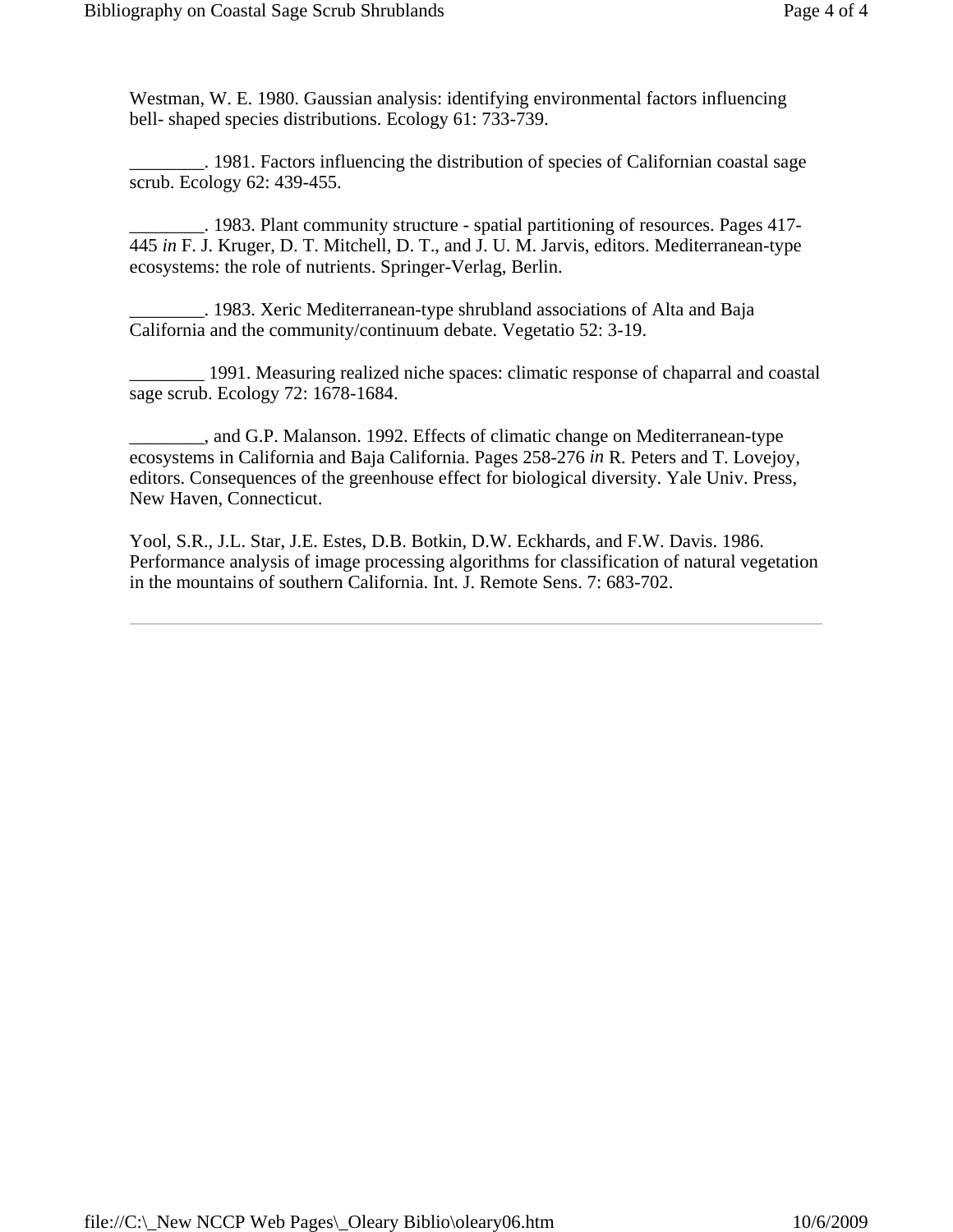Westman, W. E. 1980. Gaussian analysis: identifying environmental factors influencing bell- shaped species distributions. Ecology 61: 733-739.

________. 1981. Factors influencing the distribution of species of Californian coastal sage scrub. Ecology 62: 439-455.

________. 1983. Plant community structure - spatial partitioning of resources. Pages 417-445 *in* F. J. Kruger, D. T. Mitchell, D. T., and J. U. M. Jarvis, editors. Mediterranean-type ecosystems: the role of nutrients. Springer-Verlag, Berlin.

________. 1983. Xeric Mediterranean-type shrubland associations of Alta and Baja California and the community/continuum debate. Vegetatio 52: 3-19.

________ 1991. Measuring realized niche spaces: climatic response of chaparral and coastal sage scrub. Ecology 72: 1678-1684.

________, and G.P. Malanson. 1992. Effects of climatic change on Mediterranean-type ecosystems in California and Baja California. Pages 258-276 *in* R. Peters and T. Lovejoy, editors. Consequences of the greenhouse effect for biological diversity. Yale Univ. Press, New Haven, Connecticut.

Yool, S.R., J.L. Star, J.E. Estes, D.B. Botkin, D.W. Eckhards, and F.W. Davis. 1986. Performance analysis of image processing algorithms for classification of natural vegetation in the mountains of southern California. Int. J. Remote Sens. 7: 683-702.

---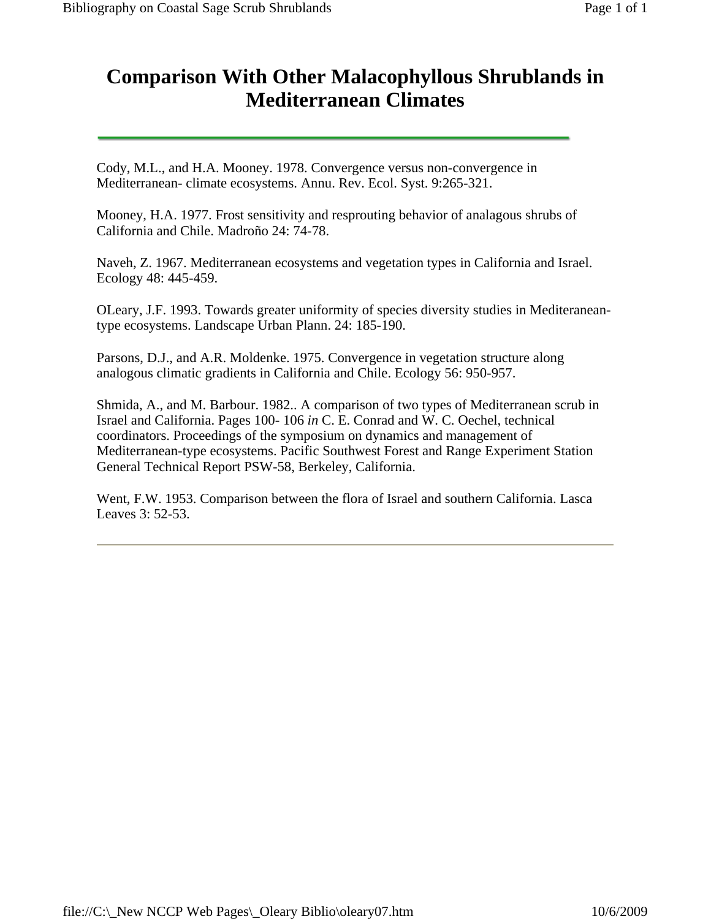# Comparison With Other Malacophyllous Shrublands in Mediterranean Climates

---

Cody, M.L., and H.A. Mooney. 1978. Convergence versus non-convergence in Mediterranean- climate ecosystems. Annu. Rev. Ecol. Syst. 9:265-321.

Mooney, H.A. 1977. Frost sensitivity and resprouting behavior of analagous shrubs of California and Chile. Madroño 24: 74-78.

Naveh, Z. 1967. Mediterranean ecosystems and vegetation types in California and Israel. Ecology 48: 445-459.

OLeary, J.F. 1993. Towards greater uniformity of species diversity studies in Mediteranean-type ecosystems. Landscape Urban Plann. 24: 185-190.

Parsons, D.J., and A.R. Moldenke. 1975. Convergence in vegetation structure along analogous climatic gradients in California and Chile. Ecology 56: 950-957.

Shmida, A., and M. Barbour. 1982.. A comparison of two types of Mediterranean scrub in Israel and California. Pages 100- 106 *in* C. E. Conrad and W. C. Oechel, technical coordinators. Proceedings of the symposium on dynamics and management of Mediterranean-type ecosystems. Pacific Southwest Forest and Range Experiment Station General Technical Report PSW-58, Berkeley, California.

Went, F.W. 1953. Comparison between the flora of Israel and southern California. Lasca Leaves 3: 52-53.

---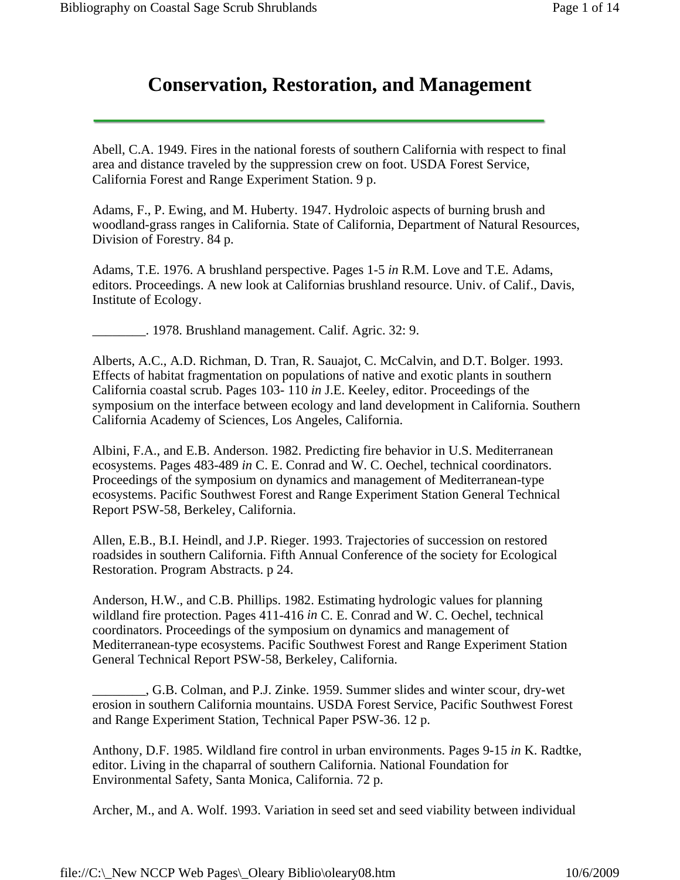# Conservation, Restoration, and Management

Abell, C.A. 1949. Fires in the national forests of southern California with respect to final area and distance traveled by the suppression crew on foot. USDA Forest Service, California Forest and Range Experiment Station. 9 p.

Adams, F., P. Ewing, and M. Huberty. 1947. Hydroloic aspects of burning brush and woodland-grass ranges in California. State of California, Department of Natural Resources, Division of Forestry. 84 p.

Adams, T.E. 1976. A brushland perspective. Pages 1-5 *in* R.M. Love and T.E. Adams, editors. Proceedings. A new look at Californias brushland resource. Univ. of Calif., Davis, Institute of Ecology.

________. 1978. Brushland management. Calif. Agric. 32: 9.

Alberts, A.C., A.D. Richman, D. Tran, R. Sauajot, C. McCalvin, and D.T. Bolger. 1993. Effects of habitat fragmentation on populations of native and exotic plants in southern California coastal scrub. Pages 103- 110 *in* J.E. Keeley, editor. Proceedings of the symposium on the interface between ecology and land development in California. Southern California Academy of Sciences, Los Angeles, California.

Albini, F.A., and E.B. Anderson. 1982. Predicting fire behavior in U.S. Mediterranean ecosystems. Pages 483-489 *in* C. E. Conrad and W. C. Oechel, technical coordinators. Proceedings of the symposium on dynamics and management of Mediterranean-type ecosystems. Pacific Southwest Forest and Range Experiment Station General Technical Report PSW-58, Berkeley, California.

Allen, E.B., B.I. Heindl, and J.P. Rieger. 1993. Trajectories of succession on restored roadsides in southern California. Fifth Annual Conference of the society for Ecological Restoration. Program Abstracts. p 24.

Anderson, H.W., and C.B. Phillips. 1982. Estimating hydrologic values for planning wildland fire protection. Pages 411-416 *in* C. E. Conrad and W. C. Oechel, technical coordinators. Proceedings of the symposium on dynamics and management of Mediterranean-type ecosystems. Pacific Southwest Forest and Range Experiment Station General Technical Report PSW-58, Berkeley, California.

________, G.B. Colman, and P.J. Zinke. 1959. Summer slides and winter scour, dry-wet erosion in southern California mountains. USDA Forest Service, Pacific Southwest Forest and Range Experiment Station, Technical Paper PSW-36. 12 p.

Anthony, D.F. 1985. Wildland fire control in urban environments. Pages 9-15 *in* K. Radtke, editor. Living in the chaparral of southern California. National Foundation for Environmental Safety, Santa Monica, California. 72 p.

Archer, M., and A. Wolf. 1993. Variation in seed set and seed viability between individual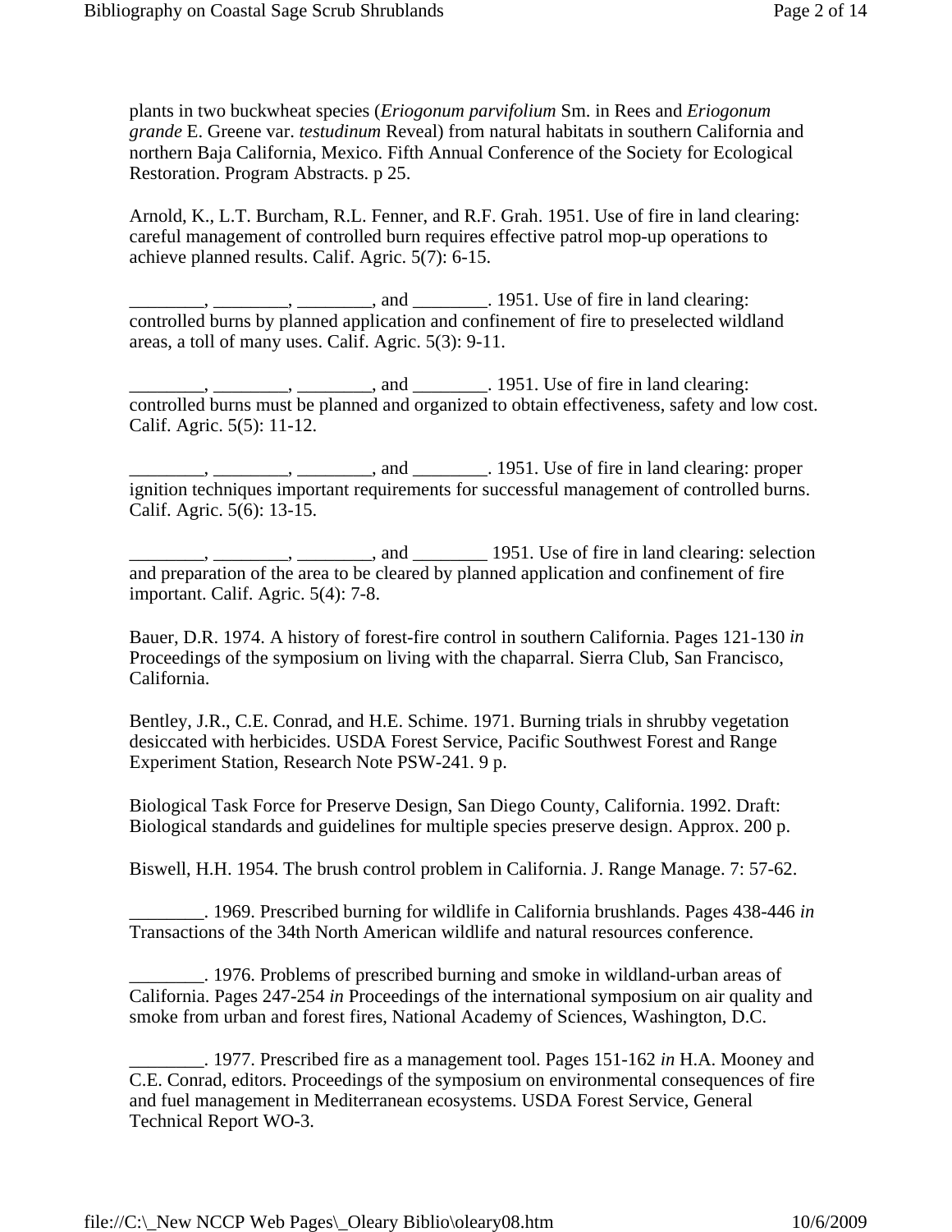plants in two buckwheat species (*Eriogonum parvifolium* Sm. in Rees and *Eriogonum grande* E. Greene var. *testudinum* Reveal) from natural habitats in southern California and northern Baja California, Mexico. Fifth Annual Conference of the Society for Ecological Restoration. Program Abstracts. p 25.

Arnold, K., L.T. Burcham, R.L. Fenner, and R.F. Grah. 1951. Use of fire in land clearing: careful management of controlled burn requires effective patrol mop-up operations to achieve planned results. Calif. Agric. 5(7): 6-15.

________, ________, ________, and ________. 1951. Use of fire in land clearing: controlled burns by planned application and confinement of fire to preselected wildland areas, a toll of many uses. Calif. Agric. 5(3): 9-11.

________, ________, ________, and ________. 1951. Use of fire in land clearing: controlled burns must be planned and organized to obtain effectiveness, safety and low cost. Calif. Agric. 5(5): 11-12.

________, ________, ________, and ________. 1951. Use of fire in land clearing: proper ignition techniques important requirements for successful management of controlled burns. Calif. Agric. 5(6): 13-15.

________, ________, ________, and ________ 1951. Use of fire in land clearing: selection and preparation of the area to be cleared by planned application and confinement of fire important. Calif. Agric. 5(4): 7-8.

Bauer, D.R. 1974. A history of forest-fire control in southern California. Pages 121-130 *in* Proceedings of the symposium on living with the chaparral. Sierra Club, San Francisco, California.

Bentley, J.R., C.E. Conrad, and H.E. Schime. 1971. Burning trials in shrubby vegetation desiccated with herbicides. USDA Forest Service, Pacific Southwest Forest and Range Experiment Station, Research Note PSW-241. 9 p.

Biological Task Force for Preserve Design, San Diego County, California. 1992. Draft: Biological standards and guidelines for multiple species preserve design. Approx. 200 p.

Biswell, H.H. 1954. The brush control problem in California. J. Range Manage. 7: 57-62.

________. 1969. Prescribed burning for wildlife in California brushlands. Pages 438-446 *in* Transactions of the 34th North American wildlife and natural resources conference.

________. 1976. Problems of prescribed burning and smoke in wildland-urban areas of California. Pages 247-254 *in* Proceedings of the international symposium on air quality and smoke from urban and forest fires, National Academy of Sciences, Washington, D.C.

________. 1977. Prescribed fire as a management tool. Pages 151-162 *in* H.A. Mooney and C.E. Conrad, editors. Proceedings of the symposium on environmental consequences of fire and fuel management in Mediterranean ecosystems. USDA Forest Service, General Technical Report WO-3.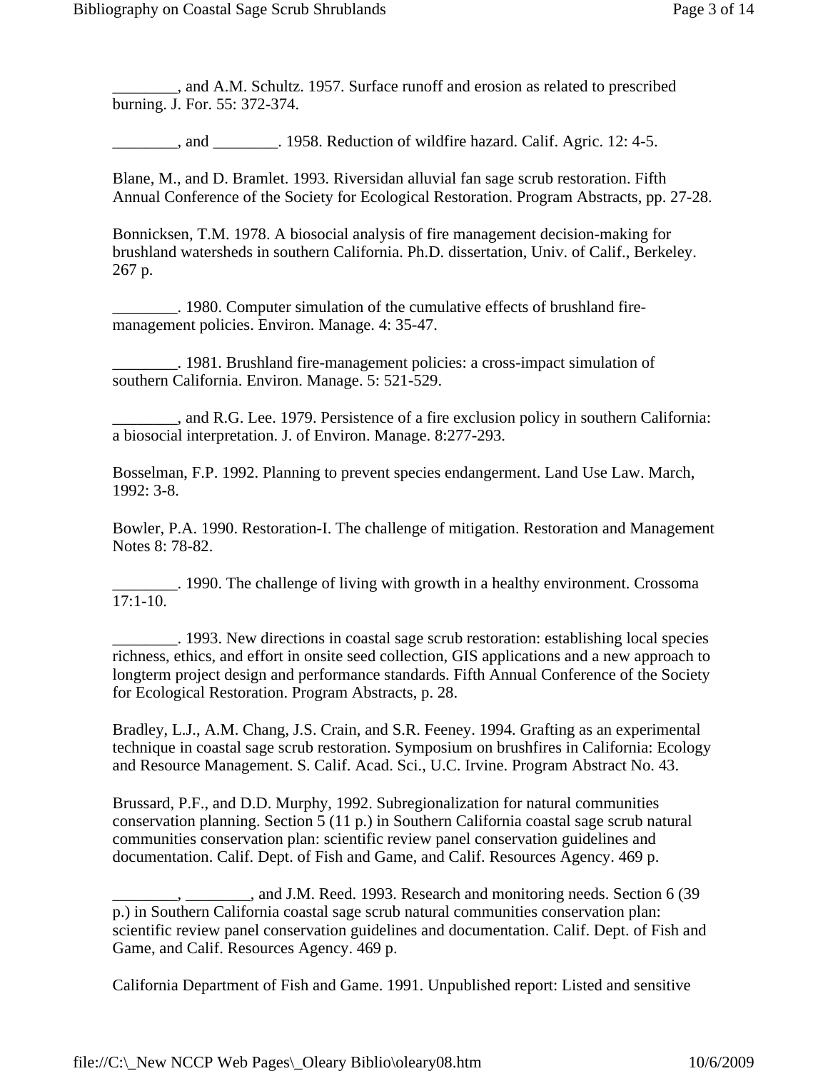________, and A.M. Schultz. 1957. Surface runoff and erosion as related to prescribed burning. J. For. 55: 372-374.

________, and ________. 1958. Reduction of wildfire hazard. Calif. Agric. 12: 4-5.

Blane, M., and D. Bramlet. 1993. Riversidan alluvial fan sage scrub restoration. Fifth Annual Conference of the Society for Ecological Restoration. Program Abstracts, pp. 27-28.

Bonnicksen, T.M. 1978. A biosocial analysis of fire management decision-making for brushland watersheds in southern California. Ph.D. dissertation, Univ. of Calif., Berkeley. 267 p.

________. 1980. Computer simulation of the cumulative effects of brushland fire-management policies. Environ. Manage. 4: 35-47.

________. 1981. Brushland fire-management policies: a cross-impact simulation of southern California. Environ. Manage. 5: 521-529.

________, and R.G. Lee. 1979. Persistence of a fire exclusion policy in southern California: a biosocial interpretation. J. of Environ. Manage. 8:277-293.

Bosselman, F.P. 1992. Planning to prevent species endangerment. Land Use Law. March, 1992: 3-8.

Bowler, P.A. 1990. Restoration-I. The challenge of mitigation. Restoration and Management Notes 8: 78-82.

________. 1990. The challenge of living with growth in a healthy environment. Crossoma 17:1-10.

________. 1993. New directions in coastal sage scrub restoration: establishing local species richness, ethics, and effort in onsite seed collection, GIS applications and a new approach to longterm project design and performance standards. Fifth Annual Conference of the Society for Ecological Restoration. Program Abstracts, p. 28.

Bradley, L.J., A.M. Chang, J.S. Crain, and S.R. Feeney. 1994. Grafting as an experimental technique in coastal sage scrub restoration. Symposium on brushfires in California: Ecology and Resource Management. S. Calif. Acad. Sci., U.C. Irvine. Program Abstract No. 43.

Brussard, P.F., and D.D. Murphy, 1992. Subregionalization for natural communities conservation planning. Section 5 (11 p.) in Southern California coastal sage scrub natural communities conservation plan: scientific review panel conservation guidelines and documentation. Calif. Dept. of Fish and Game, and Calif. Resources Agency. 469 p.

________, ________, and J.M. Reed. 1993. Research and monitoring needs. Section 6 (39 p.) in Southern California coastal sage scrub natural communities conservation plan: scientific review panel conservation guidelines and documentation. Calif. Dept. of Fish and Game, and Calif. Resources Agency. 469 p.

California Department of Fish and Game. 1991. Unpublished report: Listed and sensitive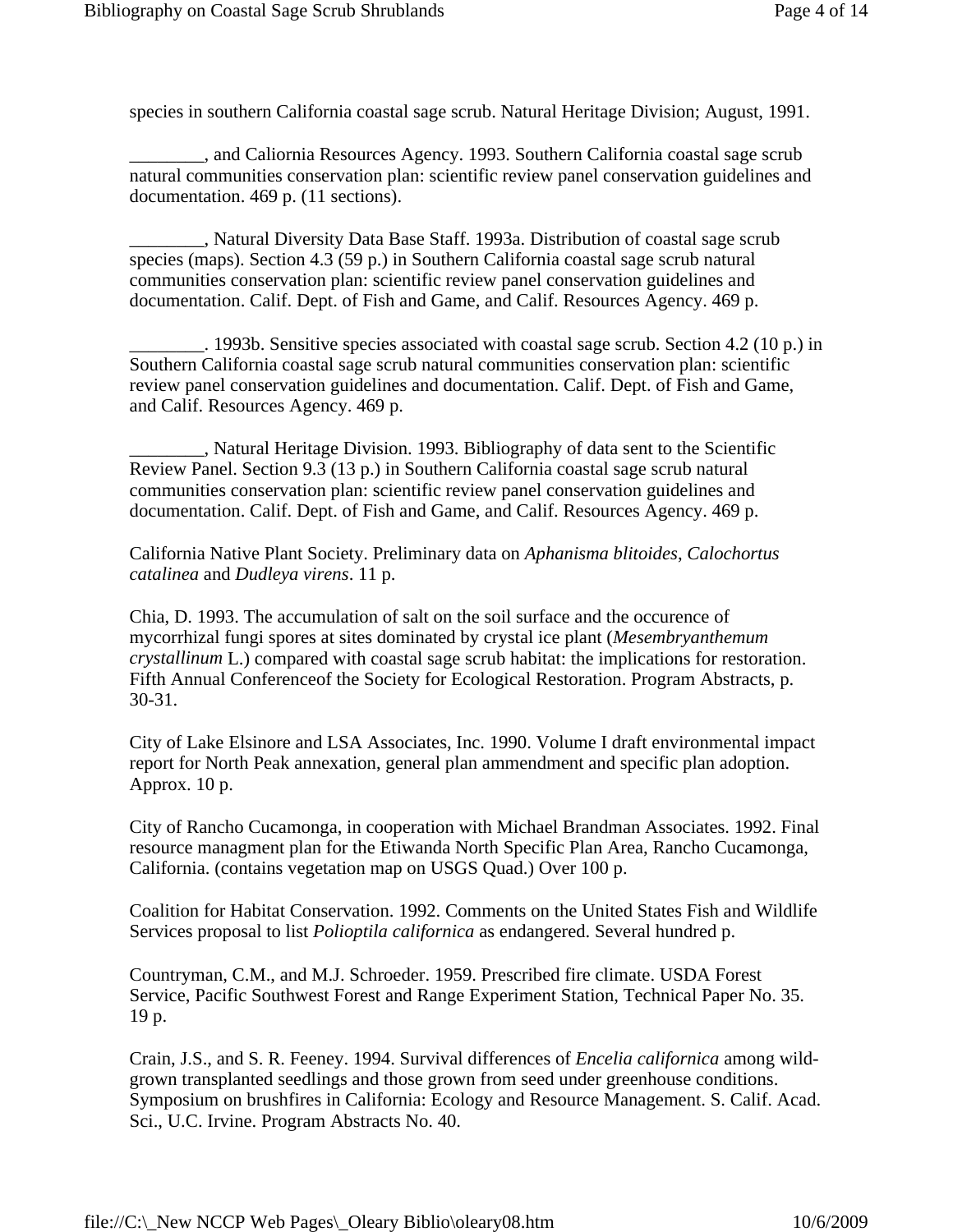species in southern California coastal sage scrub. Natural Heritage Division; August, 1991.

________, and Caliornia Resources Agency. 1993. Southern California coastal sage scrub natural communities conservation plan: scientific review panel conservation guidelines and documentation. 469 p. (11 sections).

________, Natural Diversity Data Base Staff. 1993a. Distribution of coastal sage scrub species (maps). Section 4.3 (59 p.) in Southern California coastal sage scrub natural communities conservation plan: scientific review panel conservation guidelines and documentation. Calif. Dept. of Fish and Game, and Calif. Resources Agency. 469 p.

________. 1993b. Sensitive species associated with coastal sage scrub. Section 4.2 (10 p.) in Southern California coastal sage scrub natural communities conservation plan: scientific review panel conservation guidelines and documentation. Calif. Dept. of Fish and Game, and Calif. Resources Agency. 469 p.

________, Natural Heritage Division. 1993. Bibliography of data sent to the Scientific Review Panel. Section 9.3 (13 p.) in Southern California coastal sage scrub natural communities conservation plan: scientific review panel conservation guidelines and documentation. Calif. Dept. of Fish and Game, and Calif. Resources Agency. 469 p.

California Native Plant Society. Preliminary data on *Aphanisma blitoides*, *Calochortus catalinea* and *Dudleya virens*. 11 p.

Chia, D. 1993. The accumulation of salt on the soil surface and the occurence of mycorrhizal fungi spores at sites dominated by crystal ice plant (*Mesembryanthemum crystallinum* L.) compared with coastal sage scrub habitat: the implications for restoration. Fifth Annual Conferenceof the Society for Ecological Restoration. Program Abstracts, p. 30-31.

City of Lake Elsinore and LSA Associates, Inc. 1990. Volume I draft environmental impact report for North Peak annexation, general plan ammendment and specific plan adoption. Approx. 10 p.

City of Rancho Cucamonga, in cooperation with Michael Brandman Associates. 1992. Final resource managment plan for the Etiwanda North Specific Plan Area, Rancho Cucamonga, California. (contains vegetation map on USGS Quad.) Over 100 p.

Coalition for Habitat Conservation. 1992. Comments on the United States Fish and Wildlife Services proposal to list *Polioptila californica* as endangered. Several hundred p.

Countryman, C.M., and M.J. Schroeder. 1959. Prescribed fire climate. USDA Forest Service, Pacific Southwest Forest and Range Experiment Station, Technical Paper No. 35. 19 p.

Crain, J.S., and S. R. Feeney. 1994. Survival differences of *Encelia californica* among wild-grown transplanted seedlings and those grown from seed under greenhouse conditions. Symposium on brushfires in California: Ecology and Resource Management. S. Calif. Acad. Sci., U.C. Irvine. Program Abstracts No. 40.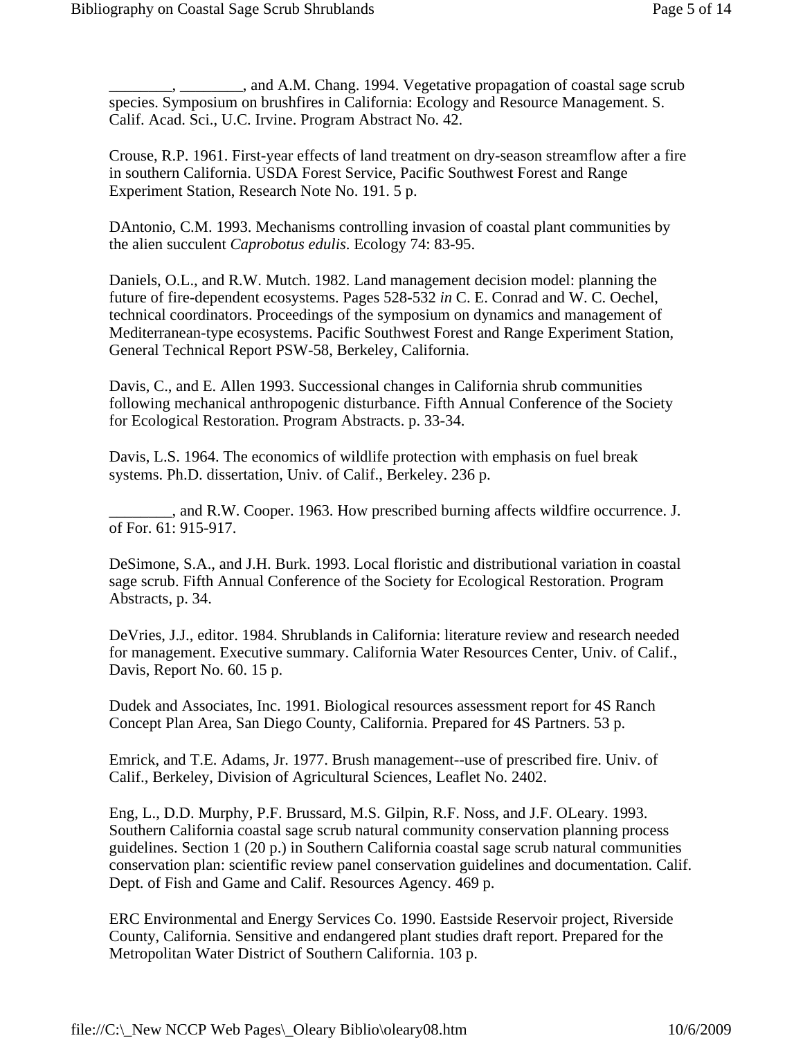________, ________, and A.M. Chang. 1994. Vegetative propagation of coastal sage scrub species. Symposium on brushfires in California: Ecology and Resource Management. S. Calif. Acad. Sci., U.C. Irvine. Program Abstract No. 42.

Crouse, R.P. 1961. First-year effects of land treatment on dry-season streamflow after a fire in southern California. USDA Forest Service, Pacific Southwest Forest and Range Experiment Station, Research Note No. 191. 5 p.

DAntonio, C.M. 1993. Mechanisms controlling invasion of coastal plant communities by the alien succulent *Caprobotus edulis*. Ecology 74: 83-95.

Daniels, O.L., and R.W. Mutch. 1982. Land management decision model: planning the future of fire-dependent ecosystems. Pages 528-532 *in* C. E. Conrad and W. C. Oechel, technical coordinators. Proceedings of the symposium on dynamics and management of Mediterranean-type ecosystems. Pacific Southwest Forest and Range Experiment Station, General Technical Report PSW-58, Berkeley, California.

Davis, C., and E. Allen 1993. Successional changes in California shrub communities following mechanical anthropogenic disturbance. Fifth Annual Conference of the Society for Ecological Restoration. Program Abstracts. p. 33-34.

Davis, L.S. 1964. The economics of wildlife protection with emphasis on fuel break systems. Ph.D. dissertation, Univ. of Calif., Berkeley. 236 p.

________, and R.W. Cooper. 1963. How prescribed burning affects wildfire occurrence. J. of For. 61: 915-917.

DeSimone, S.A., and J.H. Burk. 1993. Local floristic and distributional variation in coastal sage scrub. Fifth Annual Conference of the Society for Ecological Restoration. Program Abstracts, p. 34.

DeVries, J.J., editor. 1984. Shrublands in California: literature review and research needed for management. Executive summary. California Water Resources Center, Univ. of Calif., Davis, Report No. 60. 15 p.

Dudek and Associates, Inc. 1991. Biological resources assessment report for 4S Ranch Concept Plan Area, San Diego County, California. Prepared for 4S Partners. 53 p.

Emrick, and T.E. Adams, Jr. 1977. Brush management--use of prescribed fire. Univ. of Calif., Berkeley, Division of Agricultural Sciences, Leaflet No. 2402.

Eng, L., D.D. Murphy, P.F. Brussard, M.S. Gilpin, R.F. Noss, and J.F. OLeary. 1993. Southern California coastal sage scrub natural community conservation planning process guidelines. Section 1 (20 p.) in Southern California coastal sage scrub natural communities conservation plan: scientific review panel conservation guidelines and documentation. Calif. Dept. of Fish and Game and Calif. Resources Agency. 469 p.

ERC Environmental and Energy Services Co. 1990. Eastside Reservoir project, Riverside County, California. Sensitive and endangered plant studies draft report. Prepared for the Metropolitan Water District of Southern California. 103 p.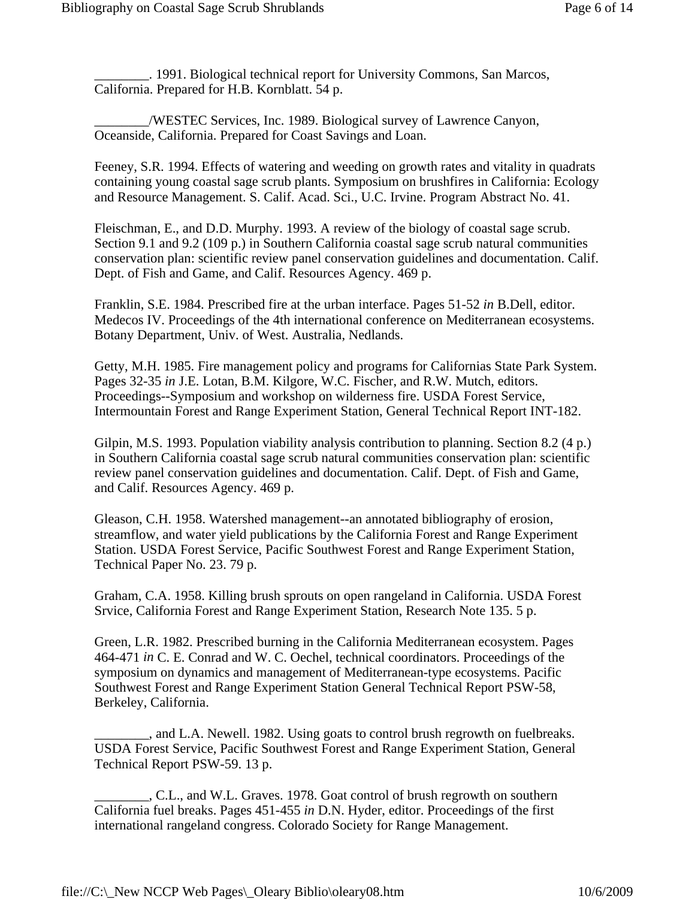________. 1991. Biological technical report for University Commons, San Marcos, California. Prepared for H.B. Kornblatt. 54 p.

________/WESTEC Services, Inc. 1989. Biological survey of Lawrence Canyon, Oceanside, California. Prepared for Coast Savings and Loan.

Feeney, S.R. 1994. Effects of watering and weeding on growth rates and vitality in quadrats containing young coastal sage scrub plants. Symposium on brushfires in California: Ecology and Resource Management. S. Calif. Acad. Sci., U.C. Irvine. Program Abstract No. 41.

Fleischman, E., and D.D. Murphy. 1993. A review of the biology of coastal sage scrub. Section 9.1 and 9.2 (109 p.) in Southern California coastal sage scrub natural communities conservation plan: scientific review panel conservation guidelines and documentation. Calif. Dept. of Fish and Game, and Calif. Resources Agency. 469 p.

Franklin, S.E. 1984. Prescribed fire at the urban interface. Pages 51-52 *in* B.Dell, editor. Medecos IV. Proceedings of the 4th international conference on Mediterranean ecosystems. Botany Department, Univ. of West. Australia, Nedlands.

Getty, M.H. 1985. Fire management policy and programs for Californias State Park System. Pages 32-35 *in* J.E. Lotan, B.M. Kilgore, W.C. Fischer, and R.W. Mutch, editors. Proceedings--Symposium and workshop on wilderness fire. USDA Forest Service, Intermountain Forest and Range Experiment Station, General Technical Report INT-182.

Gilpin, M.S. 1993. Population viability analysis contribution to planning. Section 8.2 (4 p.) in Southern California coastal sage scrub natural communities conservation plan: scientific review panel conservation guidelines and documentation. Calif. Dept. of Fish and Game, and Calif. Resources Agency. 469 p.

Gleason, C.H. 1958. Watershed management--an annotated bibliography of erosion, streamflow, and water yield publications by the California Forest and Range Experiment Station. USDA Forest Service, Pacific Southwest Forest and Range Experiment Station, Technical Paper No. 23. 79 p.

Graham, C.A. 1958. Killing brush sprouts on open rangeland in California. USDA Forest Srvice, California Forest and Range Experiment Station, Research Note 135. 5 p.

Green, L.R. 1982. Prescribed burning in the California Mediterranean ecosystem. Pages 464-471 *in* C. E. Conrad and W. C. Oechel, technical coordinators. Proceedings of the symposium on dynamics and management of Mediterranean-type ecosystems. Pacific Southwest Forest and Range Experiment Station General Technical Report PSW-58, Berkeley, California.

________, and L.A. Newell. 1982. Using goats to control brush regrowth on fuelbreaks. USDA Forest Service, Pacific Southwest Forest and Range Experiment Station, General Technical Report PSW-59. 13 p.

________, C.L., and W.L. Graves. 1978. Goat control of brush regrowth on southern California fuel breaks. Pages 451-455 *in* D.N. Hyder, editor. Proceedings of the first international rangeland congress. Colorado Society for Range Management.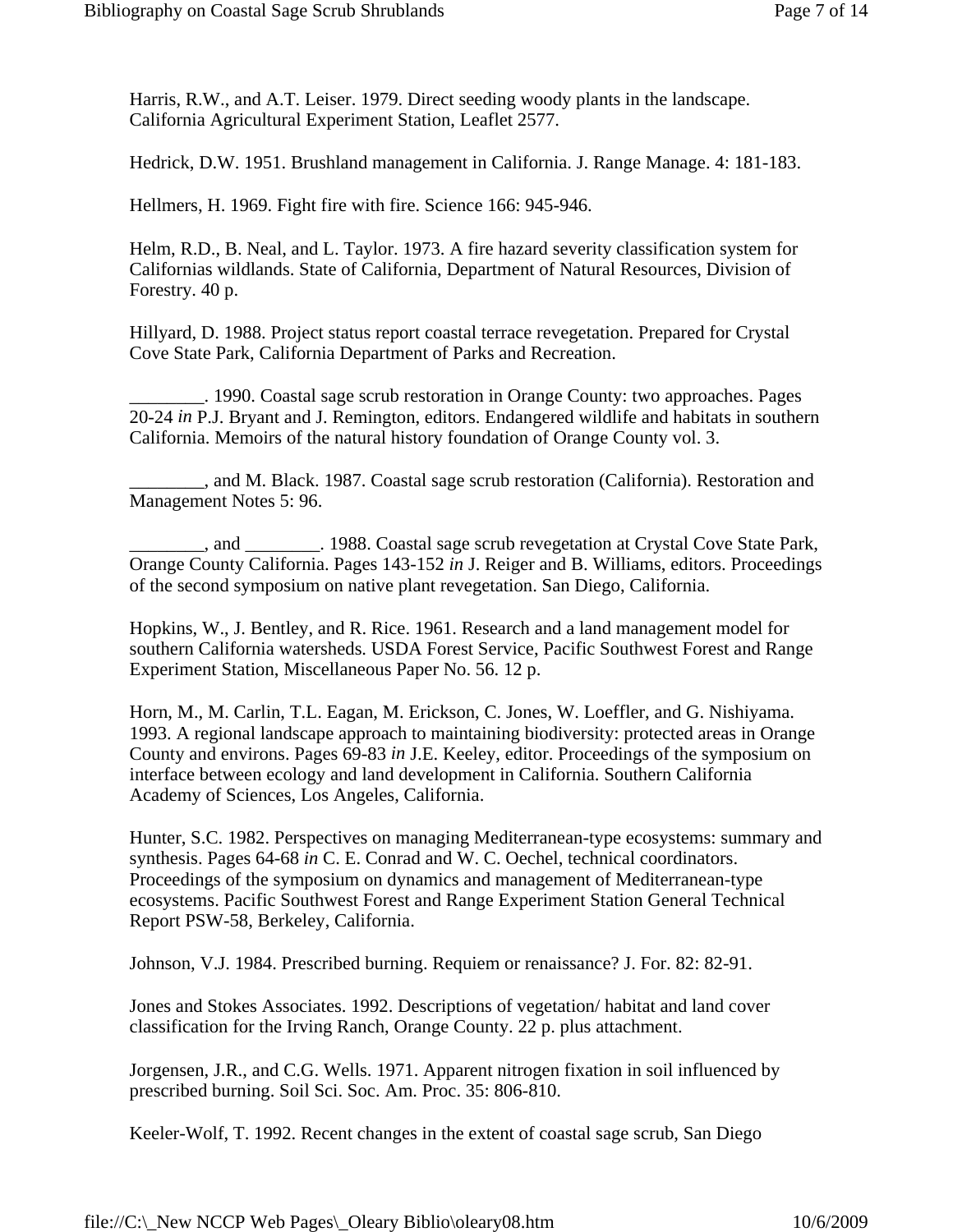Harris, R.W., and A.T. Leiser. 1979. Direct seeding woody plants in the landscape. California Agricultural Experiment Station, Leaflet 2577.

Hedrick, D.W. 1951. Brushland management in California. J. Range Manage. 4: 181-183.

Hellmers, H. 1969. Fight fire with fire. Science 166: 945-946.

Helm, R.D., B. Neal, and L. Taylor. 1973. A fire hazard severity classification system for Californias wildlands. State of California, Department of Natural Resources, Division of Forestry. 40 p.

Hillyard, D. 1988. Project status report coastal terrace revegetation. Prepared for Crystal Cove State Park, California Department of Parks and Recreation.

________. 1990. Coastal sage scrub restoration in Orange County: two approaches. Pages 20-24 *in* P.J. Bryant and J. Remington, editors. Endangered wildlife and habitats in southern California. Memoirs of the natural history foundation of Orange County vol. 3.

________, and M. Black. 1987. Coastal sage scrub restoration (California). Restoration and Management Notes 5: 96.

________, and ________. 1988. Coastal sage scrub revegetation at Crystal Cove State Park, Orange County California. Pages 143-152 *in* J. Reiger and B. Williams, editors. Proceedings of the second symposium on native plant revegetation. San Diego, California.

Hopkins, W., J. Bentley, and R. Rice. 1961. Research and a land management model for southern California watersheds. USDA Forest Service, Pacific Southwest Forest and Range Experiment Station, Miscellaneous Paper No. 56. 12 p.

Horn, M., M. Carlin, T.L. Eagan, M. Erickson, C. Jones, W. Loeffler, and G. Nishiyama. 1993. A regional landscape approach to maintaining biodiversity: protected areas in Orange County and environs. Pages 69-83 *in* J.E. Keeley, editor. Proceedings of the symposium on interface between ecology and land development in California. Southern California Academy of Sciences, Los Angeles, California.

Hunter, S.C. 1982. Perspectives on managing Mediterranean-type ecosystems: summary and synthesis. Pages 64-68 *in* C. E. Conrad and W. C. Oechel, technical coordinators. Proceedings of the symposium on dynamics and management of Mediterranean-type ecosystems. Pacific Southwest Forest and Range Experiment Station General Technical Report PSW-58, Berkeley, California.

Johnson, V.J. 1984. Prescribed burning. Requiem or renaissance? J. For. 82: 82-91.

Jones and Stokes Associates. 1992. Descriptions of vegetation/ habitat and land cover classification for the Irving Ranch, Orange County. 22 p. plus attachment.

Jorgensen, J.R., and C.G. Wells. 1971. Apparent nitrogen fixation in soil influenced by prescribed burning. Soil Sci. Soc. Am. Proc. 35: 806-810.

Keeler-Wolf, T. 1992. Recent changes in the extent of coastal sage scrub, San Diego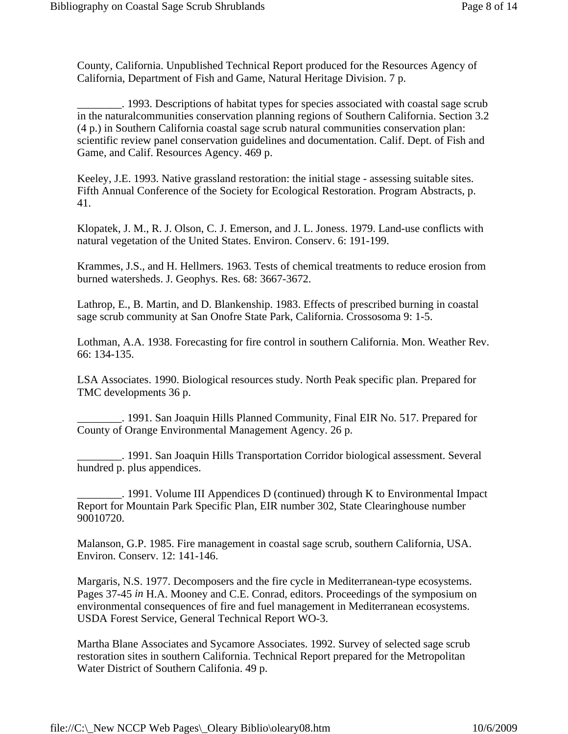County, California. Unpublished Technical Report produced for the Resources Agency of California, Department of Fish and Game, Natural Heritage Division. 7 p.

________. 1993. Descriptions of habitat types for species associated with coastal sage scrub in the naturalcommunities conservation planning regions of Southern California. Section 3.2 (4 p.) in Southern California coastal sage scrub natural communities conservation plan: scientific review panel conservation guidelines and documentation. Calif. Dept. of Fish and Game, and Calif. Resources Agency. 469 p.

Keeley, J.E. 1993. Native grassland restoration: the initial stage - assessing suitable sites. Fifth Annual Conference of the Society for Ecological Restoration. Program Abstracts, p. 41.

Klopatek, J. M., R. J. Olson, C. J. Emerson, and J. L. Joness. 1979. Land-use conflicts with natural vegetation of the United States. Environ. Conserv. 6: 191-199.

Krammes, J.S., and H. Hellmers. 1963. Tests of chemical treatments to reduce erosion from burned watersheds. J. Geophys. Res. 68: 3667-3672.

Lathrop, E., B. Martin, and D. Blankenship. 1983. Effects of prescribed burning in coastal sage scrub community at San Onofre State Park, California. Crossosoma 9: 1-5.

Lothman, A.A. 1938. Forecasting for fire control in southern California. Mon. Weather Rev. 66: 134-135.

LSA Associates. 1990. Biological resources study. North Peak specific plan. Prepared for TMC developments 36 p.

________. 1991. San Joaquin Hills Planned Community, Final EIR No. 517. Prepared for County of Orange Environmental Management Agency. 26 p.

________. 1991. San Joaquin Hills Transportation Corridor biological assessment. Several hundred p. plus appendices.

________. 1991. Volume III Appendices D (continued) through K to Environmental Impact Report for Mountain Park Specific Plan, EIR number 302, State Clearinghouse number 90010720.

Malanson, G.P. 1985. Fire management in coastal sage scrub, southern California, USA. Environ. Conserv. 12: 141-146.

Margaris, N.S. 1977. Decomposers and the fire cycle in Mediterranean-type ecosystems. Pages 37-45 *in* H.A. Mooney and C.E. Conrad, editors. Proceedings of the symposium on environmental consequences of fire and fuel management in Mediterranean ecosystems. USDA Forest Service, General Technical Report WO-3.

Martha Blane Associates and Sycamore Associates. 1992. Survey of selected sage scrub restoration sites in southern California. Technical Report prepared for the Metropolitan Water District of Southern Califonia. 49 p.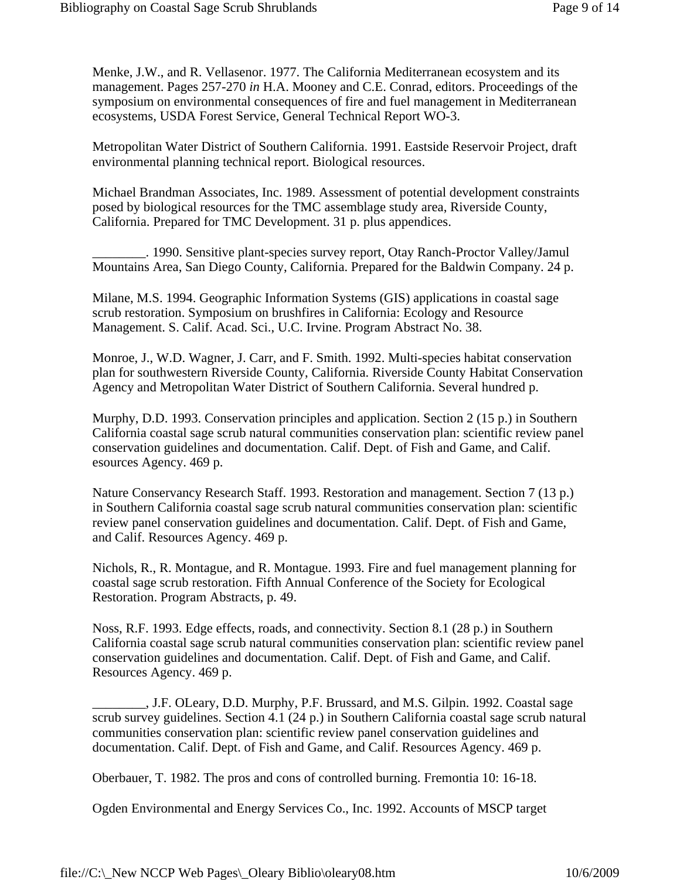Menke, J.W., and R. Vellasenor. 1977. The California Mediterranean ecosystem and its management. Pages 257-270 *in* H.A. Mooney and C.E. Conrad, editors. Proceedings of the symposium on environmental consequences of fire and fuel management in Mediterranean ecosystems, USDA Forest Service, General Technical Report WO-3.

Metropolitan Water District of Southern California. 1991. Eastside Reservoir Project, draft environmental planning technical report. Biological resources.

Michael Brandman Associates, Inc. 1989. Assessment of potential development constraints posed by biological resources for the TMC assemblage study area, Riverside County, California. Prepared for TMC Development. 31 p. plus appendices.

________. 1990. Sensitive plant-species survey report, Otay Ranch-Proctor Valley/Jamul Mountains Area, San Diego County, California. Prepared for the Baldwin Company. 24 p.

Milane, M.S. 1994. Geographic Information Systems (GIS) applications in coastal sage scrub restoration. Symposium on brushfires in California: Ecology and Resource Management. S. Calif. Acad. Sci., U.C. Irvine. Program Abstract No. 38.

Monroe, J., W.D. Wagner, J. Carr, and F. Smith. 1992. Multi-species habitat conservation plan for southwestern Riverside County, California. Riverside County Habitat Conservation Agency and Metropolitan Water District of Southern California. Several hundred p.

Murphy, D.D. 1993. Conservation principles and application. Section 2 (15 p.) in Southern California coastal sage scrub natural communities conservation plan: scientific review panel conservation guidelines and documentation. Calif. Dept. of Fish and Game, and Calif. esources Agency. 469 p.

Nature Conservancy Research Staff. 1993. Restoration and management. Section 7 (13 p.) in Southern California coastal sage scrub natural communities conservation plan: scientific review panel conservation guidelines and documentation. Calif. Dept. of Fish and Game, and Calif. Resources Agency. 469 p.

Nichols, R., R. Montague, and R. Montague. 1993. Fire and fuel management planning for coastal sage scrub restoration. Fifth Annual Conference of the Society for Ecological Restoration. Program Abstracts, p. 49.

Noss, R.F. 1993. Edge effects, roads, and connectivity. Section 8.1 (28 p.) in Southern California coastal sage scrub natural communities conservation plan: scientific review panel conservation guidelines and documentation. Calif. Dept. of Fish and Game, and Calif. Resources Agency. 469 p.

________, J.F. OLeary, D.D. Murphy, P.F. Brussard, and M.S. Gilpin. 1992. Coastal sage scrub survey guidelines. Section 4.1 (24 p.) in Southern California coastal sage scrub natural communities conservation plan: scientific review panel conservation guidelines and documentation. Calif. Dept. of Fish and Game, and Calif. Resources Agency. 469 p.

Oberbauer, T. 1982. The pros and cons of controlled burning. Fremontia 10: 16-18.

Ogden Environmental and Energy Services Co., Inc. 1992. Accounts of MSCP target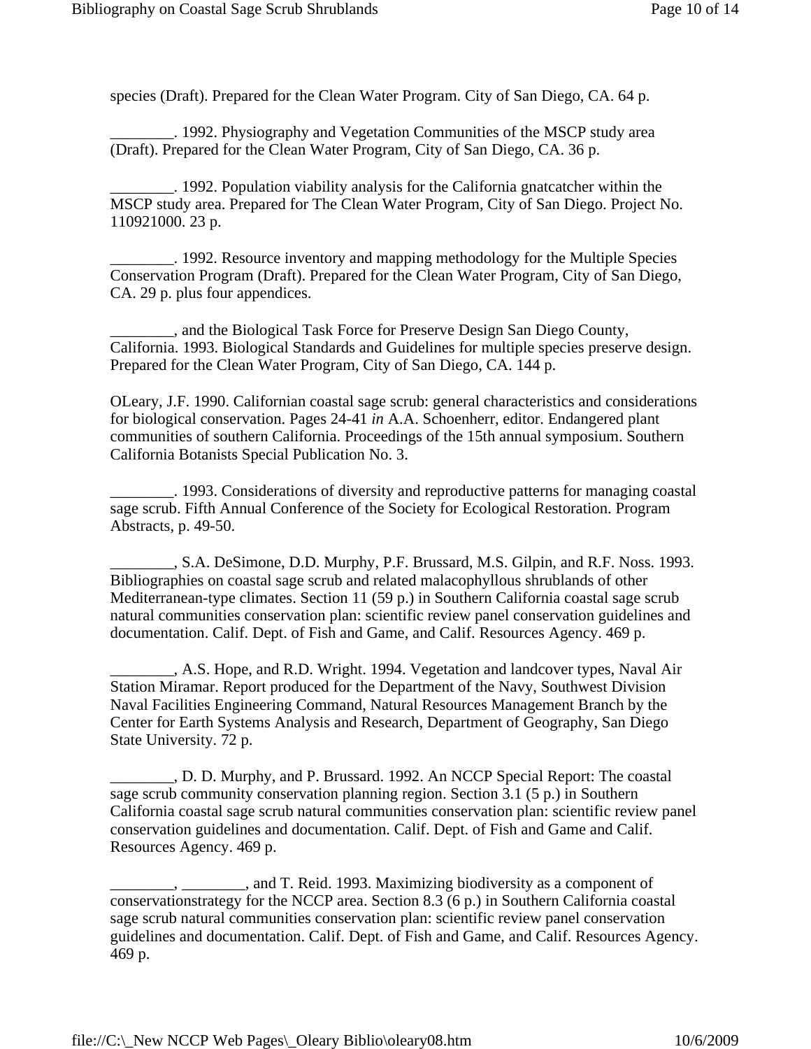species (Draft). Prepared for the Clean Water Program. City of San Diego, CA. 64 p.

________. 1992. Physiography and Vegetation Communities of the MSCP study area (Draft). Prepared for the Clean Water Program, City of San Diego, CA. 36 p.

________. 1992. Population viability analysis for the California gnatcatcher within the MSCP study area. Prepared for The Clean Water Program, City of San Diego. Project No. 110921000. 23 p.

________. 1992. Resource inventory and mapping methodology for the Multiple Species Conservation Program (Draft). Prepared for the Clean Water Program, City of San Diego, CA. 29 p. plus four appendices.

________, and the Biological Task Force for Preserve Design San Diego County, California. 1993. Biological Standards and Guidelines for multiple species preserve design. Prepared for the Clean Water Program, City of San Diego, CA. 144 p.

OLeary, J.F. 1990. Californian coastal sage scrub: general characteristics and considerations for biological conservation. Pages 24-41 *in* A.A. Schoenherr, editor. Endangered plant communities of southern California. Proceedings of the 15th annual symposium. Southern California Botanists Special Publication No. 3.

________. 1993. Considerations of diversity and reproductive patterns for managing coastal sage scrub. Fifth Annual Conference of the Society for Ecological Restoration. Program Abstracts, p. 49-50.

________, S.A. DeSimone, D.D. Murphy, P.F. Brussard, M.S. Gilpin, and R.F. Noss. 1993. Bibliographies on coastal sage scrub and related malacophyllous shrublands of other Mediterranean-type climates. Section 11 (59 p.) in Southern California coastal sage scrub natural communities conservation plan: scientific review panel conservation guidelines and documentation. Calif. Dept. of Fish and Game, and Calif. Resources Agency. 469 p.

________, A.S. Hope, and R.D. Wright. 1994. Vegetation and landcover types, Naval Air Station Miramar. Report produced for the Department of the Navy, Southwest Division Naval Facilities Engineering Command, Natural Resources Management Branch by the Center for Earth Systems Analysis and Research, Department of Geography, San Diego State University. 72 p.

________, D. D. Murphy, and P. Brussard. 1992. An NCCP Special Report: The coastal sage scrub community conservation planning region. Section 3.1 (5 p.) in Southern California coastal sage scrub natural communities conservation plan: scientific review panel conservation guidelines and documentation. Calif. Dept. of Fish and Game and Calif. Resources Agency. 469 p.

________, ________, and T. Reid. 1993. Maximizing biodiversity as a component of conservationstrategy for the NCCP area. Section 8.3 (6 p.) in Southern California coastal sage scrub natural communities conservation plan: scientific review panel conservation guidelines and documentation. Calif. Dept. of Fish and Game, and Calif. Resources Agency. 469 p.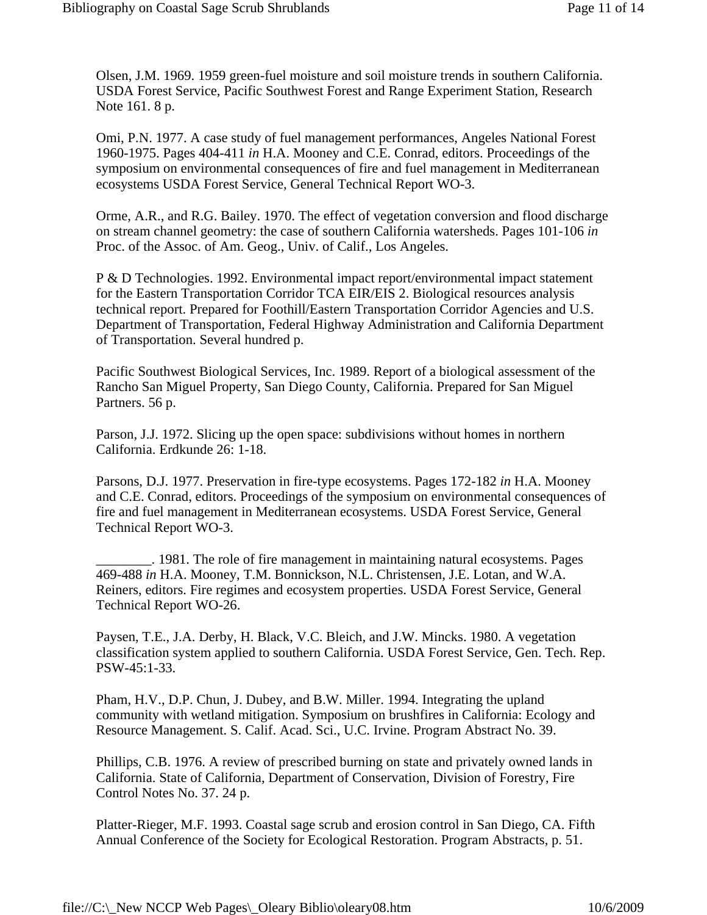Olsen, J.M. 1969. 1959 green-fuel moisture and soil moisture trends in southern California. USDA Forest Service, Pacific Southwest Forest and Range Experiment Station, Research Note 161. 8 p.

Omi, P.N. 1977. A case study of fuel management performances, Angeles National Forest 1960-1975. Pages 404-411 *in* H.A. Mooney and C.E. Conrad, editors. Proceedings of the symposium on environmental consequences of fire and fuel management in Mediterranean ecosystems USDA Forest Service, General Technical Report WO-3.

Orme, A.R., and R.G. Bailey. 1970. The effect of vegetation conversion and flood discharge on stream channel geometry: the case of southern California watersheds. Pages 101-106 *in* Proc. of the Assoc. of Am. Geog., Univ. of Calif., Los Angeles.

P & D Technologies. 1992. Environmental impact report/environmental impact statement for the Eastern Transportation Corridor TCA EIR/EIS 2. Biological resources analysis technical report. Prepared for Foothill/Eastern Transportation Corridor Agencies and U.S. Department of Transportation, Federal Highway Administration and California Department of Transportation. Several hundred p.

Pacific Southwest Biological Services, Inc. 1989. Report of a biological assessment of the Rancho San Miguel Property, San Diego County, California. Prepared for San Miguel Partners. 56 p.

Parson, J.J. 1972. Slicing up the open space: subdivisions without homes in northern California. Erdkunde 26: 1-18.

Parsons, D.J. 1977. Preservation in fire-type ecosystems. Pages 172-182 *in* H.A. Mooney and C.E. Conrad, editors. Proceedings of the symposium on environmental consequences of fire and fuel management in Mediterranean ecosystems. USDA Forest Service, General Technical Report WO-3.

________. 1981. The role of fire management in maintaining natural ecosystems. Pages 469-488 *in* H.A. Mooney, T.M. Bonnickson, N.L. Christensen, J.E. Lotan, and W.A. Reiners, editors. Fire regimes and ecosystem properties. USDA Forest Service, General Technical Report WO-26.

Paysen, T.E., J.A. Derby, H. Black, V.C. Bleich, and J.W. Mincks. 1980. A vegetation classification system applied to southern California. USDA Forest Service, Gen. Tech. Rep. PSW-45:1-33.

Pham, H.V., D.P. Chun, J. Dubey, and B.W. Miller. 1994. Integrating the upland community with wetland mitigation. Symposium on brushfires in California: Ecology and Resource Management. S. Calif. Acad. Sci., U.C. Irvine. Program Abstract No. 39.

Phillips, C.B. 1976. A review of prescribed burning on state and privately owned lands in California. State of California, Department of Conservation, Division of Forestry, Fire Control Notes No. 37. 24 p.

Platter-Rieger, M.F. 1993. Coastal sage scrub and erosion control in San Diego, CA. Fifth Annual Conference of the Society for Ecological Restoration. Program Abstracts, p. 51.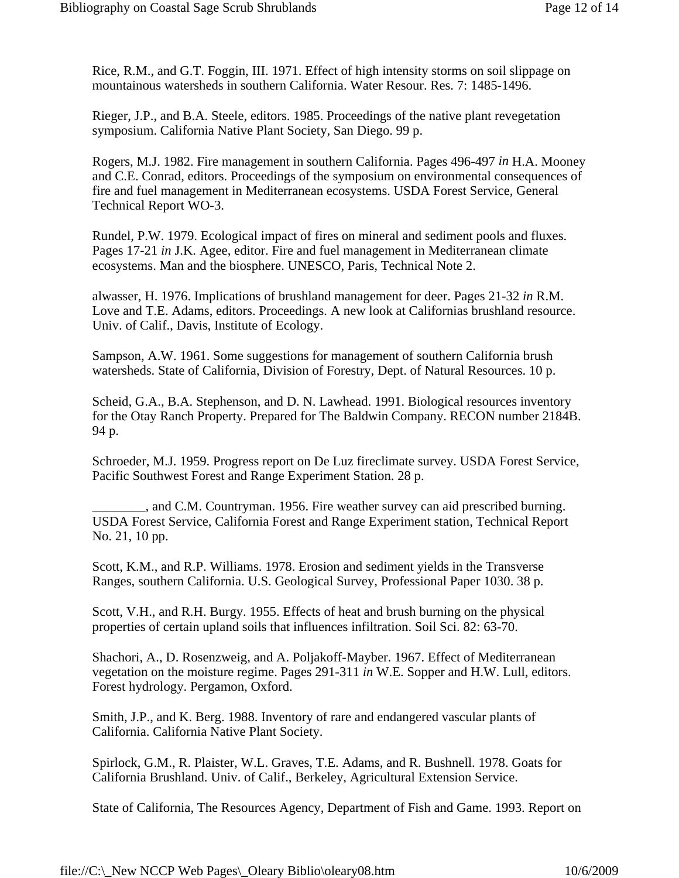Rice, R.M., and G.T. Foggin, III. 1971. Effect of high intensity storms on soil slippage on mountainous watersheds in southern California. Water Resour. Res. 7: 1485-1496.

Rieger, J.P., and B.A. Steele, editors. 1985. Proceedings of the native plant revegetation symposium. California Native Plant Society, San Diego. 99 p.

Rogers, M.J. 1982. Fire management in southern California. Pages 496-497 *in* H.A. Mooney and C.E. Conrad, editors. Proceedings of the symposium on environmental consequences of fire and fuel management in Mediterranean ecosystems. USDA Forest Service, General Technical Report WO-3.

Rundel, P.W. 1979. Ecological impact of fires on mineral and sediment pools and fluxes. Pages 17-21 *in* J.K. Agee, editor. Fire and fuel management in Mediterranean climate ecosystems. Man and the biosphere. UNESCO, Paris, Technical Note 2.

alwasser, H. 1976. Implications of brushland management for deer. Pages 21-32 *in* R.M. Love and T.E. Adams, editors. Proceedings. A new look at Californias brushland resource. Univ. of Calif., Davis, Institute of Ecology.

Sampson, A.W. 1961. Some suggestions for management of southern California brush watersheds. State of California, Division of Forestry, Dept. of Natural Resources. 10 p.

Scheid, G.A., B.A. Stephenson, and D. N. Lawhead. 1991. Biological resources inventory for the Otay Ranch Property. Prepared for The Baldwin Company. RECON number 2184B. 94 p.

Schroeder, M.J. 1959. Progress report on De Luz fireclimate survey. USDA Forest Service, Pacific Southwest Forest and Range Experiment Station. 28 p.

________, and C.M. Countryman. 1956. Fire weather survey can aid prescribed burning. USDA Forest Service, California Forest and Range Experiment station, Technical Report No. 21, 10 pp.

Scott, K.M., and R.P. Williams. 1978. Erosion and sediment yields in the Transverse Ranges, southern California. U.S. Geological Survey, Professional Paper 1030. 38 p.

Scott, V.H., and R.H. Burgy. 1955. Effects of heat and brush burning on the physical properties of certain upland soils that influences infiltration. Soil Sci. 82: 63-70.

Shachori, A., D. Rosenzweig, and A. Poljakoff-Mayber. 1967. Effect of Mediterranean vegetation on the moisture regime. Pages 291-311 *in* W.E. Sopper and H.W. Lull, editors. Forest hydrology. Pergamon, Oxford.

Smith, J.P., and K. Berg. 1988. Inventory of rare and endangered vascular plants of California. California Native Plant Society.

Spirlock, G.M., R. Plaister, W.L. Graves, T.E. Adams, and R. Bushnell. 1978. Goats for California Brushland. Univ. of Calif., Berkeley, Agricultural Extension Service.

State of California, The Resources Agency, Department of Fish and Game. 1993. Report on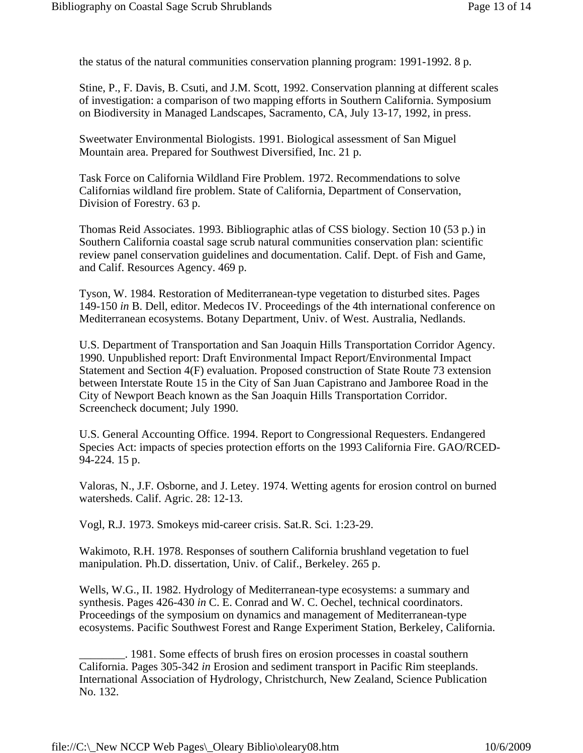the status of the natural communities conservation planning program: 1991-1992. 8 p.

Stine, P., F. Davis, B. Csuti, and J.M. Scott, 1992. Conservation planning at different scales of investigation: a comparison of two mapping efforts in Southern California. Symposium on Biodiversity in Managed Landscapes, Sacramento, CA, July 13-17, 1992, in press.

Sweetwater Environmental Biologists. 1991. Biological assessment of San Miguel Mountain area. Prepared for Southwest Diversified, Inc. 21 p.

Task Force on California Wildland Fire Problem. 1972. Recommendations to solve Californias wildland fire problem. State of California, Department of Conservation, Division of Forestry. 63 p.

Thomas Reid Associates. 1993. Bibliographic atlas of CSS biology. Section 10 (53 p.) in Southern California coastal sage scrub natural communities conservation plan: scientific review panel conservation guidelines and documentation. Calif. Dept. of Fish and Game, and Calif. Resources Agency. 469 p.

Tyson, W. 1984. Restoration of Mediterranean-type vegetation to disturbed sites. Pages 149-150 *in* B. Dell, editor. Medecos IV. Proceedings of the 4th international conference on Mediterranean ecosystems. Botany Department, Univ. of West. Australia, Nedlands.

U.S. Department of Transportation and San Joaquin Hills Transportation Corridor Agency. 1990. Unpublished report: Draft Environmental Impact Report/Environmental Impact Statement and Section 4(F) evaluation. Proposed construction of State Route 73 extension between Interstate Route 15 in the City of San Juan Capistrano and Jamboree Road in the City of Newport Beach known as the San Joaquin Hills Transportation Corridor. Screencheck document; July 1990.

U.S. General Accounting Office. 1994. Report to Congressional Requesters. Endangered Species Act: impacts of species protection efforts on the 1993 California Fire. GAO/RCED-94-224. 15 p.

Valoras, N., J.F. Osborne, and J. Letey. 1974. Wetting agents for erosion control on burned watersheds. Calif. Agric. 28: 12-13.

Vogl, R.J. 1973. Smokeys mid-career crisis. Sat.R. Sci. 1:23-29.

Wakimoto, R.H. 1978. Responses of southern California brushland vegetation to fuel manipulation. Ph.D. dissertation, Univ. of Calif., Berkeley. 265 p.

Wells, W.G., II. 1982. Hydrology of Mediterranean-type ecosystems: a summary and synthesis. Pages 426-430 *in* C. E. Conrad and W. C. Oechel, technical coordinators. Proceedings of the symposium on dynamics and management of Mediterranean-type ecosystems. Pacific Southwest Forest and Range Experiment Station, Berkeley, California.

________. 1981. Some effects of brush fires on erosion processes in coastal southern California. Pages 305-342 *in* Erosion and sediment transport in Pacific Rim steeplands. International Association of Hydrology, Christchurch, New Zealand, Science Publication No. 132.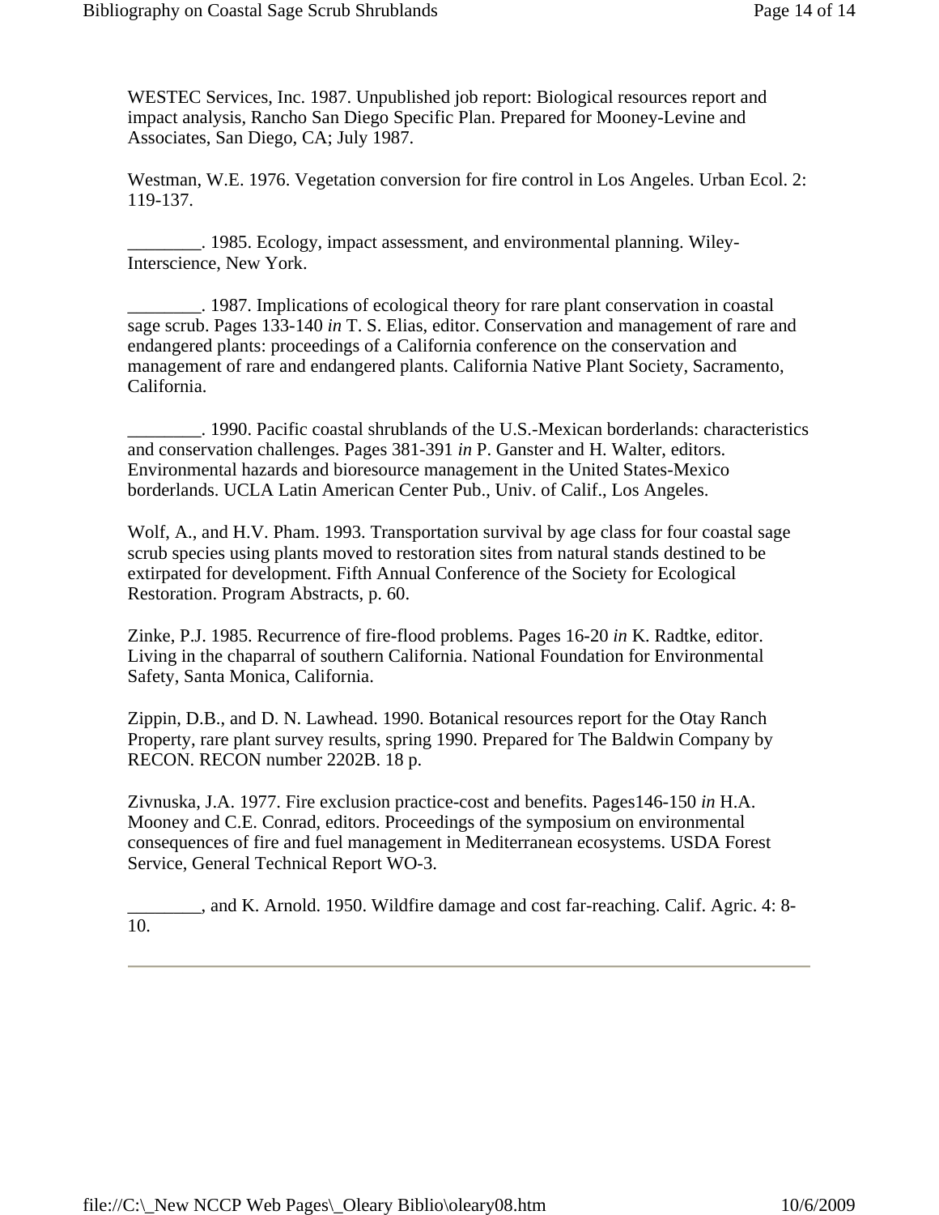WESTEC Services, Inc. 1987. Unpublished job report: Biological resources report and impact analysis, Rancho San Diego Specific Plan. Prepared for Mooney-Levine and Associates, San Diego, CA; July 1987.

Westman, W.E. 1976. Vegetation conversion for fire control in Los Angeles. Urban Ecol. 2: 119-137.

________. 1985. Ecology, impact assessment, and environmental planning. Wiley-Interscience, New York.

________. 1987. Implications of ecological theory for rare plant conservation in coastal sage scrub. Pages 133-140 *in* T. S. Elias, editor. Conservation and management of rare and endangered plants: proceedings of a California conference on the conservation and management of rare and endangered plants. California Native Plant Society, Sacramento, California.

________. 1990. Pacific coastal shrublands of the U.S.-Mexican borderlands: characteristics and conservation challenges. Pages 381-391 *in* P. Ganster and H. Walter, editors. Environmental hazards and bioresource management in the United States-Mexico borderlands. UCLA Latin American Center Pub., Univ. of Calif., Los Angeles.

Wolf, A., and H.V. Pham. 1993. Transportation survival by age class for four coastal sage scrub species using plants moved to restoration sites from natural stands destined to be extirpated for development. Fifth Annual Conference of the Society for Ecological Restoration. Program Abstracts, p. 60.

Zinke, P.J. 1985. Recurrence of fire-flood problems. Pages 16-20 *in* K. Radtke, editor. Living in the chaparral of southern California. National Foundation for Environmental Safety, Santa Monica, California.

Zippin, D.B., and D. N. Lawhead. 1990. Botanical resources report for the Otay Ranch Property, rare plant survey results, spring 1990. Prepared for The Baldwin Company by RECON. RECON number 2202B. 18 p.

Zivnuska, J.A. 1977. Fire exclusion practice-cost and benefits. Pages146-150 *in* H.A. Mooney and C.E. Conrad, editors. Proceedings of the symposium on environmental consequences of fire and fuel management in Mediterranean ecosystems. USDA Forest Service, General Technical Report WO-3.

________, and K. Arnold. 1950. Wildfire damage and cost far-reaching. Calif. Agric. 4: 8-10.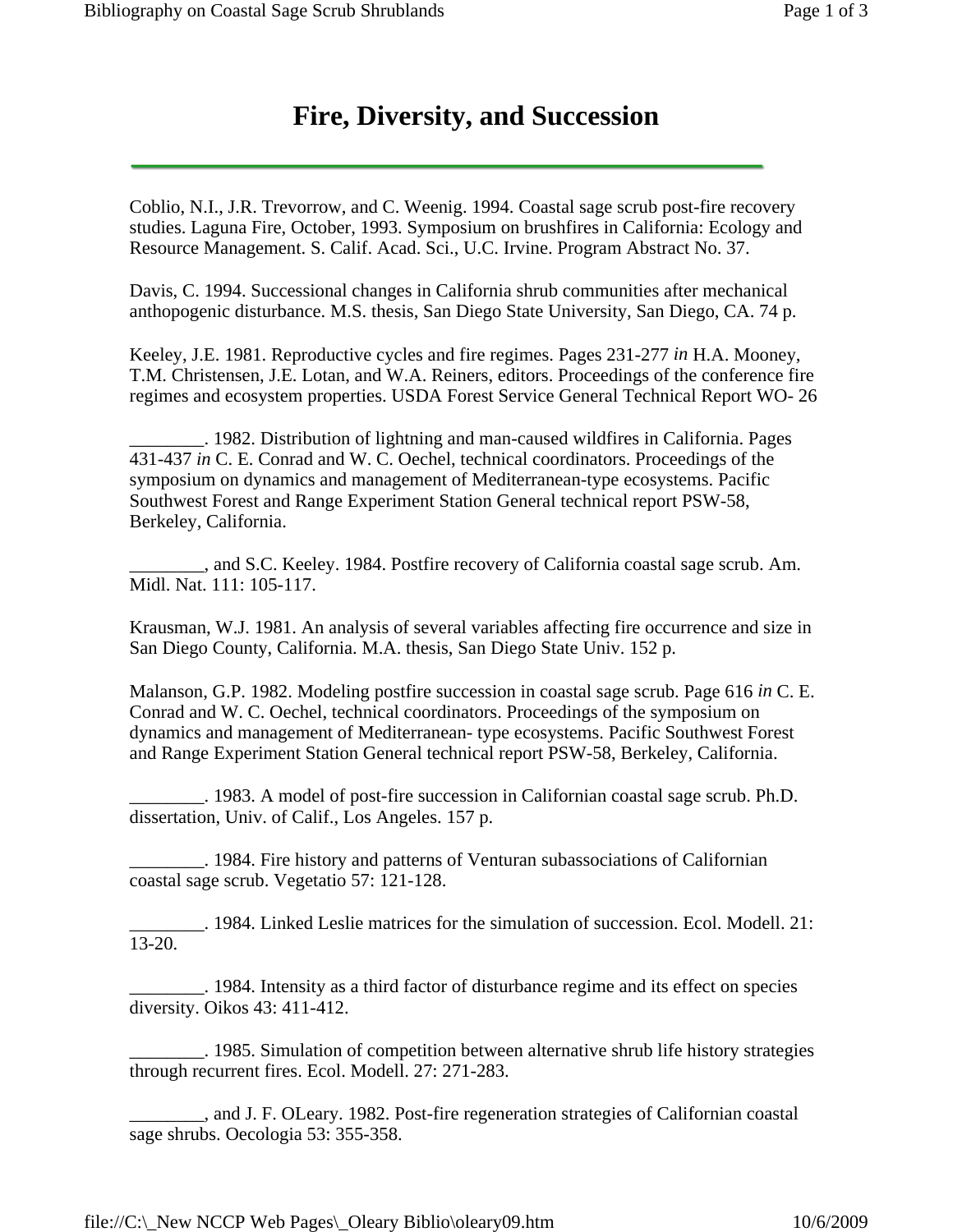# Fire, Diversity, and Succession

Coblio, N.I., J.R. Trevorrow, and C. Weenig. 1994. Coastal sage scrub post-fire recovery studies. Laguna Fire, October, 1993. Symposium on brushfires in California: Ecology and Resource Management. S. Calif. Acad. Sci., U.C. Irvine. Program Abstract No. 37.

Davis, C. 1994. Successional changes in California shrub communities after mechanical anthopogenic disturbance. M.S. thesis, San Diego State University, San Diego, CA. 74 p.

Keeley, J.E. 1981. Reproductive cycles and fire regimes. Pages 231-277 *in* H.A. Mooney, T.M. Christensen, J.E. Lotan, and W.A. Reiners, editors. Proceedings of the conference fire regimes and ecosystem properties. USDA Forest Service General Technical Report WO- 26

________. 1982. Distribution of lightning and man-caused wildfires in California. Pages 431-437 *in* C. E. Conrad and W. C. Oechel, technical coordinators. Proceedings of the symposium on dynamics and management of Mediterranean-type ecosystems. Pacific Southwest Forest and Range Experiment Station General technical report PSW-58, Berkeley, California.

________, and S.C. Keeley. 1984. Postfire recovery of California coastal sage scrub. Am. Midl. Nat. 111: 105-117.

Krausman, W.J. 1981. An analysis of several variables affecting fire occurrence and size in San Diego County, California. M.A. thesis, San Diego State Univ. 152 p.

Malanson, G.P. 1982. Modeling postfire succession in coastal sage scrub. Page 616 *in* C. E. Conrad and W. C. Oechel, technical coordinators. Proceedings of the symposium on dynamics and management of Mediterranean- type ecosystems. Pacific Southwest Forest and Range Experiment Station General technical report PSW-58, Berkeley, California.

________. 1983. A model of post-fire succession in Californian coastal sage scrub. Ph.D. dissertation, Univ. of Calif., Los Angeles. 157 p.

________. 1984. Fire history and patterns of Venturan subassociations of Californian coastal sage scrub. Vegetatio 57: 121-128.

________. 1984. Linked Leslie matrices for the simulation of succession. Ecol. Modell. 21: 13-20.

________. 1984. Intensity as a third factor of disturbance regime and its effect on species diversity. Oikos 43: 411-412.

________. 1985. Simulation of competition between alternative shrub life history strategies through recurrent fires. Ecol. Modell. 27: 271-283.

________, and J. F. OLeary. 1982. Post-fire regeneration strategies of Californian coastal sage shrubs. Oecologia 53: 355-358.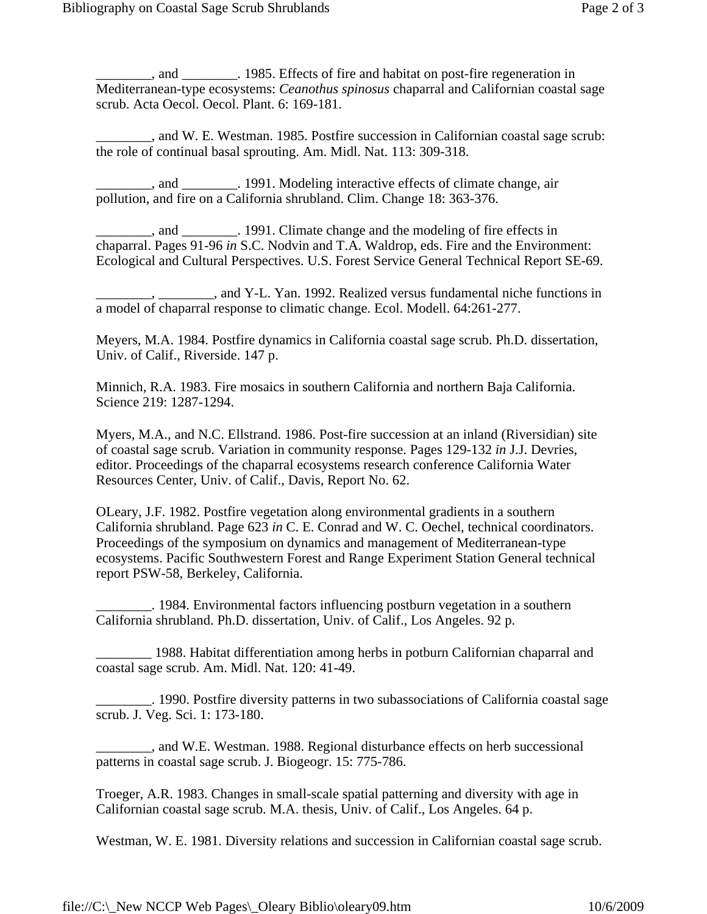________, and ________. 1985. Effects of fire and habitat on post-fire regeneration in Mediterranean-type ecosystems: *Ceanothus spinosus* chaparral and Californian coastal sage scrub. Acta Oecol. Oecol. Plant. 6: 169-181.

________, and W. E. Westman. 1985. Postfire succession in Californian coastal sage scrub: the role of continual basal sprouting. Am. Midl. Nat. 113: 309-318.

________, and ________. 1991. Modeling interactive effects of climate change, air pollution, and fire on a California shrubland. Clim. Change 18: 363-376.

________, and ________. 1991. Climate change and the modeling of fire effects in chaparral. Pages 91-96 *in* S.C. Nodvin and T.A. Waldrop, eds. Fire and the Environment: Ecological and Cultural Perspectives. U.S. Forest Service General Technical Report SE-69.

________, ________, and Y-L. Yan. 1992. Realized versus fundamental niche functions in a model of chaparral response to climatic change. Ecol. Modell. 64:261-277.

Meyers, M.A. 1984. Postfire dynamics in California coastal sage scrub. Ph.D. dissertation, Univ. of Calif., Riverside. 147 p.

Minnich, R.A. 1983. Fire mosaics in southern California and northern Baja California. Science 219: 1287-1294.

Myers, M.A., and N.C. Ellstrand. 1986. Post-fire succession at an inland (Riversidian) site of coastal sage scrub. Variation in community response. Pages 129-132 *in* J.J. Devries, editor. Proceedings of the chaparral ecosystems research conference California Water Resources Center, Univ. of Calif., Davis, Report No. 62.

OLeary, J.F. 1982. Postfire vegetation along environmental gradients in a southern California shrubland. Page 623 *in* C. E. Conrad and W. C. Oechel, technical coordinators. Proceedings of the symposium on dynamics and management of Mediterranean-type ecosystems. Pacific Southwestern Forest and Range Experiment Station General technical report PSW-58, Berkeley, California.

________. 1984. Environmental factors influencing postburn vegetation in a southern California shrubland. Ph.D. dissertation, Univ. of Calif., Los Angeles. 92 p.

________ 1988. Habitat differentiation among herbs in potburn Californian chaparral and coastal sage scrub. Am. Midl. Nat. 120: 41-49.

________. 1990. Postfire diversity patterns in two subassociations of California coastal sage scrub. J. Veg. Sci. 1: 173-180.

________, and W.E. Westman. 1988. Regional disturbance effects on herb successional patterns in coastal sage scrub. J. Biogeogr. 15: 775-786.

Troeger, A.R. 1983. Changes in small-scale spatial patterning and diversity with age in Californian coastal sage scrub. M.A. thesis, Univ. of Calif., Los Angeles. 64 p.

Westman, W. E. 1981. Diversity relations and succession in Californian coastal sage scrub.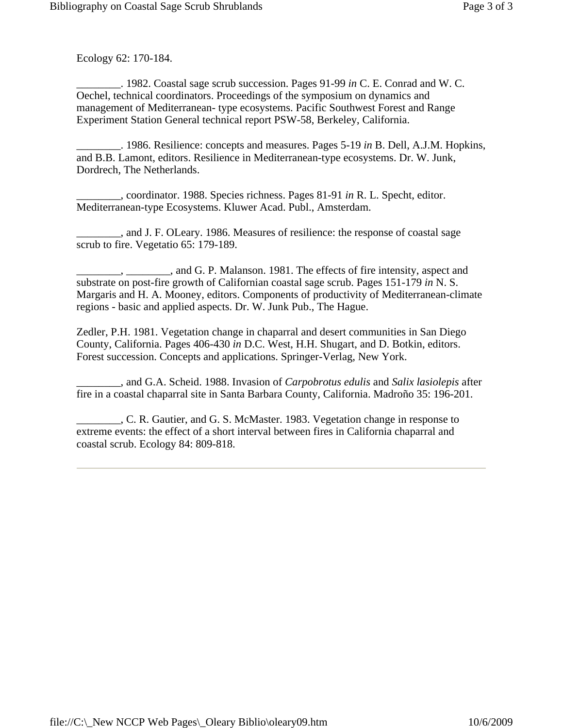Ecology 62: 170-184.

________. 1982. Coastal sage scrub succession. Pages 91-99 *in* C. E. Conrad and W. C. Oechel, technical coordinators. Proceedings of the symposium on dynamics and management of Mediterranean- type ecosystems. Pacific Southwest Forest and Range Experiment Station General technical report PSW-58, Berkeley, California.

________. 1986. Resilience: concepts and measures. Pages 5-19 *in* B. Dell, A.J.M. Hopkins, and B.B. Lamont, editors. Resilience in Mediterranean-type ecosystems. Dr. W. Junk, Dordrech, The Netherlands.

________, coordinator. 1988. Species richness. Pages 81-91 *in* R. L. Specht, editor. Mediterranean-type Ecosystems. Kluwer Acad. Publ., Amsterdam.

________, and J. F. OLeary. 1986. Measures of resilience: the response of coastal sage scrub to fire. Vegetatio 65: 179-189.

________, ________, and G. P. Malanson. 1981. The effects of fire intensity, aspect and substrate on post-fire growth of Californian coastal sage scrub. Pages 151-179 *in* N. S. Margaris and H. A. Mooney, editors. Components of productivity of Mediterranean-climate regions - basic and applied aspects. Dr. W. Junk Pub., The Hague.

Zedler, P.H. 1981. Vegetation change in chaparral and desert communities in San Diego County, California. Pages 406-430 *in* D.C. West, H.H. Shugart, and D. Botkin, editors. Forest succession. Concepts and applications. Springer-Verlag, New York.

________, and G.A. Scheid. 1988. Invasion of *Carpobrotus edulis* and *Salix lasiolepis* after fire in a coastal chaparral site in Santa Barbara County, California. Madroño 35: 196-201.

________, C. R. Gautier, and G. S. McMaster. 1983. Vegetation change in response to extreme events: the effect of a short interval between fires in California chaparral and coastal scrub. Ecology 84: 809-818.

---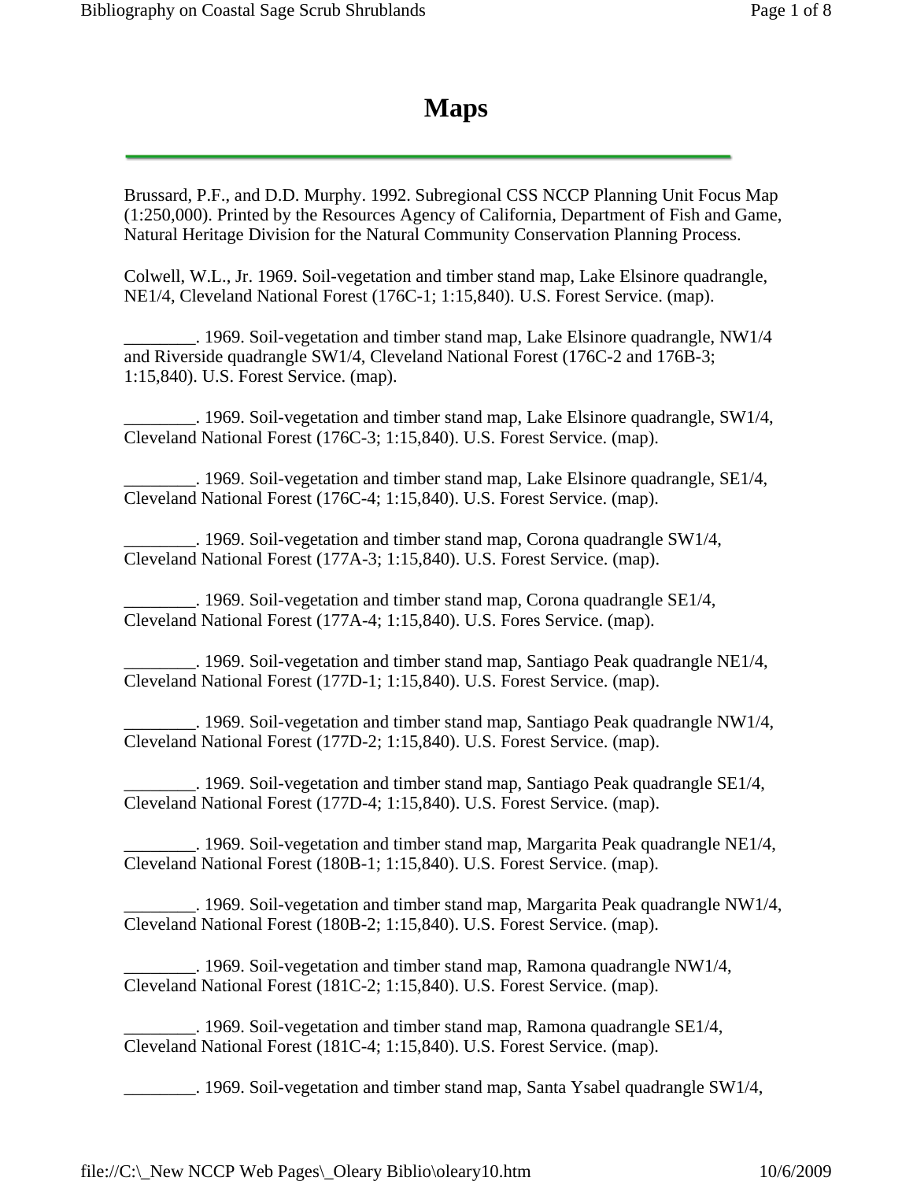# Maps

Brussard, P.F., and D.D. Murphy. 1992. Subregional CSS NCCP Planning Unit Focus Map (1:250,000). Printed by the Resources Agency of California, Department of Fish and Game, Natural Heritage Division for the Natural Community Conservation Planning Process.

Colwell, W.L., Jr. 1969. Soil-vegetation and timber stand map, Lake Elsinore quadrangle, NE1/4, Cleveland National Forest (176C-1; 1:15,840). U.S. Forest Service. (map).

________. 1969. Soil-vegetation and timber stand map, Lake Elsinore quadrangle, NW1/4 and Riverside quadrangle SW1/4, Cleveland National Forest (176C-2 and 176B-3; 1:15,840). U.S. Forest Service. (map).

________. 1969. Soil-vegetation and timber stand map, Lake Elsinore quadrangle, SW1/4, Cleveland National Forest (176C-3; 1:15,840). U.S. Forest Service. (map).

________. 1969. Soil-vegetation and timber stand map, Lake Elsinore quadrangle, SE1/4, Cleveland National Forest (176C-4; 1:15,840). U.S. Forest Service. (map).

________. 1969. Soil-vegetation and timber stand map, Corona quadrangle SW1/4, Cleveland National Forest (177A-3; 1:15,840). U.S. Forest Service. (map).

________. 1969. Soil-vegetation and timber stand map, Corona quadrangle SE1/4, Cleveland National Forest (177A-4; 1:15,840). U.S. Fores Service. (map).

________. 1969. Soil-vegetation and timber stand map, Santiago Peak quadrangle NE1/4, Cleveland National Forest (177D-1; 1:15,840). U.S. Forest Service. (map).

________. 1969. Soil-vegetation and timber stand map, Santiago Peak quadrangle NW1/4, Cleveland National Forest (177D-2; 1:15,840). U.S. Forest Service. (map).

________. 1969. Soil-vegetation and timber stand map, Santiago Peak quadrangle SE1/4, Cleveland National Forest (177D-4; 1:15,840). U.S. Forest Service. (map).

________. 1969. Soil-vegetation and timber stand map, Margarita Peak quadrangle NE1/4, Cleveland National Forest (180B-1; 1:15,840). U.S. Forest Service. (map).

________. 1969. Soil-vegetation and timber stand map, Margarita Peak quadrangle NW1/4, Cleveland National Forest (180B-2; 1:15,840). U.S. Forest Service. (map).

________. 1969. Soil-vegetation and timber stand map, Ramona quadrangle NW1/4, Cleveland National Forest (181C-2; 1:15,840). U.S. Forest Service. (map).

________. 1969. Soil-vegetation and timber stand map, Ramona quadrangle SE1/4, Cleveland National Forest (181C-4; 1:15,840). U.S. Forest Service. (map).

________. 1969. Soil-vegetation and timber stand map, Santa Ysabel quadrangle SW1/4,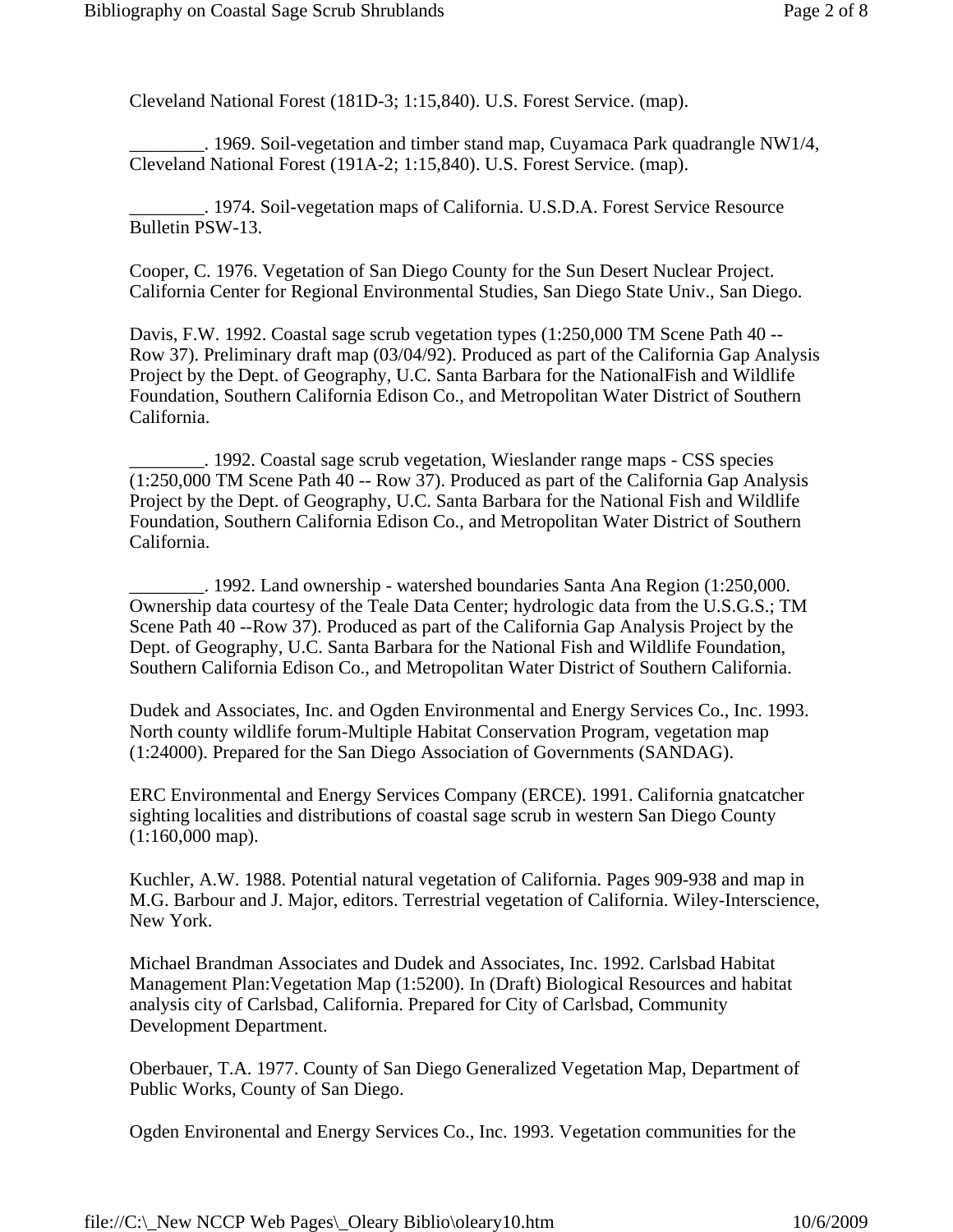Cleveland National Forest (181D-3; 1:15,840). U.S. Forest Service. (map).

________. 1969. Soil-vegetation and timber stand map, Cuyamaca Park quadrangle NW1/4, Cleveland National Forest (191A-2; 1:15,840). U.S. Forest Service. (map).

________. 1974. Soil-vegetation maps of California. U.S.D.A. Forest Service Resource Bulletin PSW-13.

Cooper, C. 1976. Vegetation of San Diego County for the Sun Desert Nuclear Project. California Center for Regional Environmental Studies, San Diego State Univ., San Diego.

Davis, F.W. 1992. Coastal sage scrub vegetation types (1:250,000 TM Scene Path 40 -- Row 37). Preliminary draft map (03/04/92). Produced as part of the California Gap Analysis Project by the Dept. of Geography, U.C. Santa Barbara for the NationalFish and Wildlife Foundation, Southern California Edison Co., and Metropolitan Water District of Southern California.

________. 1992. Coastal sage scrub vegetation, Wieslander range maps - CSS species (1:250,000 TM Scene Path 40 -- Row 37). Produced as part of the California Gap Analysis Project by the Dept. of Geography, U.C. Santa Barbara for the National Fish and Wildlife Foundation, Southern California Edison Co., and Metropolitan Water District of Southern California.

________. 1992. Land ownership - watershed boundaries Santa Ana Region (1:250,000. Ownership data courtesy of the Teale Data Center; hydrologic data from the U.S.G.S.; TM Scene Path 40 --Row 37). Produced as part of the California Gap Analysis Project by the Dept. of Geography, U.C. Santa Barbara for the National Fish and Wildlife Foundation, Southern California Edison Co., and Metropolitan Water District of Southern California.

Dudek and Associates, Inc. and Ogden Environmental and Energy Services Co., Inc. 1993. North county wildlife forum-Multiple Habitat Conservation Program, vegetation map (1:24000). Prepared for the San Diego Association of Governments (SANDAG).

ERC Environmental and Energy Services Company (ERCE). 1991. California gnatcatcher sighting localities and distributions of coastal sage scrub in western San Diego County (1:160,000 map).

Kuchler, A.W. 1988. Potential natural vegetation of California. Pages 909-938 and map in M.G. Barbour and J. Major, editors. Terrestrial vegetation of California. Wiley-Interscience, New York.

Michael Brandman Associates and Dudek and Associates, Inc. 1992. Carlsbad Habitat Management Plan:Vegetation Map (1:5200). In (Draft) Biological Resources and habitat analysis city of Carlsbad, California. Prepared for City of Carlsbad, Community Development Department.

Oberbauer, T.A. 1977. County of San Diego Generalized Vegetation Map, Department of Public Works, County of San Diego.

Ogden Environental and Energy Services Co., Inc. 1993. Vegetation communities for the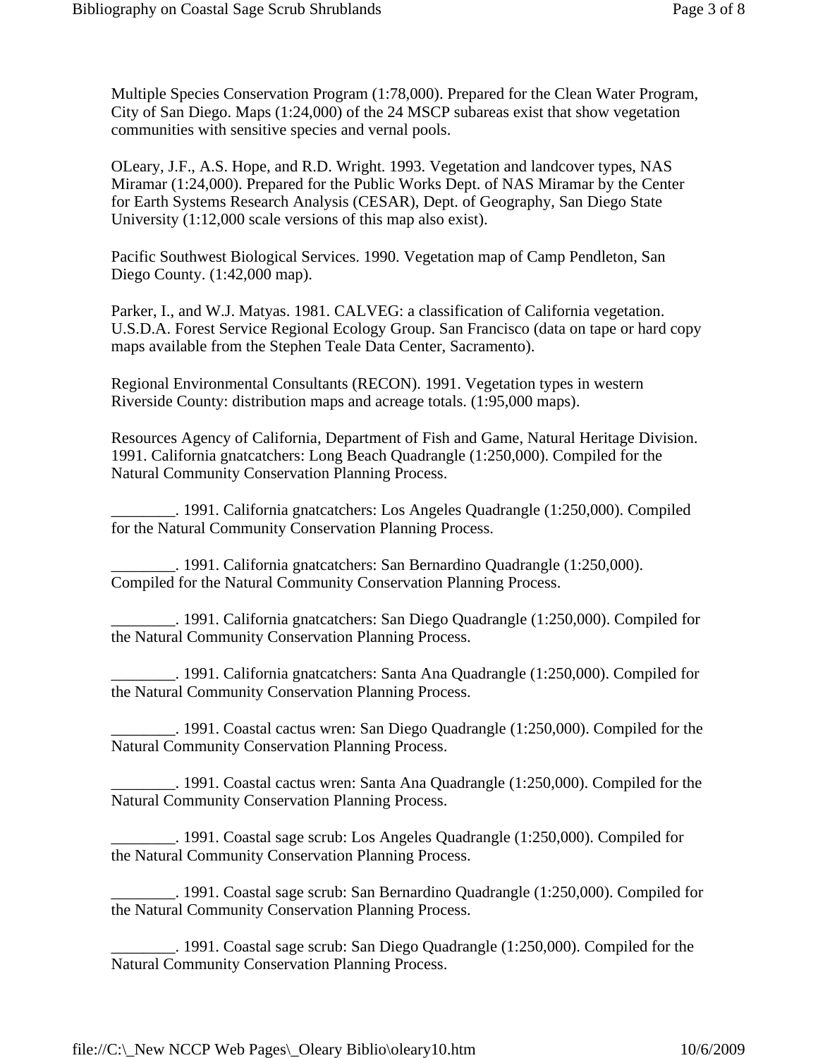Multiple Species Conservation Program (1:78,000). Prepared for the Clean Water Program, City of San Diego. Maps (1:24,000) of the 24 MSCP subareas exist that show vegetation communities with sensitive species and vernal pools.

OLeary, J.F., A.S. Hope, and R.D. Wright. 1993. Vegetation and landcover types, NAS Miramar (1:24,000). Prepared for the Public Works Dept. of NAS Miramar by the Center for Earth Systems Research Analysis (CESAR), Dept. of Geography, San Diego State University (1:12,000 scale versions of this map also exist).

Pacific Southwest Biological Services. 1990. Vegetation map of Camp Pendleton, San Diego County. (1:42,000 map).

Parker, I., and W.J. Matyas. 1981. CALVEG: a classification of California vegetation. U.S.D.A. Forest Service Regional Ecology Group. San Francisco (data on tape or hard copy maps available from the Stephen Teale Data Center, Sacramento).

Regional Environmental Consultants (RECON). 1991. Vegetation types in western Riverside County: distribution maps and acreage totals. (1:95,000 maps).

Resources Agency of California, Department of Fish and Game, Natural Heritage Division. 1991. California gnatcatchers: Long Beach Quadrangle (1:250,000). Compiled for the Natural Community Conservation Planning Process.

________. 1991. California gnatcatchers: Los Angeles Quadrangle (1:250,000). Compiled for the Natural Community Conservation Planning Process.

________. 1991. California gnatcatchers: San Bernardino Quadrangle (1:250,000). Compiled for the Natural Community Conservation Planning Process.

________. 1991. California gnatcatchers: San Diego Quadrangle (1:250,000). Compiled for the Natural Community Conservation Planning Process.

________. 1991. California gnatcatchers: Santa Ana Quadrangle (1:250,000). Compiled for the Natural Community Conservation Planning Process.

________. 1991. Coastal cactus wren: San Diego Quadrangle (1:250,000). Compiled for the Natural Community Conservation Planning Process.

________. 1991. Coastal cactus wren: Santa Ana Quadrangle (1:250,000). Compiled for the Natural Community Conservation Planning Process.

________. 1991. Coastal sage scrub: Los Angeles Quadrangle (1:250,000). Compiled for the Natural Community Conservation Planning Process.

________. 1991. Coastal sage scrub: San Bernardino Quadrangle (1:250,000). Compiled for the Natural Community Conservation Planning Process.

________. 1991. Coastal sage scrub: San Diego Quadrangle (1:250,000). Compiled for the Natural Community Conservation Planning Process.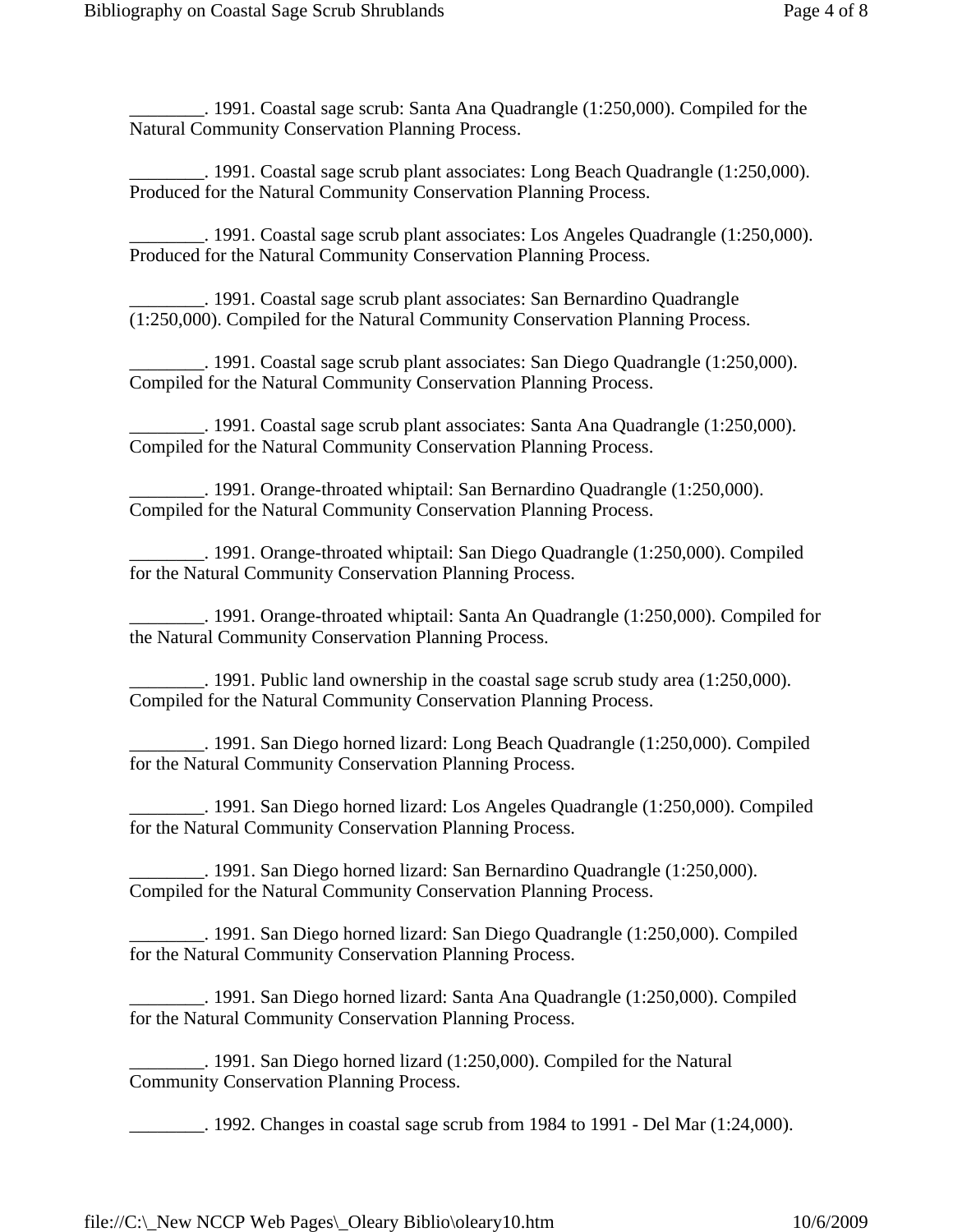________. 1991. Coastal sage scrub: Santa Ana Quadrangle (1:250,000). Compiled for the Natural Community Conservation Planning Process.

________. 1991. Coastal sage scrub plant associates: Long Beach Quadrangle (1:250,000). Produced for the Natural Community Conservation Planning Process.

________. 1991. Coastal sage scrub plant associates: Los Angeles Quadrangle (1:250,000). Produced for the Natural Community Conservation Planning Process.

________. 1991. Coastal sage scrub plant associates: San Bernardino Quadrangle (1:250,000). Compiled for the Natural Community Conservation Planning Process.

________. 1991. Coastal sage scrub plant associates: San Diego Quadrangle (1:250,000). Compiled for the Natural Community Conservation Planning Process.

________. 1991. Coastal sage scrub plant associates: Santa Ana Quadrangle (1:250,000). Compiled for the Natural Community Conservation Planning Process.

________. 1991. Orange-throated whiptail: San Bernardino Quadrangle (1:250,000). Compiled for the Natural Community Conservation Planning Process.

________. 1991. Orange-throated whiptail: San Diego Quadrangle (1:250,000). Compiled for the Natural Community Conservation Planning Process.

________. 1991. Orange-throated whiptail: Santa An Quadrangle (1:250,000). Compiled for the Natural Community Conservation Planning Process.

________. 1991. Public land ownership in the coastal sage scrub study area (1:250,000). Compiled for the Natural Community Conservation Planning Process.

________. 1991. San Diego horned lizard: Long Beach Quadrangle (1:250,000). Compiled for the Natural Community Conservation Planning Process.

________. 1991. San Diego horned lizard: Los Angeles Quadrangle (1:250,000). Compiled for the Natural Community Conservation Planning Process.

________. 1991. San Diego horned lizard: San Bernardino Quadrangle (1:250,000). Compiled for the Natural Community Conservation Planning Process.

________. 1991. San Diego horned lizard: San Diego Quadrangle (1:250,000). Compiled for the Natural Community Conservation Planning Process.

________. 1991. San Diego horned lizard: Santa Ana Quadrangle (1:250,000). Compiled for the Natural Community Conservation Planning Process.

________. 1991. San Diego horned lizard (1:250,000). Compiled for the Natural Community Conservation Planning Process.

________. 1992. Changes in coastal sage scrub from 1984 to 1991 - Del Mar (1:24,000).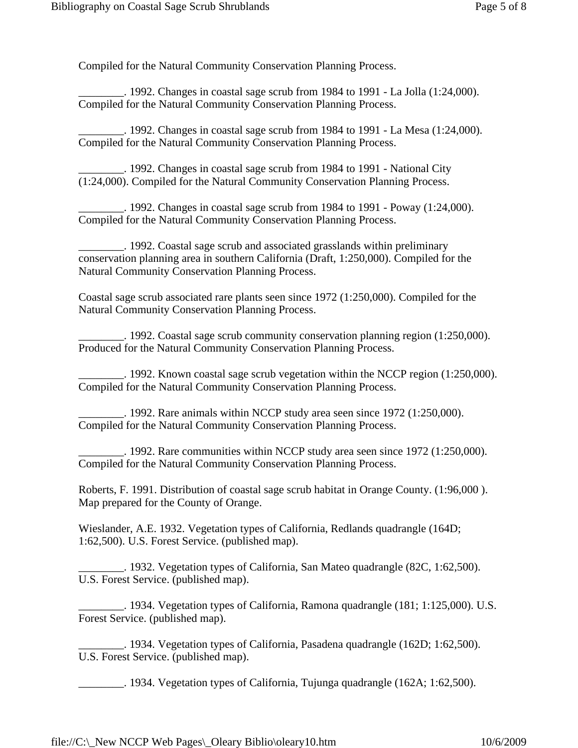Compiled for the Natural Community Conservation Planning Process.

________. 1992. Changes in coastal sage scrub from 1984 to 1991 - La Jolla (1:24,000). Compiled for the Natural Community Conservation Planning Process.

________. 1992. Changes in coastal sage scrub from 1984 to 1991 - La Mesa (1:24,000). Compiled for the Natural Community Conservation Planning Process.

________. 1992. Changes in coastal sage scrub from 1984 to 1991 - National City (1:24,000). Compiled for the Natural Community Conservation Planning Process.

________. 1992. Changes in coastal sage scrub from 1984 to 1991 - Poway (1:24,000). Compiled for the Natural Community Conservation Planning Process.

________. 1992. Coastal sage scrub and associated grasslands within preliminary conservation planning area in southern California (Draft, 1:250,000). Compiled for the Natural Community Conservation Planning Process.

Coastal sage scrub associated rare plants seen since 1972 (1:250,000). Compiled for the Natural Community Conservation Planning Process.

________. 1992. Coastal sage scrub community conservation planning region (1:250,000). Produced for the Natural Community Conservation Planning Process.

________. 1992. Known coastal sage scrub vegetation within the NCCP region (1:250,000). Compiled for the Natural Community Conservation Planning Process.

________. 1992. Rare animals within NCCP study area seen since 1972 (1:250,000). Compiled for the Natural Community Conservation Planning Process.

________. 1992. Rare communities within NCCP study area seen since 1972 (1:250,000). Compiled for the Natural Community Conservation Planning Process.

Roberts, F. 1991. Distribution of coastal sage scrub habitat in Orange County. (1:96,000 ). Map prepared for the County of Orange.

Wieslander, A.E. 1932. Vegetation types of California, Redlands quadrangle (164D; 1:62,500). U.S. Forest Service. (published map).

________. 1932. Vegetation types of California, San Mateo quadrangle (82C, 1:62,500). U.S. Forest Service. (published map).

________. 1934. Vegetation types of California, Ramona quadrangle (181; 1:125,000). U.S. Forest Service. (published map).

________. 1934. Vegetation types of California, Pasadena quadrangle (162D; 1:62,500). U.S. Forest Service. (published map).

________. 1934. Vegetation types of California, Tujunga quadrangle (162A; 1:62,500).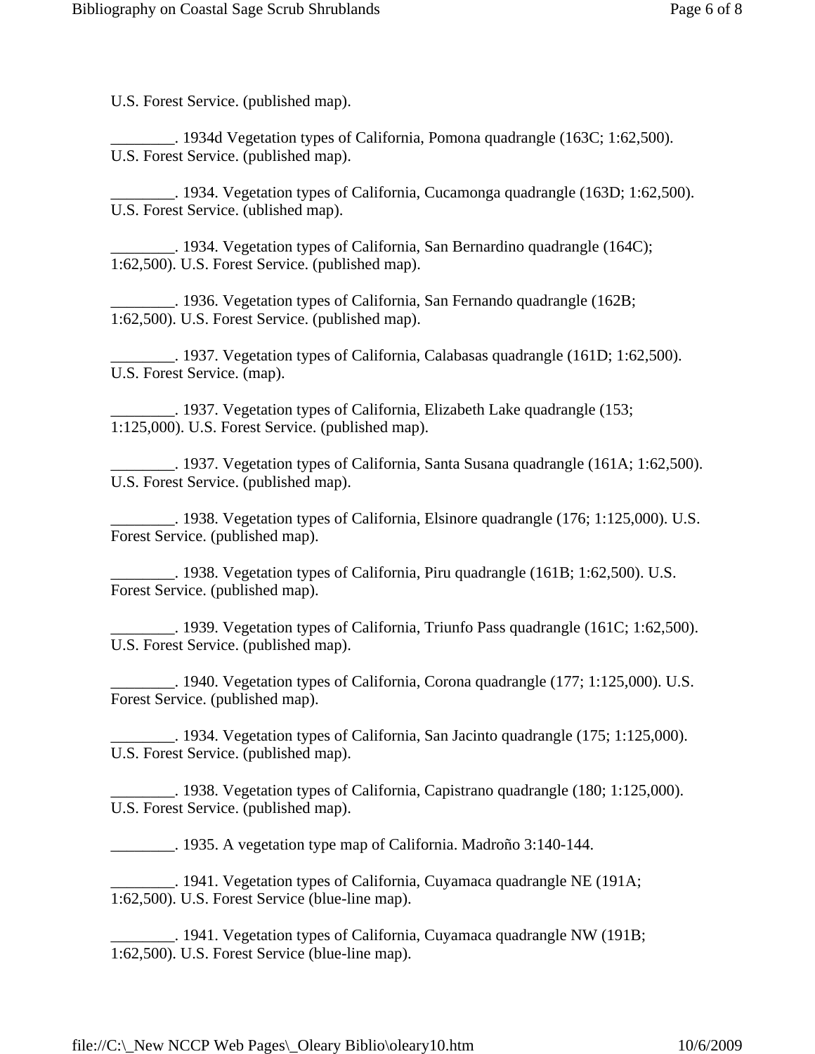U.S. Forest Service. (published map).

________. 1934d Vegetation types of California, Pomona quadrangle (163C; 1:62,500). U.S. Forest Service. (published map).

________. 1934. Vegetation types of California, Cucamonga quadrangle (163D; 1:62,500). U.S. Forest Service. (ublished map).

________. 1934. Vegetation types of California, San Bernardino quadrangle (164C); 1:62,500). U.S. Forest Service. (published map).

________. 1936. Vegetation types of California, San Fernando quadrangle (162B; 1:62,500). U.S. Forest Service. (published map).

________. 1937. Vegetation types of California, Calabasas quadrangle (161D; 1:62,500). U.S. Forest Service. (map).

________. 1937. Vegetation types of California, Elizabeth Lake quadrangle (153; 1:125,000). U.S. Forest Service. (published map).

________. 1937. Vegetation types of California, Santa Susana quadrangle (161A; 1:62,500). U.S. Forest Service. (published map).

________. 1938. Vegetation types of California, Elsinore quadrangle (176; 1:125,000). U.S. Forest Service. (published map).

________. 1938. Vegetation types of California, Piru quadrangle (161B; 1:62,500). U.S. Forest Service. (published map).

________. 1939. Vegetation types of California, Triunfo Pass quadrangle (161C; 1:62,500). U.S. Forest Service. (published map).

________. 1940. Vegetation types of California, Corona quadrangle (177; 1:125,000). U.S. Forest Service. (published map).

________. 1934. Vegetation types of California, San Jacinto quadrangle (175; 1:125,000). U.S. Forest Service. (published map).

________. 1938. Vegetation types of California, Capistrano quadrangle (180; 1:125,000). U.S. Forest Service. (published map).

________. 1935. A vegetation type map of California. Madroño 3:140-144.

________. 1941. Vegetation types of California, Cuyamaca quadrangle NE (191A; 1:62,500). U.S. Forest Service (blue-line map).

________. 1941. Vegetation types of California, Cuyamaca quadrangle NW (191B; 1:62,500). U.S. Forest Service (blue-line map).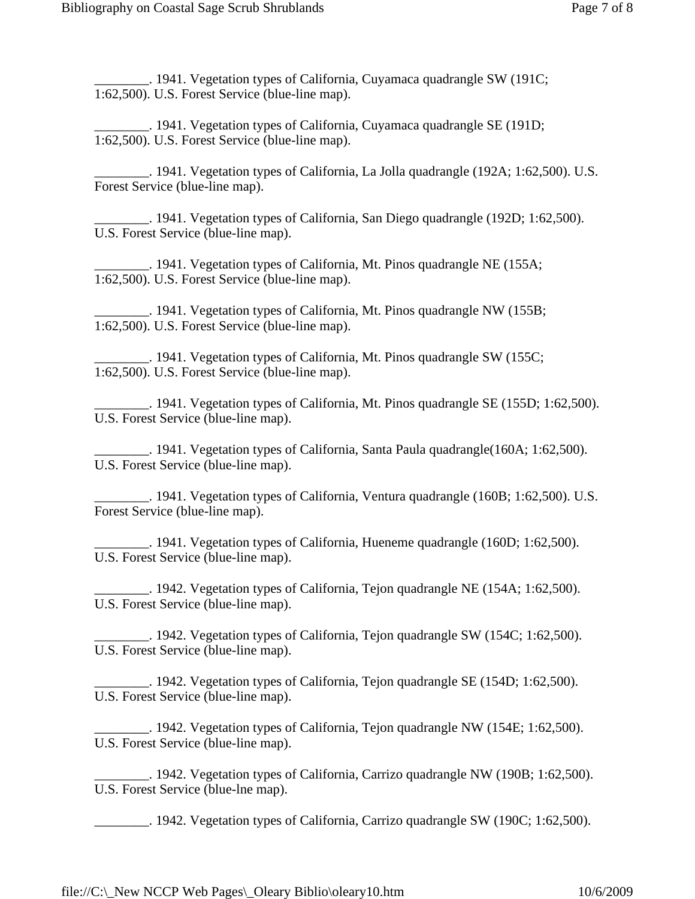________. 1941. Vegetation types of California, Cuyamaca quadrangle SW (191C; 1:62,500). U.S. Forest Service (blue-line map).

________. 1941. Vegetation types of California, Cuyamaca quadrangle SE (191D; 1:62,500). U.S. Forest Service (blue-line map).

________. 1941. Vegetation types of California, La Jolla quadrangle (192A; 1:62,500). U.S. Forest Service (blue-line map).

________. 1941. Vegetation types of California, San Diego quadrangle (192D; 1:62,500). U.S. Forest Service (blue-line map).

________. 1941. Vegetation types of California, Mt. Pinos quadrangle NE (155A; 1:62,500). U.S. Forest Service (blue-line map).

________. 1941. Vegetation types of California, Mt. Pinos quadrangle NW (155B; 1:62,500). U.S. Forest Service (blue-line map).

________. 1941. Vegetation types of California, Mt. Pinos quadrangle SW (155C; 1:62,500). U.S. Forest Service (blue-line map).

________. 1941. Vegetation types of California, Mt. Pinos quadrangle SE (155D; 1:62,500). U.S. Forest Service (blue-line map).

________. 1941. Vegetation types of California, Santa Paula quadrangle(160A; 1:62,500). U.S. Forest Service (blue-line map).

________. 1941. Vegetation types of California, Ventura quadrangle (160B; 1:62,500). U.S. Forest Service (blue-line map).

________. 1941. Vegetation types of California, Hueneme quadrangle (160D; 1:62,500). U.S. Forest Service (blue-line map).

________. 1942. Vegetation types of California, Tejon quadrangle NE (154A; 1:62,500). U.S. Forest Service (blue-line map).

________. 1942. Vegetation types of California, Tejon quadrangle SW (154C; 1:62,500). U.S. Forest Service (blue-line map).

________. 1942. Vegetation types of California, Tejon quadrangle SE (154D; 1:62,500). U.S. Forest Service (blue-line map).

________. 1942. Vegetation types of California, Tejon quadrangle NW (154E; 1:62,500). U.S. Forest Service (blue-line map).

________. 1942. Vegetation types of California, Carrizo quadrangle NW (190B; 1:62,500). U.S. Forest Service (blue-lne map).

________. 1942. Vegetation types of California, Carrizo quadrangle SW (190C; 1:62,500).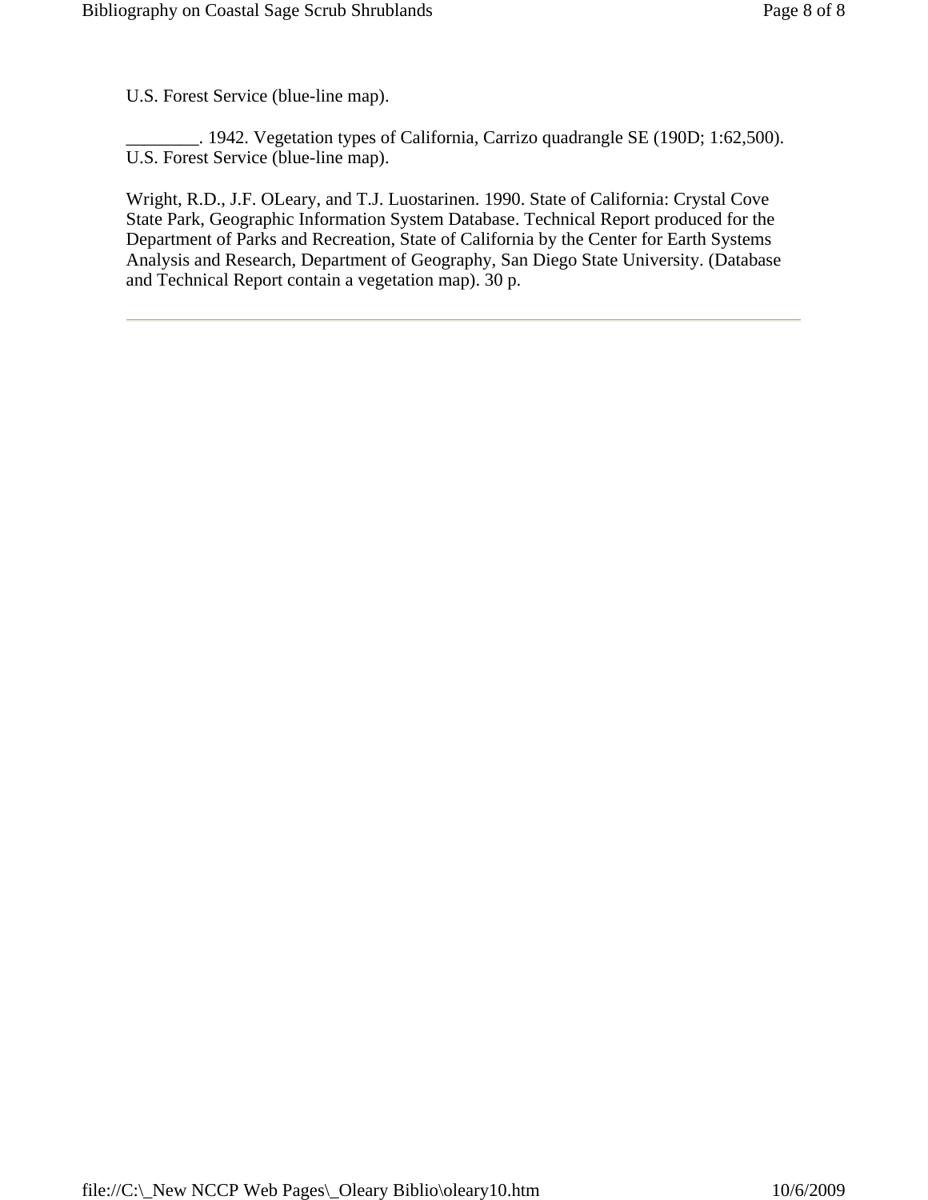U.S. Forest Service (blue-line map).

________. 1942. Vegetation types of California, Carrizo quadrangle SE (190D; 1:62,500). U.S. Forest Service (blue-line map).

Wright, R.D., J.F. OLeary, and T.J. Luostarinen. 1990. State of California: Crystal Cove State Park, Geographic Information System Database. Technical Report produced for the Department of Parks and Recreation, State of California by the Center for Earth Systems Analysis and Research, Department of Geography, San Diego State University. (Database and Technical Report contain a vegetation map). 30 p.

---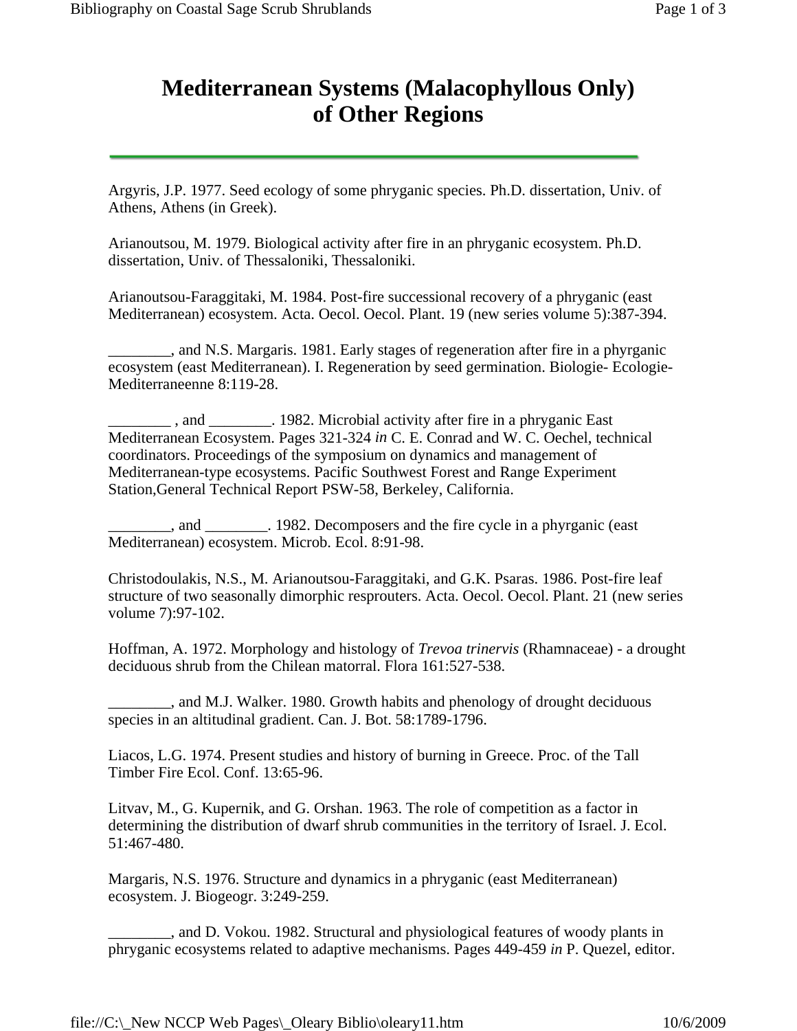# Mediterranean Systems (Malacophyllous Only) of Other Regions

---

Argyris, J.P. 1977. Seed ecology of some phryganic species. Ph.D. dissertation, Univ. of Athens, Athens (in Greek).

Arianoutsou, M. 1979. Biological activity after fire in an phryganic ecosystem. Ph.D. dissertation, Univ. of Thessaloniki, Thessaloniki.

Arianoutsou-Faraggitaki, M. 1984. Post-fire successional recovery of a phryganic (east Mediterranean) ecosystem. Acta. Oecol. Oecol. Plant. 19 (new series volume 5):387-394.

________, and N.S. Margaris. 1981. Early stages of regeneration after fire in a phyrganic ecosystem (east Mediterranean). I. Regeneration by seed germination. Biologie- Ecologie-Mediterraneenne 8:119-28.

________ , and ________. 1982. Microbial activity after fire in a phryganic East Mediterranean Ecosystem. Pages 321-324 *in* C. E. Conrad and W. C. Oechel, technical coordinators. Proceedings of the symposium on dynamics and management of Mediterranean-type ecosystems. Pacific Southwest Forest and Range Experiment Station,General Technical Report PSW-58, Berkeley, California.

________, and ________. 1982. Decomposers and the fire cycle in a phyrganic (east Mediterranean) ecosystem. Microb. Ecol. 8:91-98.

Christodoulakis, N.S., M. Arianoutsou-Faraggitaki, and G.K. Psaras. 1986. Post-fire leaf structure of two seasonally dimorphic resprouters. Acta. Oecol. Oecol. Plant. 21 (new series volume 7):97-102.

Hoffman, A. 1972. Morphology and histology of *Trevoa trinervis* (Rhamnaceae) - a drought deciduous shrub from the Chilean matorral. Flora 161:527-538.

________, and M.J. Walker. 1980. Growth habits and phenology of drought deciduous species in an altitudinal gradient. Can. J. Bot. 58:1789-1796.

Liacos, L.G. 1974. Present studies and history of burning in Greece. Proc. of the Tall Timber Fire Ecol. Conf. 13:65-96.

Litvav, M., G. Kupernik, and G. Orshan. 1963. The role of competition as a factor in determining the distribution of dwarf shrub communities in the territory of Israel. J. Ecol. 51:467-480.

Margaris, N.S. 1976. Structure and dynamics in a phryganic (east Mediterranean) ecosystem. J. Biogeogr. 3:249-259.

________, and D. Vokou. 1982. Structural and physiological features of woody plants in phryganic ecosystems related to adaptive mechanisms. Pages 449-459 *in* P. Quezel, editor.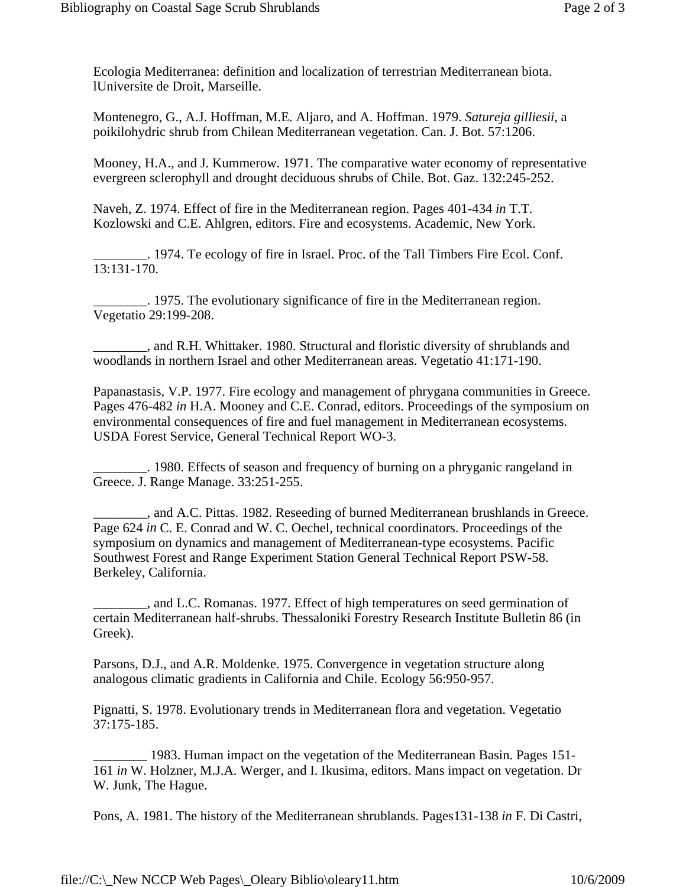Ecologia Mediterranea: definition and localization of terrestrian Mediterranean biota. lUniversite de Droit, Marseille.

Montenegro, G., A.J. Hoffman, M.E. Aljaro, and A. Hoffman. 1979. *Satureja gilliesii*, a poikilohydric shrub from Chilean Mediterranean vegetation. Can. J. Bot. 57:1206.

Mooney, H.A., and J. Kummerow. 1971. The comparative water economy of representative evergreen sclerophyll and drought deciduous shrubs of Chile. Bot. Gaz. 132:245-252.

Naveh, Z. 1974. Effect of fire in the Mediterranean region. Pages 401-434 *in* T.T. Kozlowski and C.E. Ahlgren, editors. Fire and ecosystems. Academic, New York.

________. 1974. Te ecology of fire in Israel. Proc. of the Tall Timbers Fire Ecol. Conf. 13:131-170.

________. 1975. The evolutionary significance of fire in the Mediterranean region. Vegetatio 29:199-208.

________, and R.H. Whittaker. 1980. Structural and floristic diversity of shrublands and woodlands in northern Israel and other Mediterranean areas. Vegetatio 41:171-190.

Papanastasis, V.P. 1977. Fire ecology and management of phrygana communities in Greece. Pages 476-482 *in* H.A. Mooney and C.E. Conrad, editors. Proceedings of the symposium on environmental consequences of fire and fuel management in Mediterranean ecosystems. USDA Forest Service, General Technical Report WO-3.

________. 1980. Effects of season and frequency of burning on a phryganic rangeland in Greece. J. Range Manage. 33:251-255.

________, and A.C. Pittas. 1982. Reseeding of burned Mediterranean brushlands in Greece. Page 624 *in* C. E. Conrad and W. C. Oechel, technical coordinators. Proceedings of the symposium on dynamics and management of Mediterranean-type ecosystems. Pacific Southwest Forest and Range Experiment Station General Technical Report PSW-58. Berkeley, California.

________, and L.C. Romanas. 1977. Effect of high temperatures on seed germination of certain Mediterranean half-shrubs. Thessaloniki Forestry Research Institute Bulletin 86 (in Greek).

Parsons, D.J., and A.R. Moldenke. 1975. Convergence in vegetation structure along analogous climatic gradients in California and Chile. Ecology 56:950-957.

Pignatti, S. 1978. Evolutionary trends in Mediterranean flora and vegetation. Vegetatio 37:175-185.

________ 1983. Human impact on the vegetation of the Mediterranean Basin. Pages 151-161 *in* W. Holzner, M.J.A. Werger, and I. Ikusima, editors. Mans impact on vegetation. Dr W. Junk, The Hague.

Pons, A. 1981. The history of the Mediterranean shrublands. Pages131-138 *in* F. Di Castri,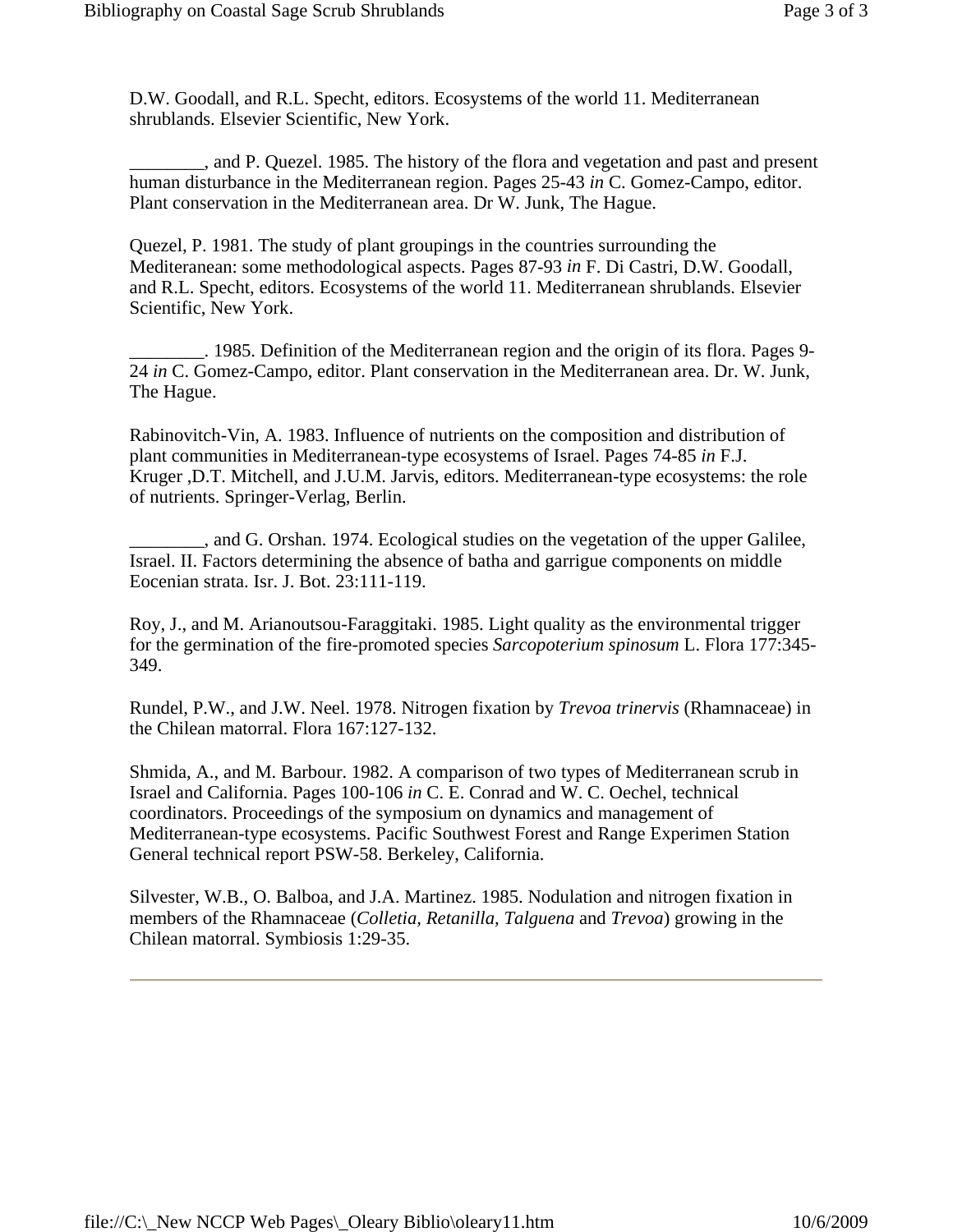D.W. Goodall, and R.L. Specht, editors. Ecosystems of the world 11. Mediterranean shrublands. Elsevier Scientific, New York.

________, and P. Quezel. 1985. The history of the flora and vegetation and past and present human disturbance in the Mediterranean region. Pages 25-43 *in* C. Gomez-Campo, editor. Plant conservation in the Mediterranean area. Dr W. Junk, The Hague.

Quezel, P. 1981. The study of plant groupings in the countries surrounding the Mediteranean: some methodological aspects. Pages 87-93 *in* F. Di Castri, D.W. Goodall, and R.L. Specht, editors. Ecosystems of the world 11. Mediterranean shrublands. Elsevier Scientific, New York.

________. 1985. Definition of the Mediterranean region and the origin of its flora. Pages 9-24 *in* C. Gomez-Campo, editor. Plant conservation in the Mediterranean area. Dr. W. Junk, The Hague.

Rabinovitch-Vin, A. 1983. Influence of nutrients on the composition and distribution of plant communities in Mediterranean-type ecosystems of Israel. Pages 74-85 *in* F.J. Kruger ,D.T. Mitchell, and J.U.M. Jarvis, editors. Mediterranean-type ecosystems: the role of nutrients. Springer-Verlag, Berlin.

________, and G. Orshan. 1974. Ecological studies on the vegetation of the upper Galilee, Israel. II. Factors determining the absence of batha and garrigue components on middle Eocenian strata. Isr. J. Bot. 23:111-119.

Roy, J., and M. Arianoutsou-Faraggitaki. 1985. Light quality as the environmental trigger for the germination of the fire-promoted species *Sarcopoterium spinosum* L. Flora 177:345-349.

Rundel, P.W., and J.W. Neel. 1978. Nitrogen fixation by *Trevoa trinervis* (Rhamnaceae) in the Chilean matorral. Flora 167:127-132.

Shmida, A., and M. Barbour. 1982. A comparison of two types of Mediterranean scrub in Israel and California. Pages 100-106 *in* C. E. Conrad and W. C. Oechel, technical coordinators. Proceedings of the symposium on dynamics and management of Mediterranean-type ecosystems. Pacific Southwest Forest and Range Experimen Station General technical report PSW-58. Berkeley, California.

Silvester, W.B., O. Balboa, and J.A. Martinez. 1985. Nodulation and nitrogen fixation in members of the Rhamnaceae (*Colletia, Retanilla, Talguena* and *Trevoa*) growing in the Chilean matorral. Symbiosis 1:29-35.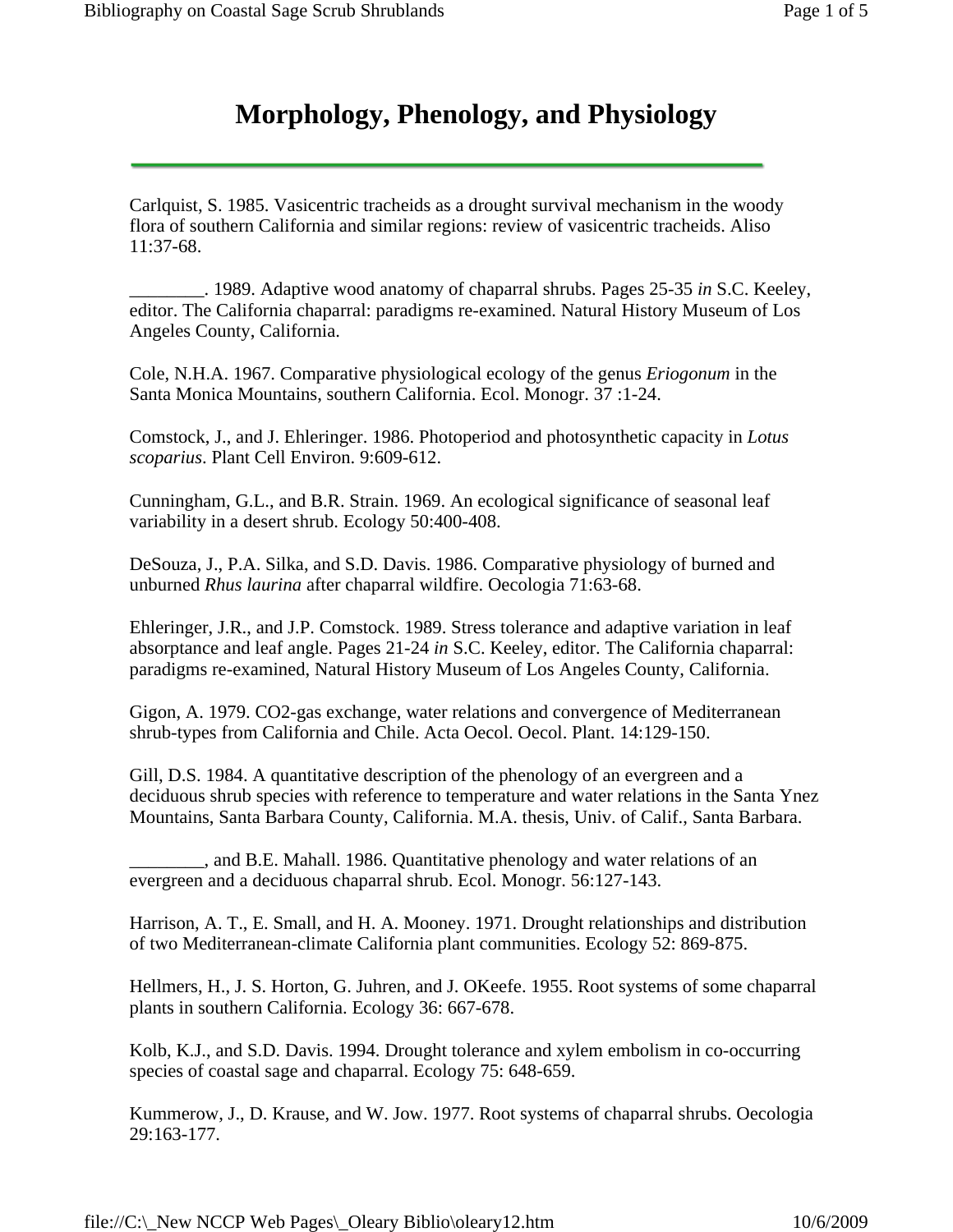# Morphology, Phenology, and Physiology

Carlquist, S. 1985. Vasicentric tracheids as a drought survival mechanism in the woody flora of southern California and similar regions: review of vasicentric tracheids. Aliso 11:37-68.

________. 1989. Adaptive wood anatomy of chaparral shrubs. Pages 25-35 *in* S.C. Keeley, editor. The California chaparral: paradigms re-examined. Natural History Museum of Los Angeles County, California.

Cole, N.H.A. 1967. Comparative physiological ecology of the genus *Eriogonum* in the Santa Monica Mountains, southern California. Ecol. Monogr. 37 :1-24.

Comstock, J., and J. Ehleringer. 1986. Photoperiod and photosynthetic capacity in *Lotus scoparius*. Plant Cell Environ. 9:609-612.

Cunningham, G.L., and B.R. Strain. 1969. An ecological significance of seasonal leaf variability in a desert shrub. Ecology 50:400-408.

DeSouza, J., P.A. Silka, and S.D. Davis. 1986. Comparative physiology of burned and unburned *Rhus laurina* after chaparral wildfire. Oecologia 71:63-68.

Ehleringer, J.R., and J.P. Comstock. 1989. Stress tolerance and adaptive variation in leaf absorptance and leaf angle. Pages 21-24 *in* S.C. Keeley, editor. The California chaparral: paradigms re-examined, Natural History Museum of Los Angeles County, California.

Gigon, A. 1979. CO2-gas exchange, water relations and convergence of Mediterranean shrub-types from California and Chile. Acta Oecol. Oecol. Plant. 14:129-150.

Gill, D.S. 1984. A quantitative description of the phenology of an evergreen and a deciduous shrub species with reference to temperature and water relations in the Santa Ynez Mountains, Santa Barbara County, California. M.A. thesis, Univ. of Calif., Santa Barbara.

________, and B.E. Mahall. 1986. Quantitative phenology and water relations of an evergreen and a deciduous chaparral shrub. Ecol. Monogr. 56:127-143.

Harrison, A. T., E. Small, and H. A. Mooney. 1971. Drought relationships and distribution of two Mediterranean-climate California plant communities. Ecology 52: 869-875.

Hellmers, H., J. S. Horton, G. Juhren, and J. OKeefe. 1955. Root systems of some chaparral plants in southern California. Ecology 36: 667-678.

Kolb, K.J., and S.D. Davis. 1994. Drought tolerance and xylem embolism in co-occurring species of coastal sage and chaparral. Ecology 75: 648-659.

Kummerow, J., D. Krause, and W. Jow. 1977. Root systems of chaparral shrubs. Oecologia 29:163-177.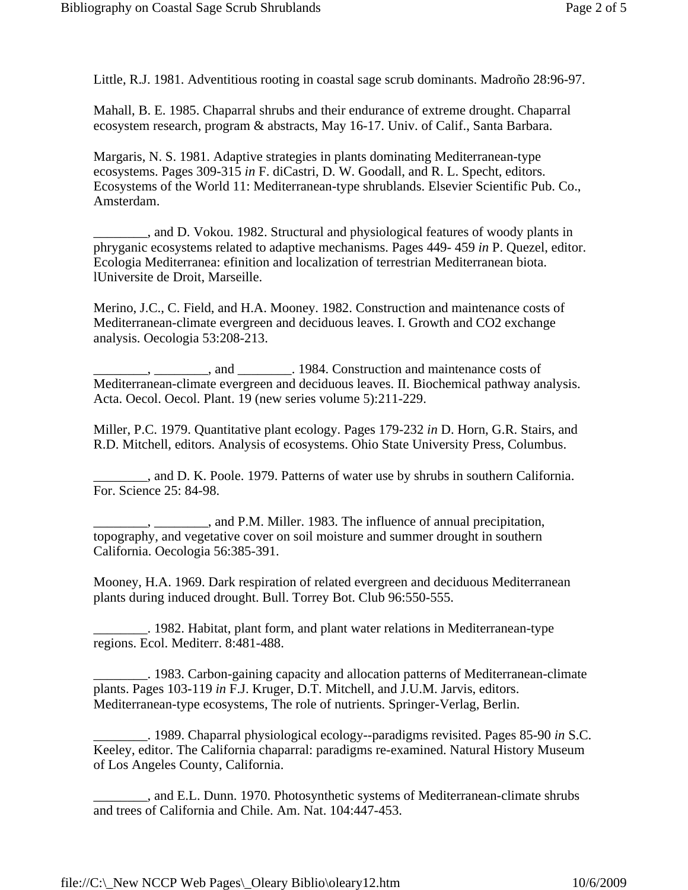Little, R.J. 1981. Adventitious rooting in coastal sage scrub dominants. Madroño 28:96-97.

Mahall, B. E. 1985. Chaparral shrubs and their endurance of extreme drought. Chaparral ecosystem research, program & abstracts, May 16-17. Univ. of Calif., Santa Barbara.

Margaris, N. S. 1981. Adaptive strategies in plants dominating Mediterranean-type ecosystems. Pages 309-315 *in* F. diCastri, D. W. Goodall, and R. L. Specht, editors. Ecosystems of the World 11: Mediterranean-type shrublands. Elsevier Scientific Pub. Co., Amsterdam.

________, and D. Vokou. 1982. Structural and physiological features of woody plants in phryganic ecosystems related to adaptive mechanisms. Pages 449- 459 *in* P. Quezel, editor. Ecologia Mediterranea: efinition and localization of terrestrian Mediterranean biota. lUniversite de Droit, Marseille.

Merino, J.C., C. Field, and H.A. Mooney. 1982. Construction and maintenance costs of Mediterranean-climate evergreen and deciduous leaves. I. Growth and CO2 exchange analysis. Oecologia 53:208-213.

________, ________, and ________. 1984. Construction and maintenance costs of Mediterranean-climate evergreen and deciduous leaves. II. Biochemical pathway analysis. Acta. Oecol. Oecol. Plant. 19 (new series volume 5):211-229.

Miller, P.C. 1979. Quantitative plant ecology. Pages 179-232 *in* D. Horn, G.R. Stairs, and R.D. Mitchell, editors. Analysis of ecosystems. Ohio State University Press, Columbus.

________, and D. K. Poole. 1979. Patterns of water use by shrubs in southern California. For. Science 25: 84-98.

________, ________, and P.M. Miller. 1983. The influence of annual precipitation, topography, and vegetative cover on soil moisture and summer drought in southern California. Oecologia 56:385-391.

Mooney, H.A. 1969. Dark respiration of related evergreen and deciduous Mediterranean plants during induced drought. Bull. Torrey Bot. Club 96:550-555.

________. 1982. Habitat, plant form, and plant water relations in Mediterranean-type regions. Ecol. Mediterr. 8:481-488.

________. 1983. Carbon-gaining capacity and allocation patterns of Mediterranean-climate plants. Pages 103-119 *in* F.J. Kruger, D.T. Mitchell, and J.U.M. Jarvis, editors. Mediterranean-type ecosystems, The role of nutrients. Springer-Verlag, Berlin.

________. 1989. Chaparral physiological ecology--paradigms revisited. Pages 85-90 *in* S.C. Keeley, editor. The California chaparral: paradigms re-examined. Natural History Museum of Los Angeles County, California.

________, and E.L. Dunn. 1970. Photosynthetic systems of Mediterranean-climate shrubs and trees of California and Chile. Am. Nat. 104:447-453.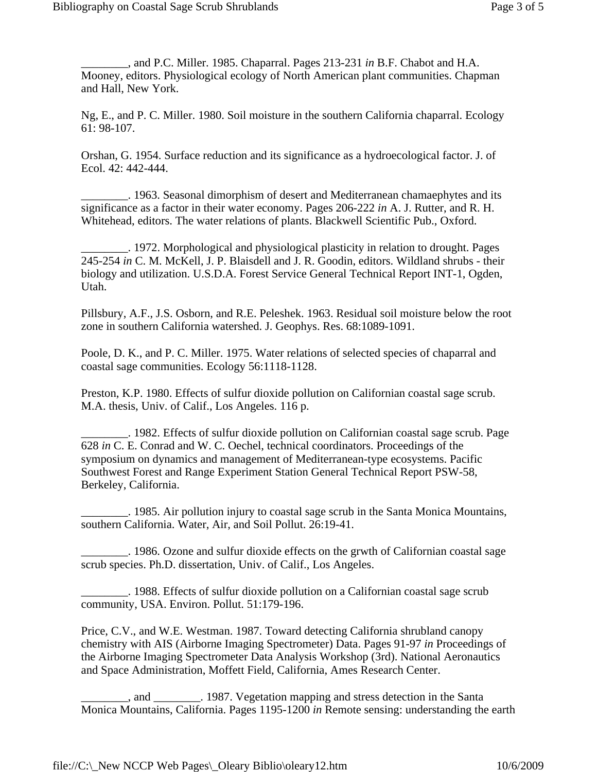________, and P.C. Miller. 1985. Chaparral. Pages 213-231 *in* B.F. Chabot and H.A. Mooney, editors. Physiological ecology of North American plant communities. Chapman and Hall, New York.

Ng, E., and P. C. Miller. 1980. Soil moisture in the southern California chaparral. Ecology 61: 98-107.

Orshan, G. 1954. Surface reduction and its significance as a hydroecological factor. J. of Ecol. 42: 442-444.

________. 1963. Seasonal dimorphism of desert and Mediterranean chamaephytes and its significance as a factor in their water economy. Pages 206-222 *in* A. J. Rutter, and R. H. Whitehead, editors. The water relations of plants. Blackwell Scientific Pub., Oxford.

________. 1972. Morphological and physiological plasticity in relation to drought. Pages 245-254 *in* C. M. McKell, J. P. Blaisdell and J. R. Goodin, editors. Wildland shrubs - their biology and utilization. U.S.D.A. Forest Service General Technical Report INT-1, Ogden, Utah.

Pillsbury, A.F., J.S. Osborn, and R.E. Peleshek. 1963. Residual soil moisture below the root zone in southern California watershed. J. Geophys. Res. 68:1089-1091.

Poole, D. K., and P. C. Miller. 1975. Water relations of selected species of chaparral and coastal sage communities. Ecology 56:1118-1128.

Preston, K.P. 1980. Effects of sulfur dioxide pollution on Californian coastal sage scrub. M.A. thesis, Univ. of Calif., Los Angeles. 116 p.

________. 1982. Effects of sulfur dioxide pollution on Californian coastal sage scrub. Page 628 *in* C. E. Conrad and W. C. Oechel, technical coordinators. Proceedings of the symposium on dynamics and management of Mediterranean-type ecosystems. Pacific Southwest Forest and Range Experiment Station General Technical Report PSW-58, Berkeley, California.

________. 1985. Air pollution injury to coastal sage scrub in the Santa Monica Mountains, southern California. Water, Air, and Soil Pollut. 26:19-41.

________. 1986. Ozone and sulfur dioxide effects on the grwth of Californian coastal sage scrub species. Ph.D. dissertation, Univ. of Calif., Los Angeles.

________. 1988. Effects of sulfur dioxide pollution on a Californian coastal sage scrub community, USA. Environ. Pollut. 51:179-196.

Price, C.V., and W.E. Westman. 1987. Toward detecting California shrubland canopy chemistry with AIS (Airborne Imaging Spectrometer) Data. Pages 91-97 *in* Proceedings of the Airborne Imaging Spectrometer Data Analysis Workshop (3rd). National Aeronautics and Space Administration, Moffett Field, California, Ames Research Center.

________, and ________. 1987. Vegetation mapping and stress detection in the Santa Monica Mountains, California. Pages 1195-1200 *in* Remote sensing: understanding the earth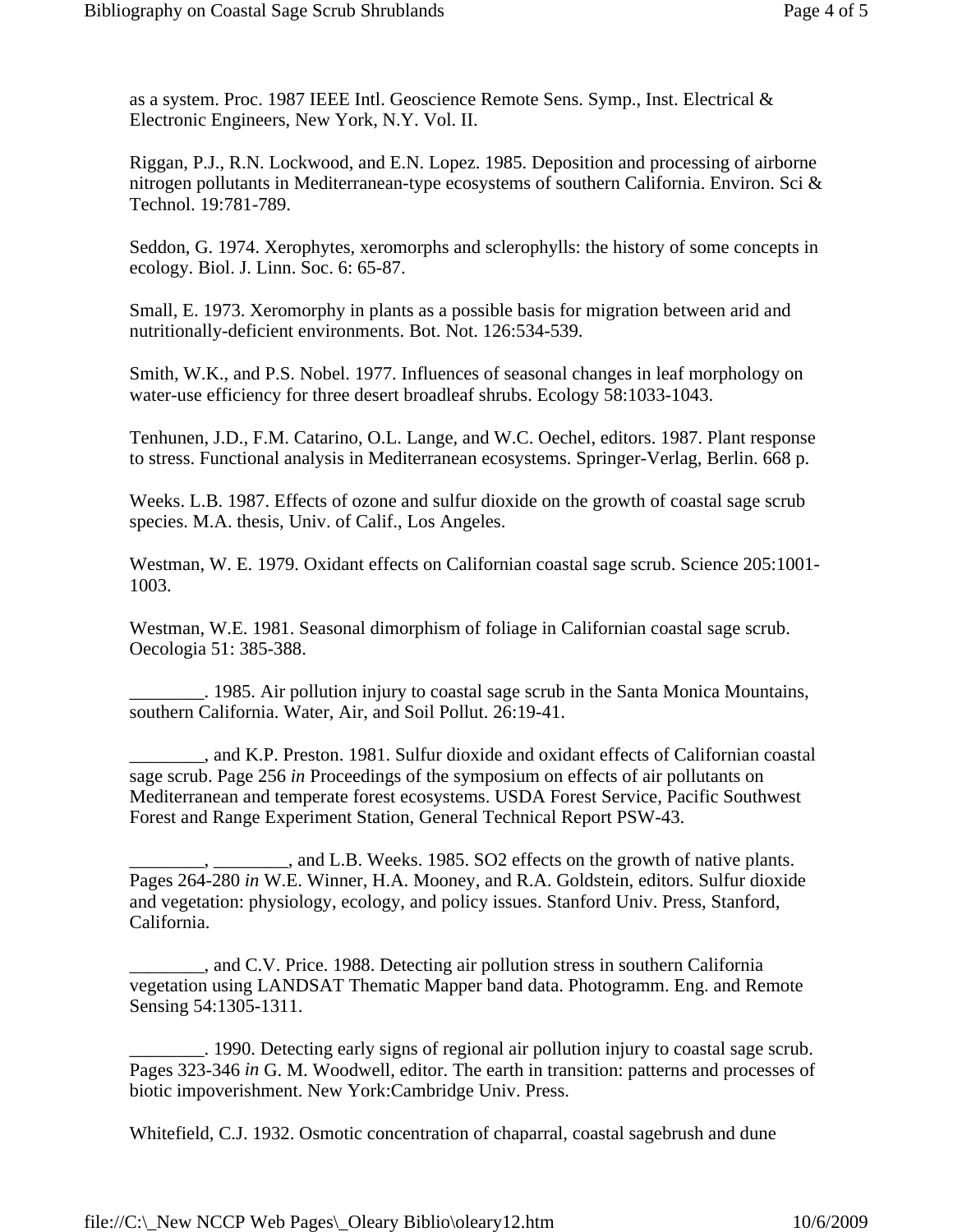as a system. Proc. 1987 IEEE Intl. Geoscience Remote Sens. Symp., Inst. Electrical & Electronic Engineers, New York, N.Y. Vol. II.

Riggan, P.J., R.N. Lockwood, and E.N. Lopez. 1985. Deposition and processing of airborne nitrogen pollutants in Mediterranean-type ecosystems of southern California. Environ. Sci & Technol. 19:781-789.

Seddon, G. 1974. Xerophytes, xeromorphs and sclerophylls: the history of some concepts in ecology. Biol. J. Linn. Soc. 6: 65-87.

Small, E. 1973. Xeromorphy in plants as a possible basis for migration between arid and nutritionally-deficient environments. Bot. Not. 126:534-539.

Smith, W.K., and P.S. Nobel. 1977. Influences of seasonal changes in leaf morphology on water-use efficiency for three desert broadleaf shrubs. Ecology 58:1033-1043.

Tenhunen, J.D., F.M. Catarino, O.L. Lange, and W.C. Oechel, editors. 1987. Plant response to stress. Functional analysis in Mediterranean ecosystems. Springer-Verlag, Berlin. 668 p.

Weeks. L.B. 1987. Effects of ozone and sulfur dioxide on the growth of coastal sage scrub species. M.A. thesis, Univ. of Calif., Los Angeles.

Westman, W. E. 1979. Oxidant effects on Californian coastal sage scrub. Science 205:1001-1003.

Westman, W.E. 1981. Seasonal dimorphism of foliage in Californian coastal sage scrub. Oecologia 51: 385-388.

________. 1985. Air pollution injury to coastal sage scrub in the Santa Monica Mountains, southern California. Water, Air, and Soil Pollut. 26:19-41.

________, and K.P. Preston. 1981. Sulfur dioxide and oxidant effects of Californian coastal sage scrub. Page 256 *in* Proceedings of the symposium on effects of air pollutants on Mediterranean and temperate forest ecosystems. USDA Forest Service, Pacific Southwest Forest and Range Experiment Station, General Technical Report PSW-43.

________, ________, and L.B. Weeks. 1985. SO2 effects on the growth of native plants. Pages 264-280 *in* W.E. Winner, H.A. Mooney, and R.A. Goldstein, editors. Sulfur dioxide and vegetation: physiology, ecology, and policy issues. Stanford Univ. Press, Stanford, California.

________, and C.V. Price. 1988. Detecting air pollution stress in southern California vegetation using LANDSAT Thematic Mapper band data. Photogramm. Eng. and Remote Sensing 54:1305-1311.

________. 1990. Detecting early signs of regional air pollution injury to coastal sage scrub. Pages 323-346 *in* G. M. Woodwell, editor. The earth in transition: patterns and processes of biotic impoverishment. New York:Cambridge Univ. Press.

Whitefield, C.J. 1932. Osmotic concentration of chaparral, coastal sagebrush and dune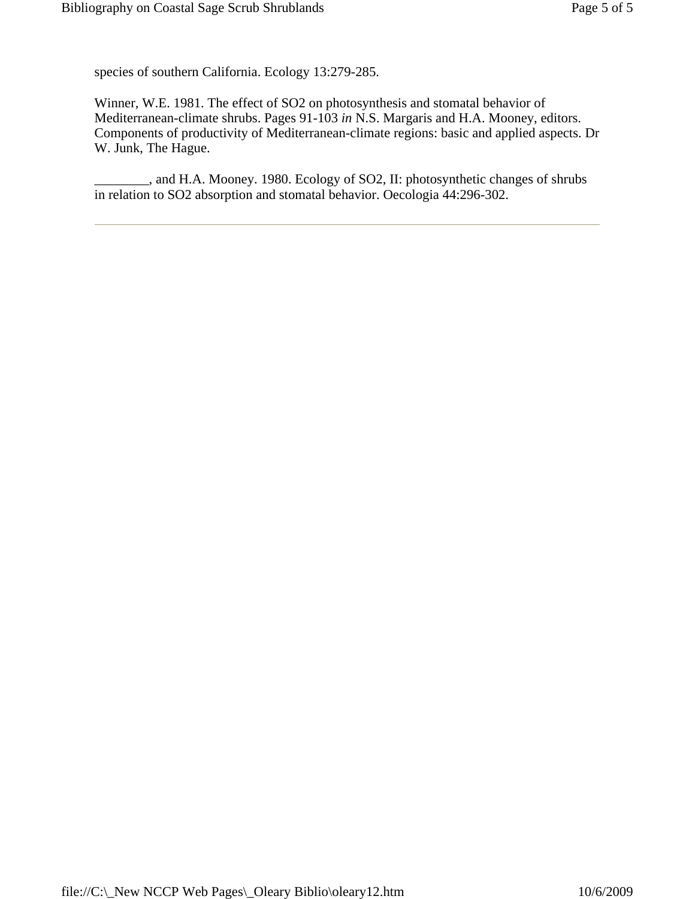species of southern California. Ecology 13:279-285.

Winner, W.E. 1981. The effect of $SO_2$ on photosynthesis and stomatal behavior of Mediterranean-climate shrubs. Pages 91-103 *in* N.S. Margaris and H.A. Mooney, editors. Components of productivity of Mediterranean-climate regions: basic and applied aspects. Dr W. Junk, The Hague.

________, and H.A. Mooney. 1980. Ecology of $SO_2$, II: photosynthetic changes of shrubs in relation to $SO_2$ absorption and stomatal behavior. Oecologia 44:296-302.

---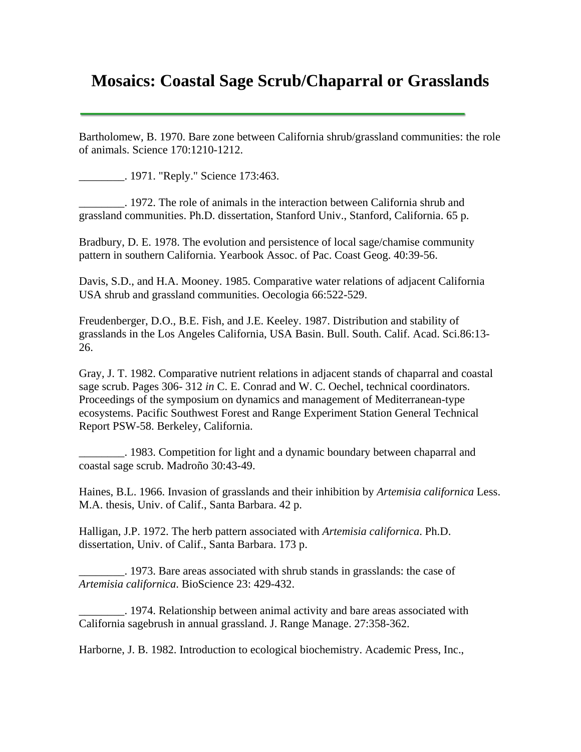# Mosaics: Coastal Sage Scrub/Chaparral or Grasslands

Bartholomew, B. 1970. Bare zone between California shrub/grassland communities: the role of animals. Science 170:1210-1212.

________. 1971. "Reply." Science 173:463.

________. 1972. The role of animals in the interaction between California shrub and grassland communities. Ph.D. dissertation, Stanford Univ., Stanford, California. 65 p.

Bradbury, D. E. 1978. The evolution and persistence of local sage/chamise community pattern in southern California. Yearbook Assoc. of Pac. Coast Geog. 40:39-56.

Davis, S.D., and H.A. Mooney. 1985. Comparative water relations of adjacent California USA shrub and grassland communities. Oecologia 66:522-529.

Freudenberger, D.O., B.E. Fish, and J.E. Keeley. 1987. Distribution and stability of grasslands in the Los Angeles California, USA Basin. Bull. South. Calif. Acad. Sci.86:13-26.

Gray, J. T. 1982. Comparative nutrient relations in adjacent stands of chaparral and coastal sage scrub. Pages 306- 312 *in* C. E. Conrad and W. C. Oechel, technical coordinators. Proceedings of the symposium on dynamics and management of Mediterranean-type ecosystems. Pacific Southwest Forest and Range Experiment Station General Technical Report PSW-58. Berkeley, California.

________. 1983. Competition for light and a dynamic boundary between chaparral and coastal sage scrub. Madroño 30:43-49.

Haines, B.L. 1966. Invasion of grasslands and their inhibition by *Artemisia californica* Less. M.A. thesis, Univ. of Calif., Santa Barbara. 42 p.

Halligan, J.P. 1972. The herb pattern associated with *Artemisia californica*. Ph.D. dissertation, Univ. of Calif., Santa Barbara. 173 p.

________. 1973. Bare areas associated with shrub stands in grasslands: the case of *Artemisia californica*. BioScience 23: 429-432.

________. 1974. Relationship between animal activity and bare areas associated with California sagebrush in annual grassland. J. Range Manage. 27:358-362.

Harborne, J. B. 1982. Introduction to ecological biochemistry. Academic Press, Inc.,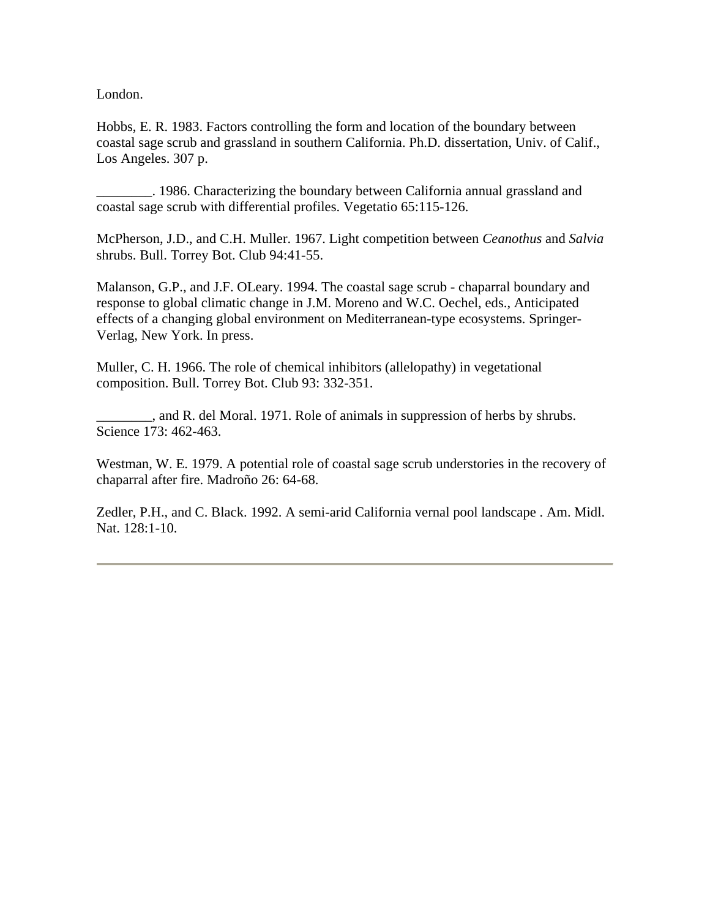London.

Hobbs, E. R. 1983. Factors controlling the form and location of the boundary between coastal sage scrub and grassland in southern California. Ph.D. dissertation, Univ. of Calif., Los Angeles. 307 p.

________. 1986. Characterizing the boundary between California annual grassland and coastal sage scrub with differential profiles. Vegetatio 65:115-126.

McPherson, J.D., and C.H. Muller. 1967. Light competition between *Ceanothus* and *Salvia* shrubs. Bull. Torrey Bot. Club 94:41-55.

Malanson, G.P., and J.F. OLeary. 1994. The coastal sage scrub - chaparral boundary and response to global climatic change in J.M. Moreno and W.C. Oechel, eds., Anticipated effects of a changing global environment on Mediterranean-type ecosystems. Springer-Verlag, New York. In press.

Muller, C. H. 1966. The role of chemical inhibitors (allelopathy) in vegetational composition. Bull. Torrey Bot. Club 93: 332-351.

________, and R. del Moral. 1971. Role of animals in suppression of herbs by shrubs. Science 173: 462-463.

Westman, W. E. 1979. A potential role of coastal sage scrub understories in the recovery of chaparral after fire. Madroño 26: 64-68.

Zedler, P.H., and C. Black. 1992. A semi-arid California vernal pool landscape . Am. Midl. Nat. 128:1-10.

---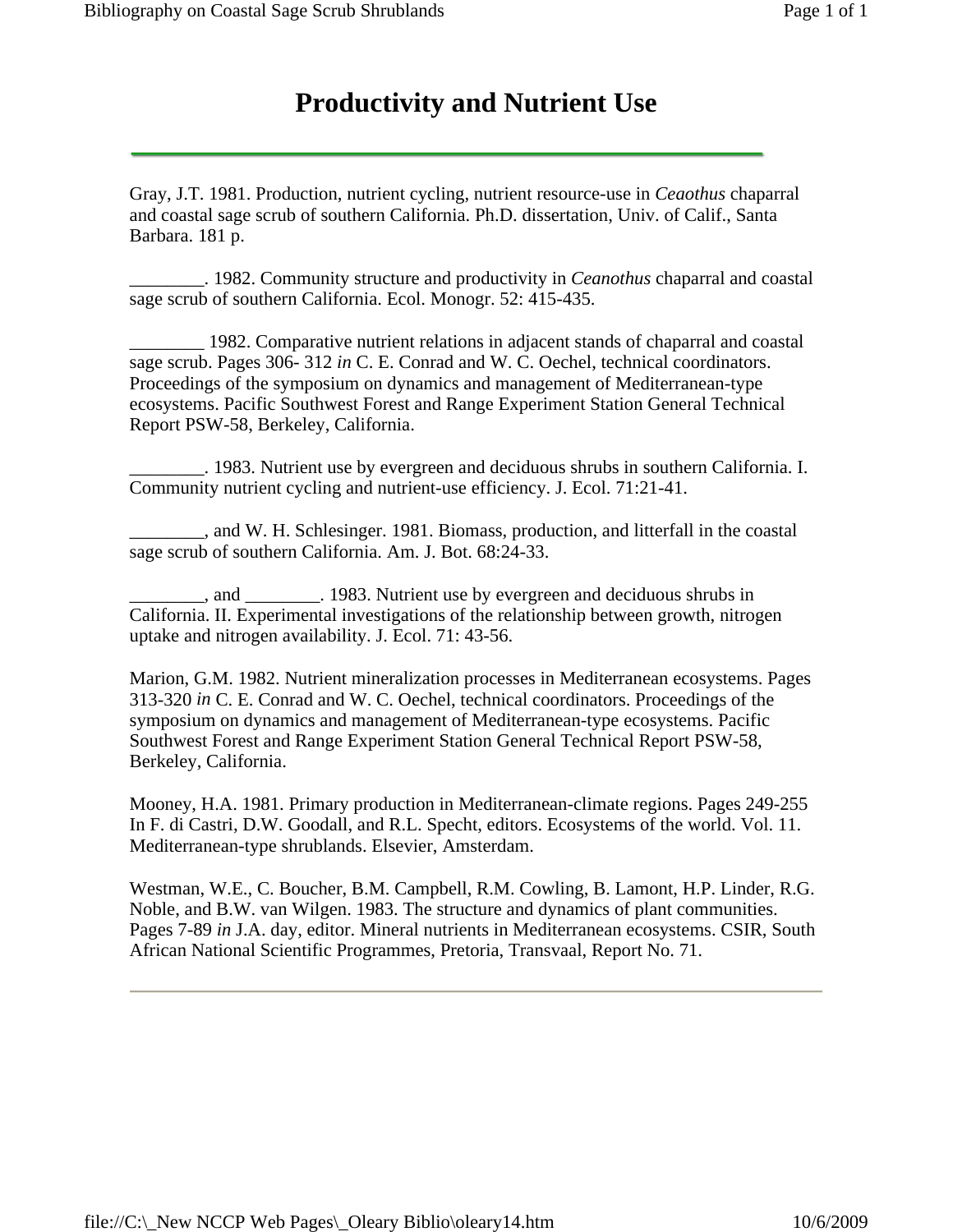# Productivity and Nutrient Use

Gray, J.T. 1981. Production, nutrient cycling, nutrient resource-use in *Ceaothus* chaparral and coastal sage scrub of southern California. Ph.D. dissertation, Univ. of Calif., Santa Barbara. 181 p.

________. 1982. Community structure and productivity in *Ceanothus* chaparral and coastal sage scrub of southern California. Ecol. Monogr. 52: 415-435.

________ 1982. Comparative nutrient relations in adjacent stands of chaparral and coastal sage scrub. Pages 306- 312 *in* C. E. Conrad and W. C. Oechel, technical coordinators. Proceedings of the symposium on dynamics and management of Mediterranean-type ecosystems. Pacific Southwest Forest and Range Experiment Station General Technical Report PSW-58, Berkeley, California.

________. 1983. Nutrient use by evergreen and deciduous shrubs in southern California. I. Community nutrient cycling and nutrient-use efficiency. J. Ecol. 71:21-41.

________, and W. H. Schlesinger. 1981. Biomass, production, and litterfall in the coastal sage scrub of southern California. Am. J. Bot. 68:24-33.

________, and ________. 1983. Nutrient use by evergreen and deciduous shrubs in California. II. Experimental investigations of the relationship between growth, nitrogen uptake and nitrogen availability. J. Ecol. 71: 43-56.

Marion, G.M. 1982. Nutrient mineralization processes in Mediterranean ecosystems. Pages 313-320 *in* C. E. Conrad and W. C. Oechel, technical coordinators. Proceedings of the symposium on dynamics and management of Mediterranean-type ecosystems. Pacific Southwest Forest and Range Experiment Station General Technical Report PSW-58, Berkeley, California.

Mooney, H.A. 1981. Primary production in Mediterranean-climate regions. Pages 249-255 In F. di Castri, D.W. Goodall, and R.L. Specht, editors. Ecosystems of the world. Vol. 11. Mediterranean-type shrublands. Elsevier, Amsterdam.

Westman, W.E., C. Boucher, B.M. Campbell, R.M. Cowling, B. Lamont, H.P. Linder, R.G. Noble, and B.W. van Wilgen. 1983. The structure and dynamics of plant communities. Pages 7-89 *in* J.A. day, editor. Mineral nutrients in Mediterranean ecosystems. CSIR, South African National Scientific Programmes, Pretoria, Transvaal, Report No. 71.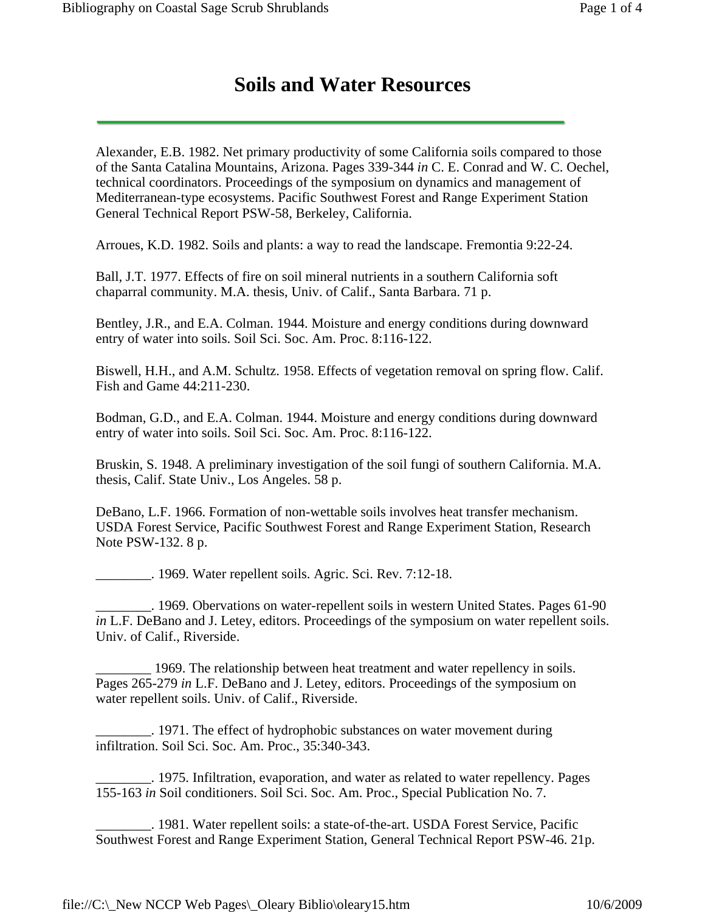# Soils and Water Resources

Alexander, E.B. 1982. Net primary productivity of some California soils compared to those of the Santa Catalina Mountains, Arizona. Pages 339-344 *in* C. E. Conrad and W. C. Oechel, technical coordinators. Proceedings of the symposium on dynamics and management of Mediterranean-type ecosystems. Pacific Southwest Forest and Range Experiment Station General Technical Report PSW-58, Berkeley, California.

Arroues, K.D. 1982. Soils and plants: a way to read the landscape. Fremontia 9:22-24.

Ball, J.T. 1977. Effects of fire on soil mineral nutrients in a southern California soft chaparral community. M.A. thesis, Univ. of Calif., Santa Barbara. 71 p.

Bentley, J.R., and E.A. Colman. 1944. Moisture and energy conditions during downward entry of water into soils. Soil Sci. Soc. Am. Proc. 8:116-122.

Biswell, H.H., and A.M. Schultz. 1958. Effects of vegetation removal on spring flow. Calif. Fish and Game 44:211-230.

Bodman, G.D., and E.A. Colman. 1944. Moisture and energy conditions during downward entry of water into soils. Soil Sci. Soc. Am. Proc. 8:116-122.

Bruskin, S. 1948. A preliminary investigation of the soil fungi of southern California. M.A. thesis, Calif. State Univ., Los Angeles. 58 p.

DeBano, L.F. 1966. Formation of non-wettable soils involves heat transfer mechanism. USDA Forest Service, Pacific Southwest Forest and Range Experiment Station, Research Note PSW-132. 8 p.

________. 1969. Water repellent soils. Agric. Sci. Rev. 7:12-18.

________. 1969. Obervations on water-repellent soils in western United States. Pages 61-90 *in* L.F. DeBano and J. Letey, editors. Proceedings of the symposium on water repellent soils. Univ. of Calif., Riverside.

________ 1969. The relationship between heat treatment and water repellency in soils. Pages 265-279 *in* L.F. DeBano and J. Letey, editors. Proceedings of the symposium on water repellent soils. Univ. of Calif., Riverside.

________. 1971. The effect of hydrophobic substances on water movement during infiltration. Soil Sci. Soc. Am. Proc., 35:340-343.

________. 1975. Infiltration, evaporation, and water as related to water repellency. Pages 155-163 *in* Soil conditioners. Soil Sci. Soc. Am. Proc., Special Publication No. 7.

________. 1981. Water repellent soils: a state-of-the-art. USDA Forest Service, Pacific Southwest Forest and Range Experiment Station, General Technical Report PSW-46. 21p.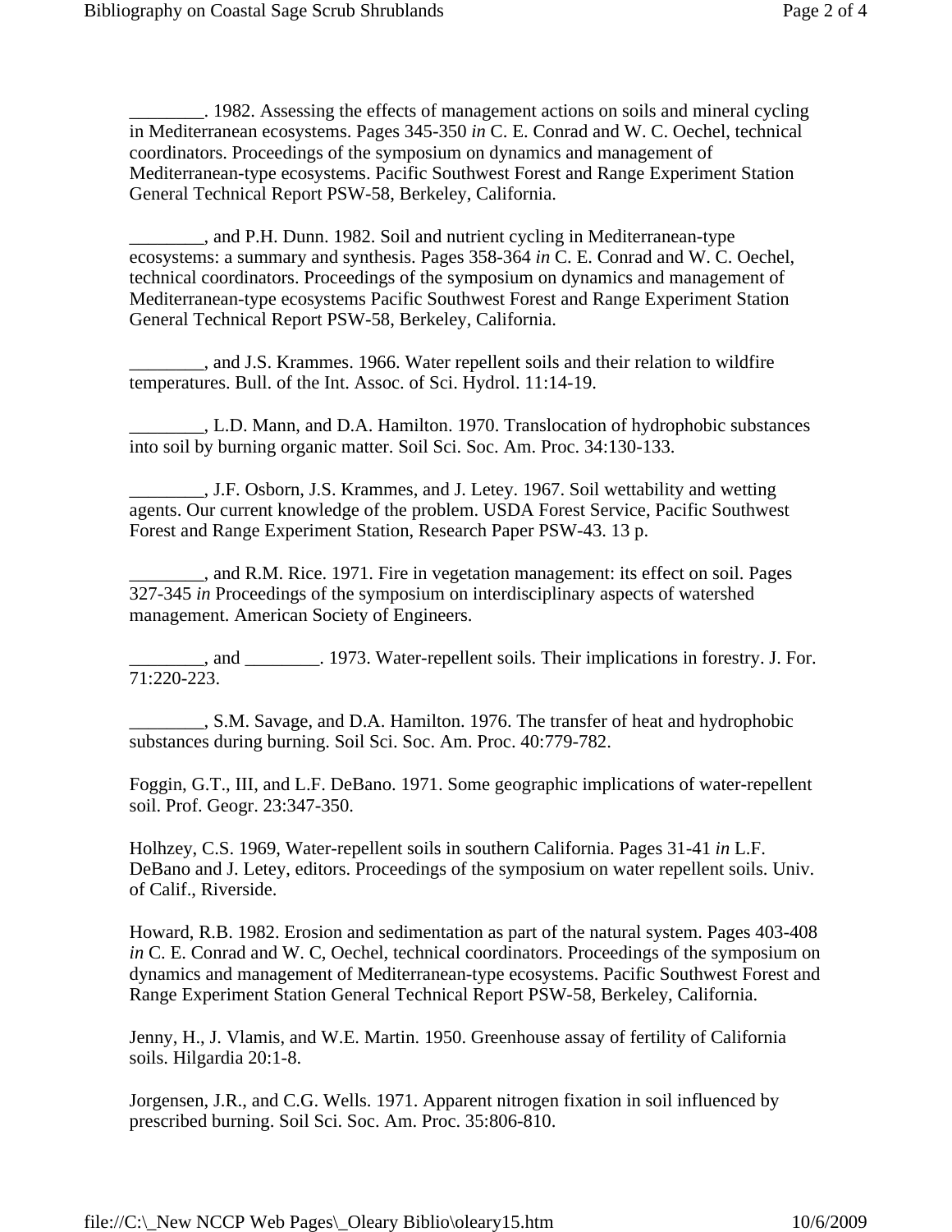________. 1982. Assessing the effects of management actions on soils and mineral cycling in Mediterranean ecosystems. Pages 345-350 *in* C. E. Conrad and W. C. Oechel, technical coordinators. Proceedings of the symposium on dynamics and management of Mediterranean-type ecosystems. Pacific Southwest Forest and Range Experiment Station General Technical Report PSW-58, Berkeley, California.

________, and P.H. Dunn. 1982. Soil and nutrient cycling in Mediterranean-type ecosystems: a summary and synthesis. Pages 358-364 *in* C. E. Conrad and W. C. Oechel, technical coordinators. Proceedings of the symposium on dynamics and management of Mediterranean-type ecosystems Pacific Southwest Forest and Range Experiment Station General Technical Report PSW-58, Berkeley, California.

________, and J.S. Krammes. 1966. Water repellent soils and their relation to wildfire temperatures. Bull. of the Int. Assoc. of Sci. Hydrol. 11:14-19.

________, L.D. Mann, and D.A. Hamilton. 1970. Translocation of hydrophobic substances into soil by burning organic matter. Soil Sci. Soc. Am. Proc. 34:130-133.

________, J.F. Osborn, J.S. Krammes, and J. Letey. 1967. Soil wettability and wetting agents. Our current knowledge of the problem. USDA Forest Service, Pacific Southwest Forest and Range Experiment Station, Research Paper PSW-43. 13 p.

________, and R.M. Rice. 1971. Fire in vegetation management: its effect on soil. Pages 327-345 *in* Proceedings of the symposium on interdisciplinary aspects of watershed management. American Society of Engineers.

________, and ________. 1973. Water-repellent soils. Their implications in forestry. J. For. 71:220-223.

________, S.M. Savage, and D.A. Hamilton. 1976. The transfer of heat and hydrophobic substances during burning. Soil Sci. Soc. Am. Proc. 40:779-782.

Foggin, G.T., III, and L.F. DeBano. 1971. Some geographic implications of water-repellent soil. Prof. Geogr. 23:347-350.

Holhzey, C.S. 1969, Water-repellent soils in southern California. Pages 31-41 *in* L.F. DeBano and J. Letey, editors. Proceedings of the symposium on water repellent soils. Univ. of Calif., Riverside.

Howard, R.B. 1982. Erosion and sedimentation as part of the natural system. Pages 403-408 *in* C. E. Conrad and W. C, Oechel, technical coordinators. Proceedings of the symposium on dynamics and management of Mediterranean-type ecosystems. Pacific Southwest Forest and Range Experiment Station General Technical Report PSW-58, Berkeley, California.

Jenny, H., J. Vlamis, and W.E. Martin. 1950. Greenhouse assay of fertility of California soils. Hilgardia 20:1-8.

Jorgensen, J.R., and C.G. Wells. 1971. Apparent nitrogen fixation in soil influenced by prescribed burning. Soil Sci. Soc. Am. Proc. 35:806-810.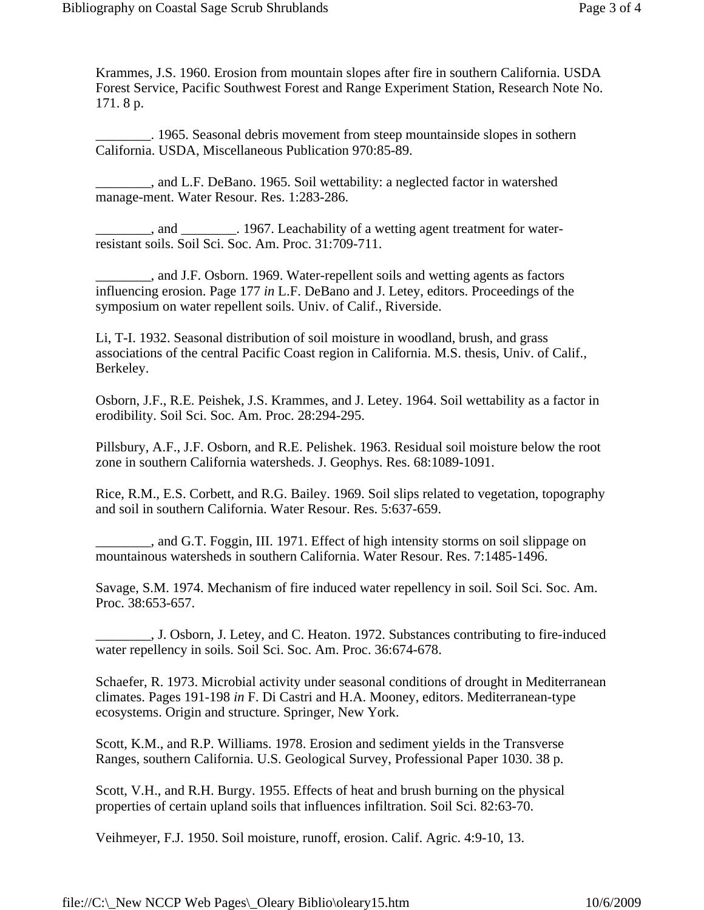Krammes, J.S. 1960. Erosion from mountain slopes after fire in southern California. USDA Forest Service, Pacific Southwest Forest and Range Experiment Station, Research Note No. 171. 8 p.

________. 1965. Seasonal debris movement from steep mountainside slopes in sothern California. USDA, Miscellaneous Publication 970:85-89.

________, and L.F. DeBano. 1965. Soil wettability: a neglected factor in watershed manage-ment. Water Resour. Res. 1:283-286.

________, and ________. 1967. Leachability of a wetting agent treatment for water-resistant soils. Soil Sci. Soc. Am. Proc. 31:709-711.

________, and J.F. Osborn. 1969. Water-repellent soils and wetting agents as factors influencing erosion. Page 177 *in* L.F. DeBano and J. Letey, editors. Proceedings of the symposium on water repellent soils. Univ. of Calif., Riverside.

Li, T-I. 1932. Seasonal distribution of soil moisture in woodland, brush, and grass associations of the central Pacific Coast region in California. M.S. thesis, Univ. of Calif., Berkeley.

Osborn, J.F., R.E. Peishek, J.S. Krammes, and J. Letey. 1964. Soil wettability as a factor in erodibility. Soil Sci. Soc. Am. Proc. 28:294-295.

Pillsbury, A.F., J.F. Osborn, and R.E. Pelishek. 1963. Residual soil moisture below the root zone in southern California watersheds. J. Geophys. Res. 68:1089-1091.

Rice, R.M., E.S. Corbett, and R.G. Bailey. 1969. Soil slips related to vegetation, topography and soil in southern California. Water Resour. Res. 5:637-659.

________, and G.T. Foggin, III. 1971. Effect of high intensity storms on soil slippage on mountainous watersheds in southern California. Water Resour. Res. 7:1485-1496.

Savage, S.M. 1974. Mechanism of fire induced water repellency in soil. Soil Sci. Soc. Am. Proc. 38:653-657.

________, J. Osborn, J. Letey, and C. Heaton. 1972. Substances contributing to fire-induced water repellency in soils. Soil Sci. Soc. Am. Proc. 36:674-678.

Schaefer, R. 1973. Microbial activity under seasonal conditions of drought in Mediterranean climates. Pages 191-198 *in* F. Di Castri and H.A. Mooney, editors. Mediterranean-type ecosystems. Origin and structure. Springer, New York.

Scott, K.M., and R.P. Williams. 1978. Erosion and sediment yields in the Transverse Ranges, southern California. U.S. Geological Survey, Professional Paper 1030. 38 p.

Scott, V.H., and R.H. Burgy. 1955. Effects of heat and brush burning on the physical properties of certain upland soils that influences infiltration. Soil Sci. 82:63-70.

Veihmeyer, F.J. 1950. Soil moisture, runoff, erosion. Calif. Agric. 4:9-10, 13.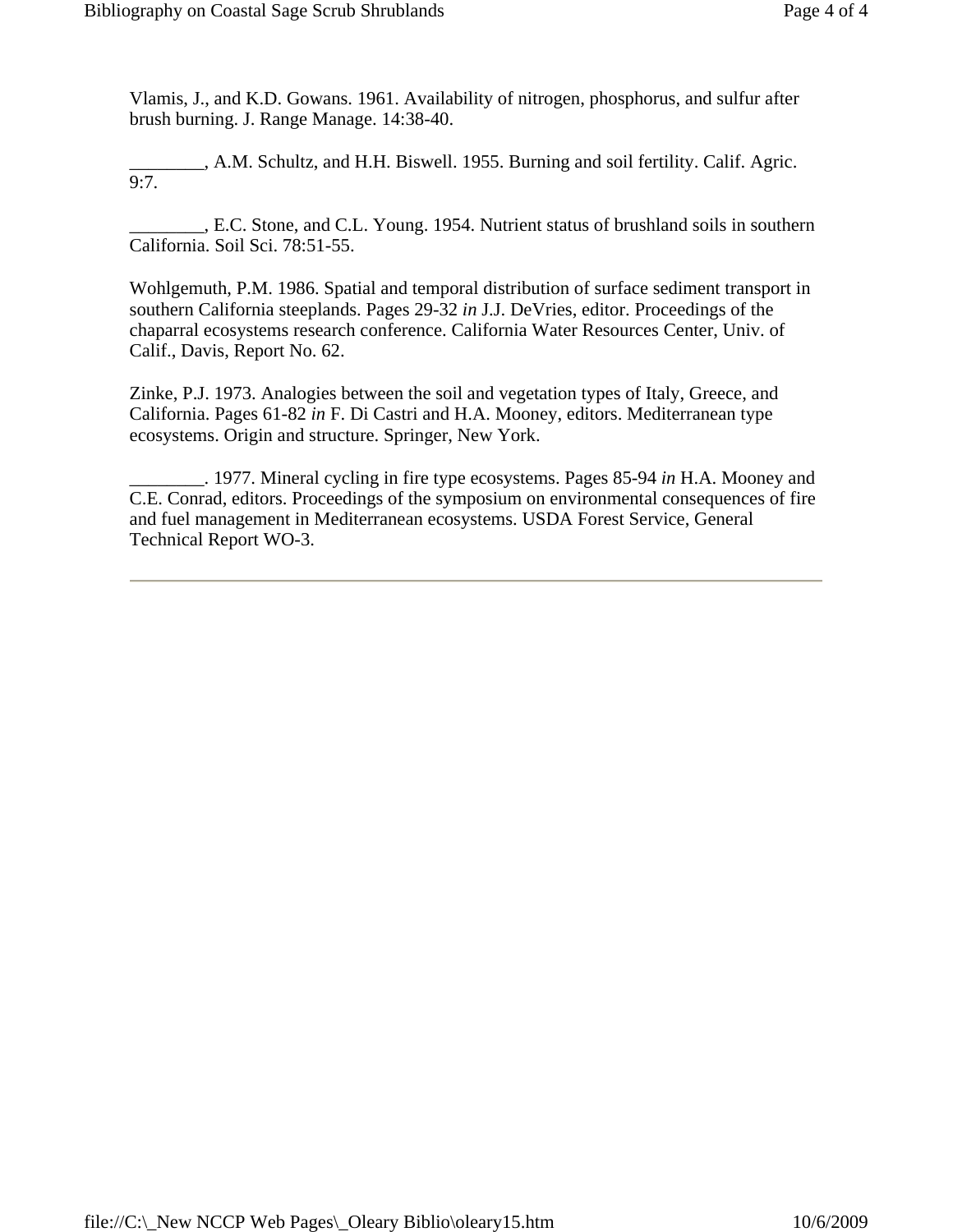Vlamis, J., and K.D. Gowans. 1961. Availability of nitrogen, phosphorus, and sulfur after brush burning. J. Range Manage. 14:38-40.

________, A.M. Schultz, and H.H. Biswell. 1955. Burning and soil fertility. Calif. Agric. 9:7.

________, E.C. Stone, and C.L. Young. 1954. Nutrient status of brushland soils in southern California. Soil Sci. 78:51-55.

Wohlgemuth, P.M. 1986. Spatial and temporal distribution of surface sediment transport in southern California steeplands. Pages 29-32 *in* J.J. DeVries, editor. Proceedings of the chaparral ecosystems research conference. California Water Resources Center, Univ. of Calif., Davis, Report No. 62.

Zinke, P.J. 1973. Analogies between the soil and vegetation types of Italy, Greece, and California. Pages 61-82 *in* F. Di Castri and H.A. Mooney, editors. Mediterranean type ecosystems. Origin and structure. Springer, New York.

________. 1977. Mineral cycling in fire type ecosystems. Pages 85-94 *in* H.A. Mooney and C.E. Conrad, editors. Proceedings of the symposium on environmental consequences of fire and fuel management in Mediterranean ecosystems. USDA Forest Service, General Technical Report WO-3.

---